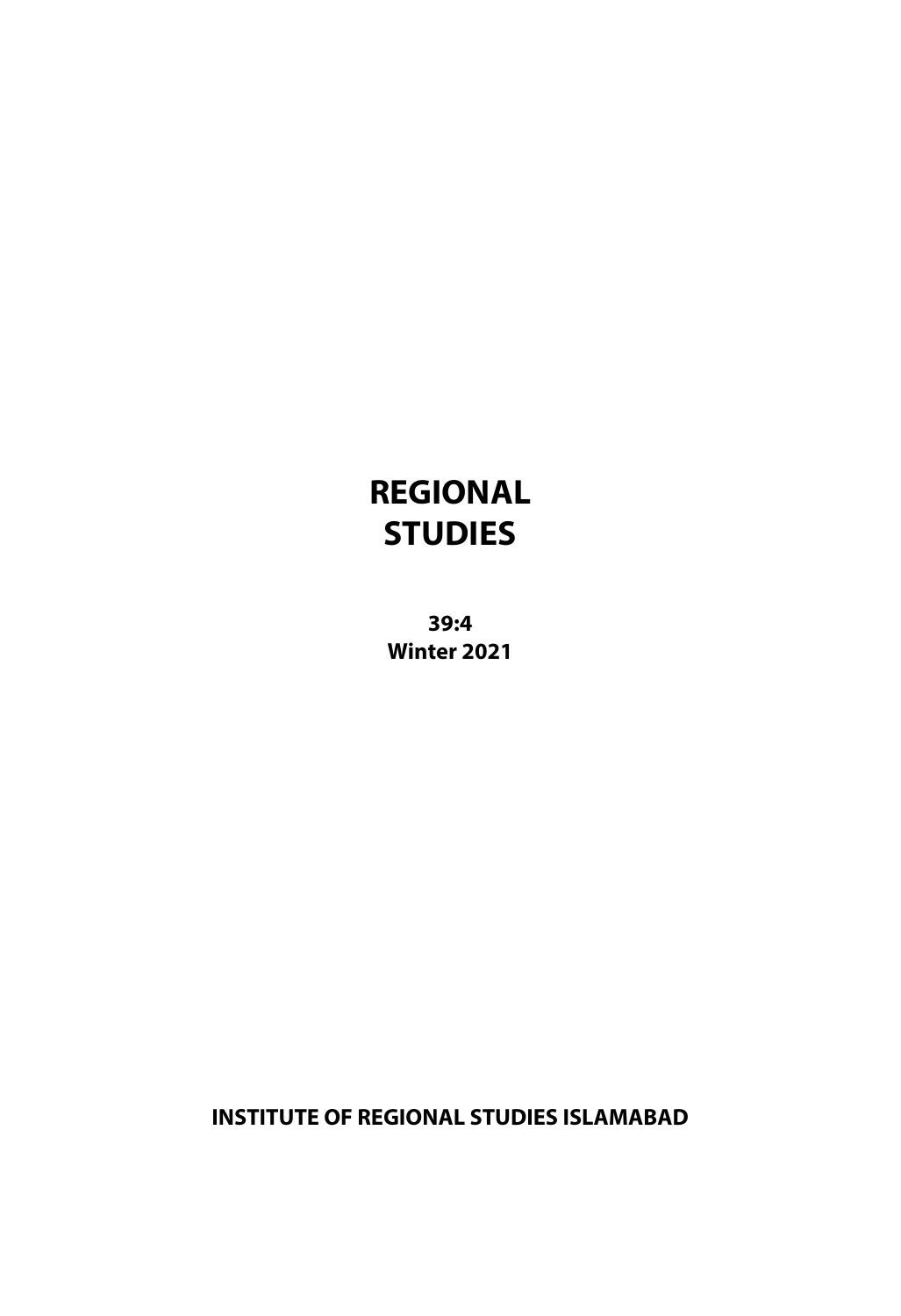# REGIONAL STUDIES

**39:4**
**Winter 2021**

**INSTITUTE OF REGIONAL STUDIES ISLAMABAD**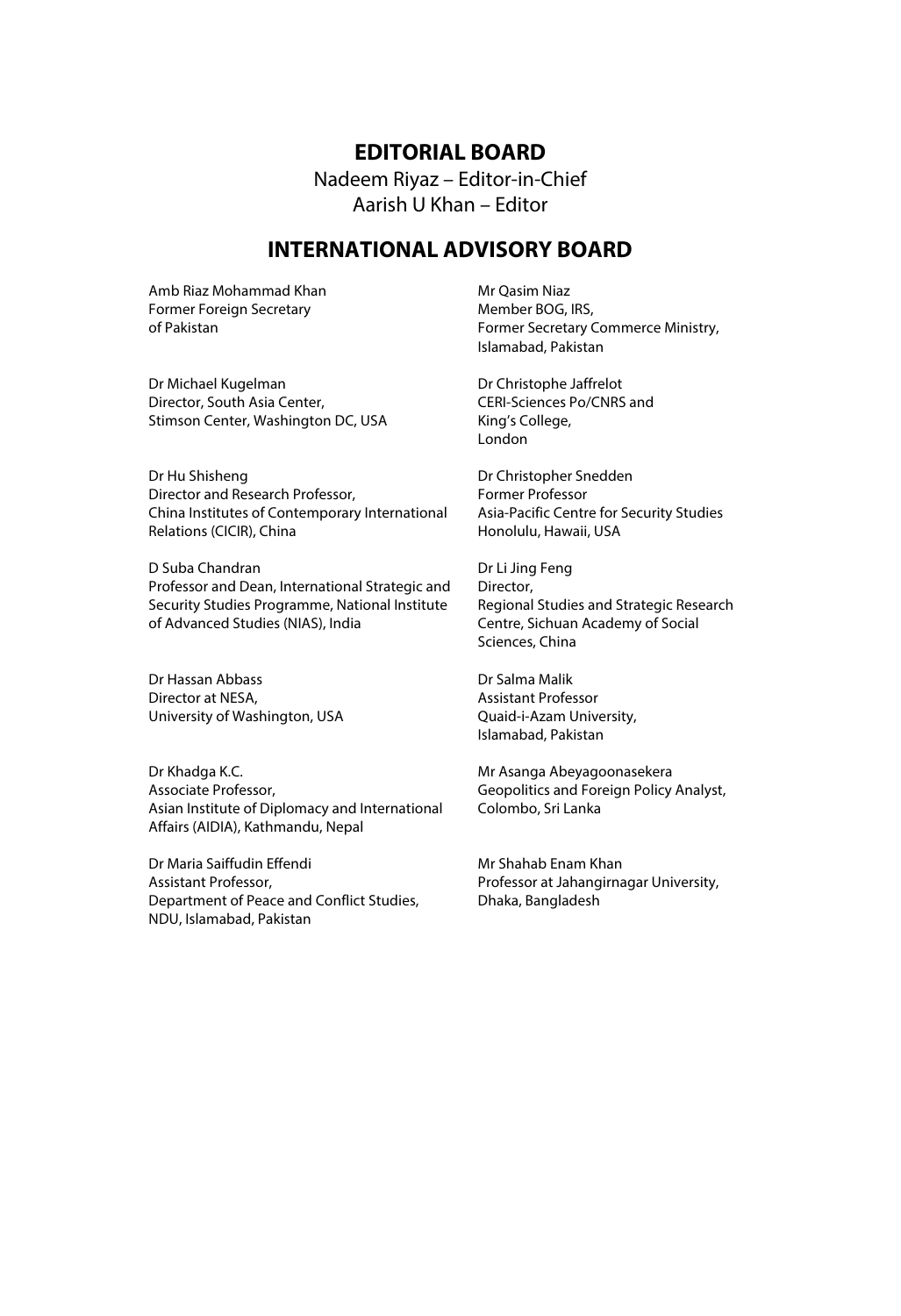## EDITORIAL BOARD

Nadeem Riyaz – Editor-in-Chief

Aarish U Khan – Editor

## INTERNATIONAL ADVISORY BOARD

Amb Riaz Mohammad Khan
Former Foreign Secretary
of Pakistan

Mr Qasim Niaz
Member BOG, IRS,
Former Secretary Commerce Ministry,
Islamabad, Pakistan

Dr Michael Kugelman
Director, South Asia Center,
Stimson Center, Washington DC, USA

Dr Christophe Jaffrelot
CERI-Sciences Po/CNRS and
King's College,
London

Dr Hu Shisheng
Director and Research Professor,
China Institutes of Contemporary International Relations (CICIR), China

Dr Christopher Snedden
Former Professor
Asia-Pacific Centre for Security Studies
Honolulu, Hawaii, USA

D Suba Chandran
Professor and Dean, International Strategic and Security Studies Programme, National Institute of Advanced Studies (NIAS), India

Dr Li Jing Feng
Director,
Regional Studies and Strategic Research Centre, Sichuan Academy of Social Sciences, China

Dr Hassan Abbass
Director at NESA,
University of Washington, USA

Dr Salma Malik
Assistant Professor
Quaid-i-Azam University,
Islamabad, Pakistan

Dr Khadga K.C.
Associate Professor,
Asian Institute of Diplomacy and International Affairs (AIDIA), Kathmandu, Nepal

Mr Asanga Abeyagoonasekera
Geopolitics and Foreign Policy Analyst,
Colombo, Sri Lanka

Dr Maria Saiffudin Effendi
Assistant Professor,
Department of Peace and Conflict Studies,
NDU, Islamabad, Pakistan

Mr Shahab Enam Khan
Professor at Jahangirnagar University,
Dhaka, Bangladesh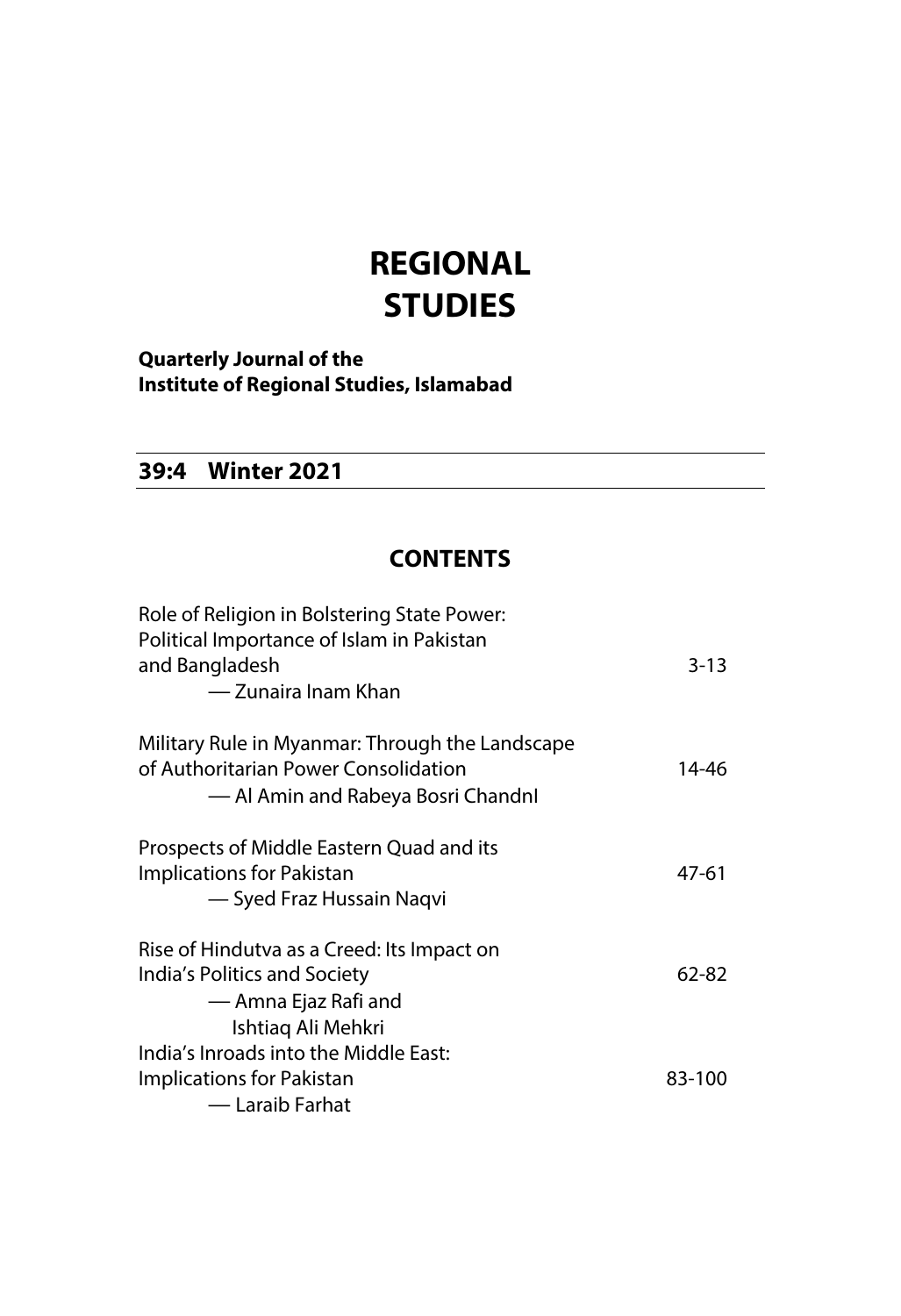# REGIONAL STUDIES

**Quarterly Journal of the**
**Institute of Regional Studies, Islamabad**

**39:4 Winter 2021**

## CONTENTS

| | |
|---|---|
| Role of Religion in Bolstering State Power: Political Importance of Islam in Pakistan and Bangladesh<br>— Zunaira Inam Khan | 3-13 |
| Military Rule in Myanmar: Through the Landscape of Authoritarian Power Consolidation<br>— Al Amin and Rabeya Bosri ChandnI | 14-46 |
| Prospects of Middle Eastern Quad and its Implications for Pakistan<br>— Syed Fraz Hussain Naqvi | 47-61 |
| Rise of Hindutva as a Creed: Its Impact on India's Politics and Society<br>— Amna Ejaz Rafi and Ishtiaq Ali Mehkri | 62-82 |
| India's Inroads into the Middle East: Implications for Pakistan<br>— Laraib Farhat | 83-100 |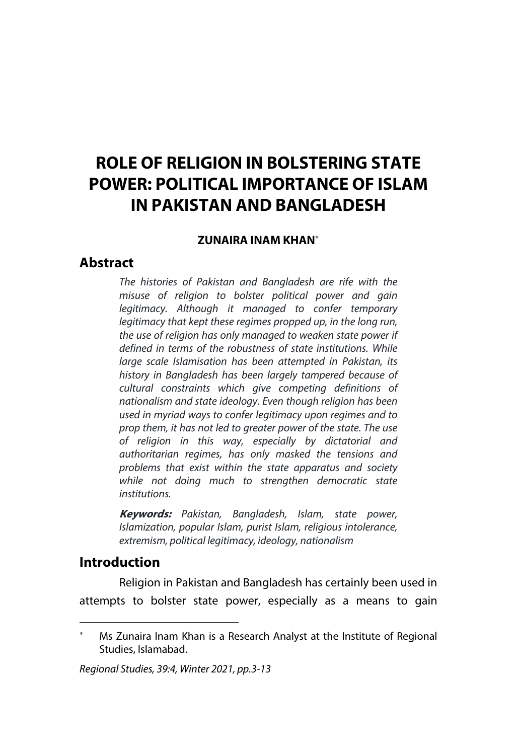# ROLE OF RELIGION IN BOLSTERING STATE POWER: POLITICAL IMPORTANCE OF ISLAM IN PAKISTAN AND BANGLADESH

**ZUNAIRA INAM KHAN***

## Abstract

*The histories of Pakistan and Bangladesh are rife with the misuse of religion to bolster political power and gain legitimacy. Although it managed to confer temporary legitimacy that kept these regimes propped up, in the long run, the use of religion has only managed to weaken state power if defined in terms of the robustness of state institutions. While large scale Islamisation has been attempted in Pakistan, its history in Bangladesh has been largely tampered because of cultural constraints which give competing definitions of nationalism and state ideology. Even though religion has been used in myriad ways to confer legitimacy upon regimes and to prop them, it has not led to greater power of the state. The use of religion in this way, especially by dictatorial and authoritarian regimes, has only masked the tensions and problems that exist within the state apparatus and society while not doing much to strengthen democratic state institutions.*

***Keywords:*** *Pakistan, Bangladesh, Islam, state power, Islamization, popular Islam, purist Islam, religious intolerance, extremism, political legitimacy, ideology, nationalism*

## Introduction

Religion in Pakistan and Bangladesh has certainly been used in attempts to bolster state power, especially as a means to gain

---

\* Ms Zunaira Inam Khan is a Research Analyst at the Institute of Regional Studies, Islamabad.

*Regional Studies, 39:4, Winter 2021, pp.3-13*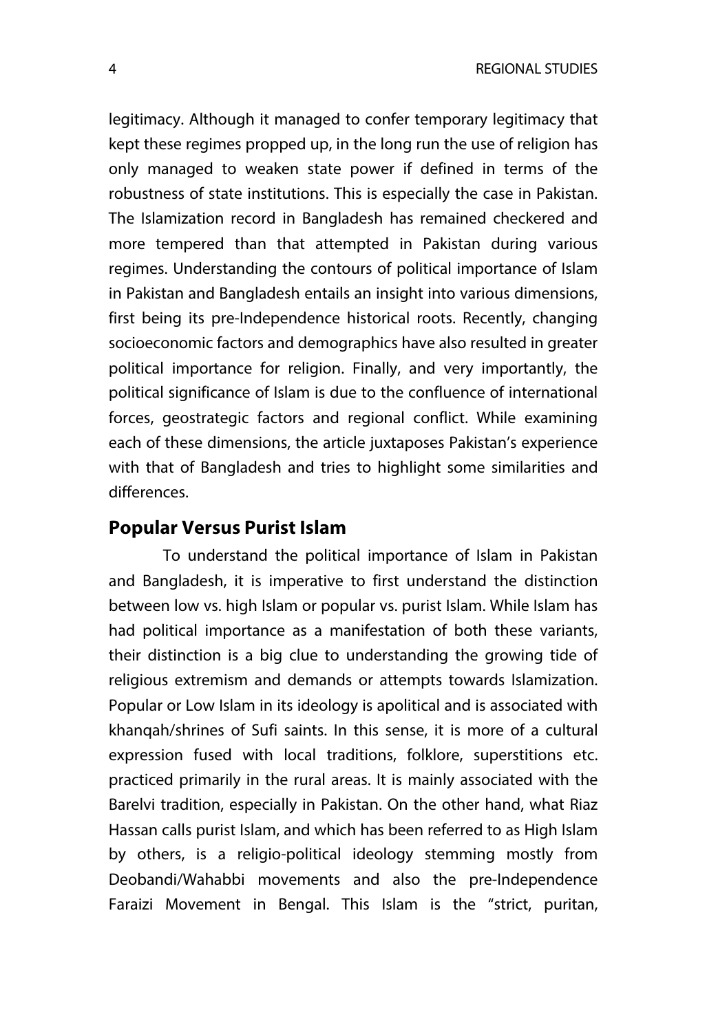legitimacy. Although it managed to confer temporary legitimacy that kept these regimes propped up, in the long run the use of religion has only managed to weaken state power if defined in terms of the robustness of state institutions. This is especially the case in Pakistan. The Islamization record in Bangladesh has remained checkered and more tempered than that attempted in Pakistan during various regimes. Understanding the contours of political importance of Islam in Pakistan and Bangladesh entails an insight into various dimensions, first being its pre-Independence historical roots. Recently, changing socioeconomic factors and demographics have also resulted in greater political importance for religion. Finally, and very importantly, the political significance of Islam is due to the confluence of international forces, geostrategic factors and regional conflict. While examining each of these dimensions, the article juxtaposes Pakistan's experience with that of Bangladesh and tries to highlight some similarities and differences.

## Popular Versus Purist Islam

To understand the political importance of Islam in Pakistan and Bangladesh, it is imperative to first understand the distinction between low vs. high Islam or popular vs. purist Islam. While Islam has had political importance as a manifestation of both these variants, their distinction is a big clue to understanding the growing tide of religious extremism and demands or attempts towards Islamization. Popular or Low Islam in its ideology is apolitical and is associated with khanqah/shrines of Sufi saints. In this sense, it is more of a cultural expression fused with local traditions, folklore, superstitions etc. practiced primarily in the rural areas. It is mainly associated with the Barelvi tradition, especially in Pakistan. On the other hand, what Riaz Hassan calls purist Islam, and which has been referred to as High Islam by others, is a religio-political ideology stemming mostly from Deobandi/Wahabbi movements and also the pre-Independence Faraizi Movement in Bengal. This Islam is the "strict, puritan,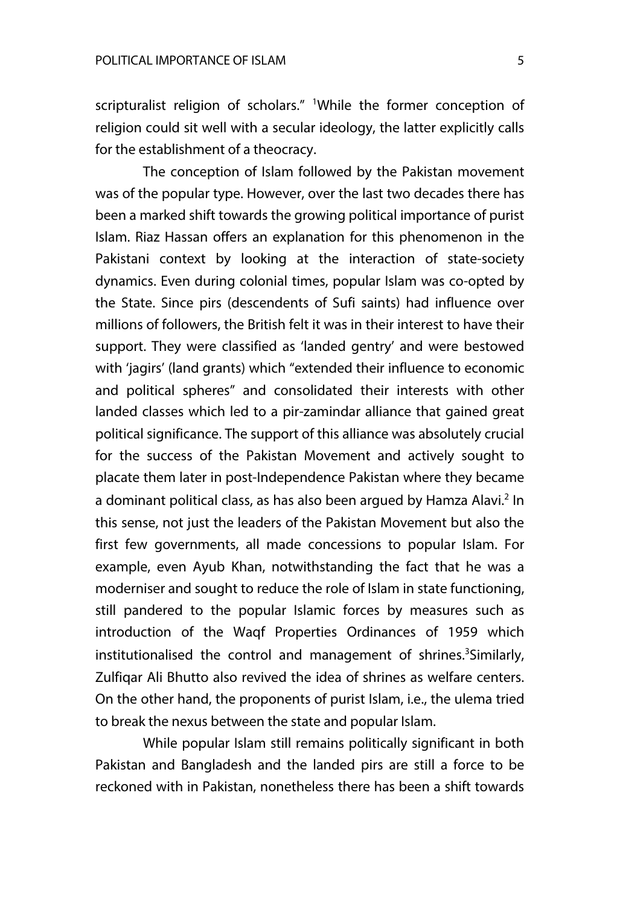scripturalist religion of scholars."[1] While the former conception of religion could sit well with a secular ideology, the latter explicitly calls for the establishment of a theocracy.

The conception of Islam followed by the Pakistan movement was of the popular type. However, over the last two decades there has been a marked shift towards the growing political importance of purist Islam. Riaz Hassan offers an explanation for this phenomenon in the Pakistani context by looking at the interaction of state-society dynamics. Even during colonial times, popular Islam was co-opted by the State. Since pirs (descendents of Sufi saints) had influence over millions of followers, the British felt it was in their interest to have their support. They were classified as 'landed gentry' and were bestowed with 'jagirs' (land grants) which "extended their influence to economic and political spheres" and consolidated their interests with other landed classes which led to a pir-zamindar alliance that gained great political significance. The support of this alliance was absolutely crucial for the success of the Pakistan Movement and actively sought to placate them later in post-Independence Pakistan where they became a dominant political class, as has also been argued by Hamza Alavi.[2] In this sense, not just the leaders of the Pakistan Movement but also the first few governments, all made concessions to popular Islam. For example, even Ayub Khan, notwithstanding the fact that he was a moderniser and sought to reduce the role of Islam in state functioning, still pandered to the popular Islamic forces by measures such as introduction of the Waqf Properties Ordinances of 1959 which institutionalised the control and management of shrines.[3] Similarly, Zulfiqar Ali Bhutto also revived the idea of shrines as welfare centers. On the other hand, the proponents of purist Islam, i.e., the ulema tried to break the nexus between the state and popular Islam.

While popular Islam still remains politically significant in both Pakistan and Bangladesh and the landed pirs are still a force to be reckoned with in Pakistan, nonetheless there has been a shift towards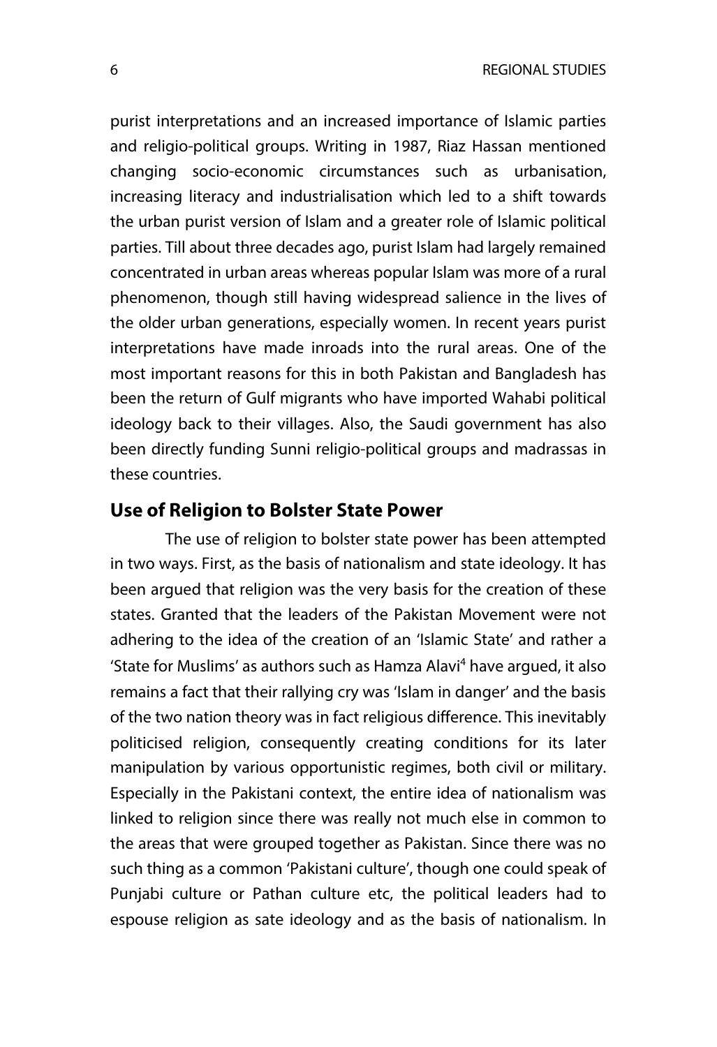purist interpretations and an increased importance of Islamic parties and religio-political groups. Writing in 1987, Riaz Hassan mentioned changing socio-economic circumstances such as urbanisation, increasing literacy and industrialisation which led to a shift towards the urban purist version of Islam and a greater role of Islamic political parties. Till about three decades ago, purist Islam had largely remained concentrated in urban areas whereas popular Islam was more of a rural phenomenon, though still having widespread salience in the lives of the older urban generations, especially women. In recent years purist interpretations have made inroads into the rural areas. One of the most important reasons for this in both Pakistan and Bangladesh has been the return of Gulf migrants who have imported Wahabi political ideology back to their villages. Also, the Saudi government has also been directly funding Sunni religio-political groups and madrassas in these countries.

## Use of Religion to Bolster State Power

The use of religion to bolster state power has been attempted in two ways. First, as the basis of nationalism and state ideology. It has been argued that religion was the very basis for the creation of these states. Granted that the leaders of the Pakistan Movement were not adhering to the idea of the creation of an 'Islamic State' and rather a 'State for Muslims' as authors such as Hamza Alavi[4] have argued, it also remains a fact that their rallying cry was 'Islam in danger' and the basis of the two nation theory was in fact religious difference. This inevitably politicised religion, consequently creating conditions for its later manipulation by various opportunistic regimes, both civil or military. Especially in the Pakistani context, the entire idea of nationalism was linked to religion since there was really not much else in common to the areas that were grouped together as Pakistan. Since there was no such thing as a common 'Pakistani culture', though one could speak of Punjabi culture or Pathan culture etc, the political leaders had to espouse religion as sate ideology and as the basis of nationalism. In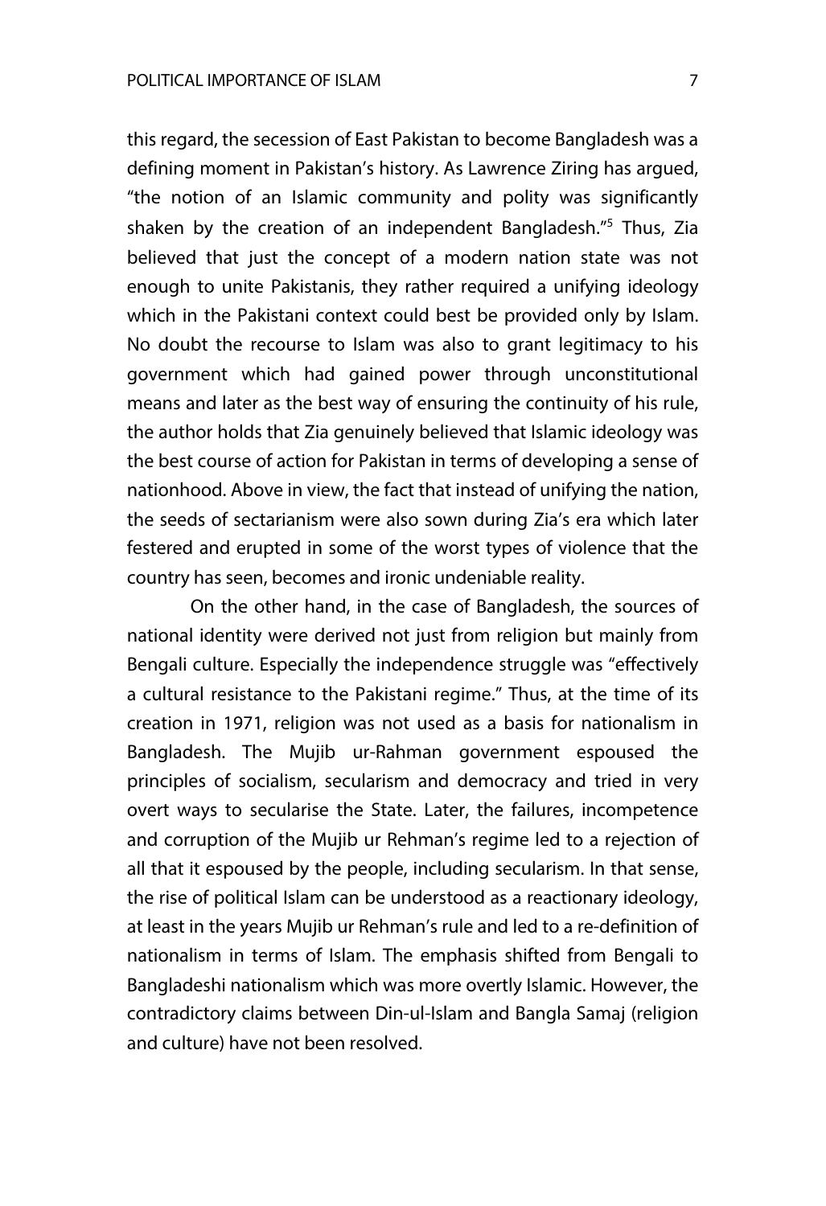this regard, the secession of East Pakistan to become Bangladesh was a defining moment in Pakistan's history. As Lawrence Ziring has argued, "the notion of an Islamic community and polity was significantly shaken by the creation of an independent Bangladesh."[5] Thus, Zia believed that just the concept of a modern nation state was not enough to unite Pakistanis, they rather required a unifying ideology which in the Pakistani context could best be provided only by Islam. No doubt the recourse to Islam was also to grant legitimacy to his government which had gained power through unconstitutional means and later as the best way of ensuring the continuity of his rule, the author holds that Zia genuinely believed that Islamic ideology was the best course of action for Pakistan in terms of developing a sense of nationhood. Above in view, the fact that instead of unifying the nation, the seeds of sectarianism were also sown during Zia's era which later festered and erupted in some of the worst types of violence that the country has seen, becomes and ironic undeniable reality.

On the other hand, in the case of Bangladesh, the sources of national identity were derived not just from religion but mainly from Bengali culture. Especially the independence struggle was "effectively a cultural resistance to the Pakistani regime." Thus, at the time of its creation in 1971, religion was not used as a basis for nationalism in Bangladesh. The Mujib ur-Rahman government espoused the principles of socialism, secularism and democracy and tried in very overt ways to secularise the State. Later, the failures, incompetence and corruption of the Mujib ur Rehman's regime led to a rejection of all that it espoused by the people, including secularism. In that sense, the rise of political Islam can be understood as a reactionary ideology, at least in the years Mujib ur Rehman's rule and led to a re-definition of nationalism in terms of Islam. The emphasis shifted from Bengali to Bangladeshi nationalism which was more overtly Islamic. However, the contradictory claims between Din-ul-Islam and Bangla Samaj (religion and culture) have not been resolved.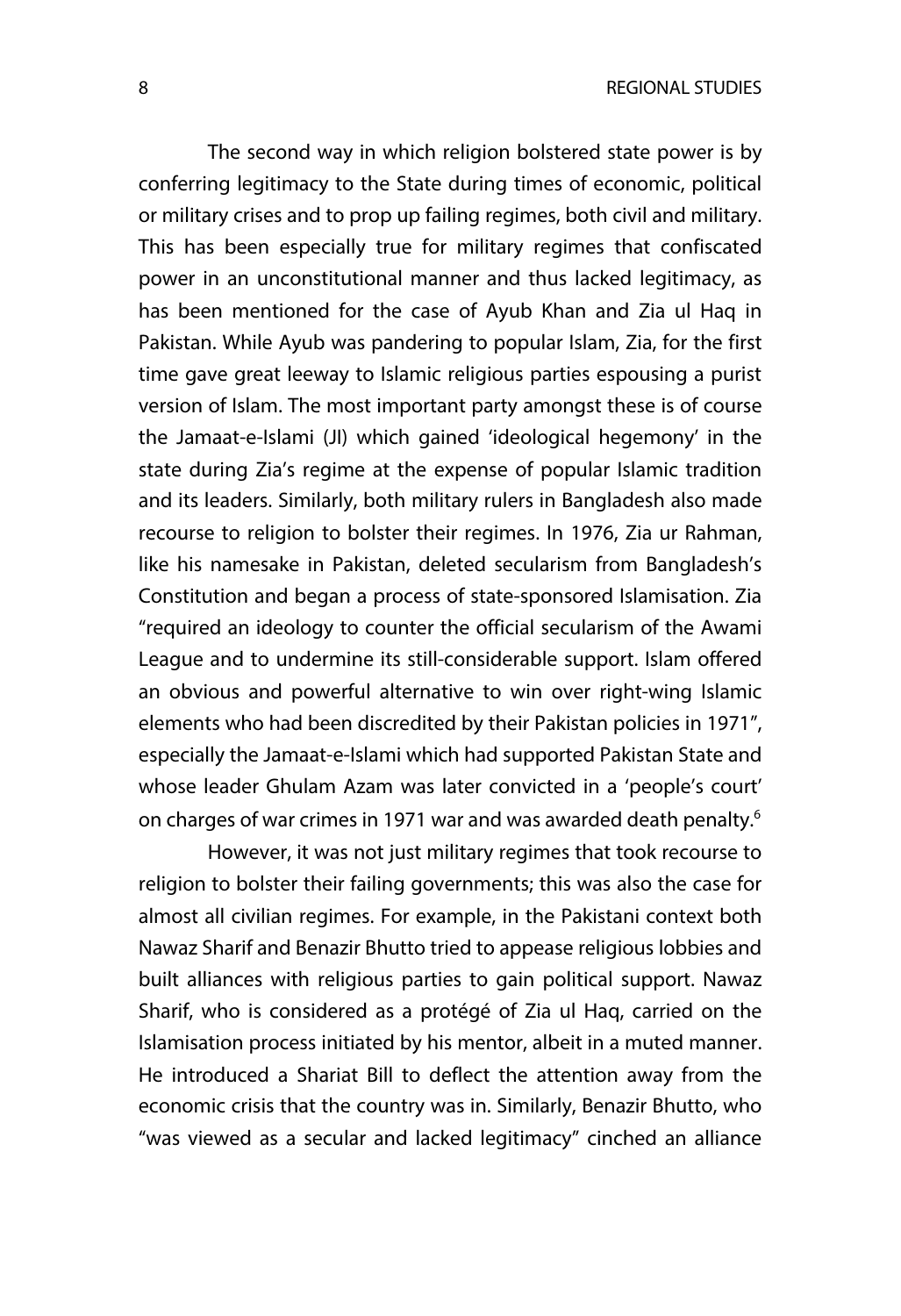The second way in which religion bolstered state power is by conferring legitimacy to the State during times of economic, political or military crises and to prop up failing regimes, both civil and military. This has been especially true for military regimes that confiscated power in an unconstitutional manner and thus lacked legitimacy, as has been mentioned for the case of Ayub Khan and Zia ul Haq in Pakistan. While Ayub was pandering to popular Islam, Zia, for the first time gave great leeway to Islamic religious parties espousing a purist version of Islam. The most important party amongst these is of course the Jamaat-e-Islami (JI) which gained 'ideological hegemony' in the state during Zia's regime at the expense of popular Islamic tradition and its leaders. Similarly, both military rulers in Bangladesh also made recourse to religion to bolster their regimes. In 1976, Zia ur Rahman, like his namesake in Pakistan, deleted secularism from Bangladesh's Constitution and began a process of state-sponsored Islamisation. Zia "required an ideology to counter the official secularism of the Awami League and to undermine its still-considerable support. Islam offered an obvious and powerful alternative to win over right-wing Islamic elements who had been discredited by their Pakistan policies in 1971", especially the Jamaat-e-Islami which had supported Pakistan State and whose leader Ghulam Azam was later convicted in a 'people's court' on charges of war crimes in 1971 war and was awarded death penalty.[6]

However, it was not just military regimes that took recourse to religion to bolster their failing governments; this was also the case for almost all civilian regimes. For example, in the Pakistani context both Nawaz Sharif and Benazir Bhutto tried to appease religious lobbies and built alliances with religious parties to gain political support. Nawaz Sharif, who is considered as a protégé of Zia ul Haq, carried on the Islamisation process initiated by his mentor, albeit in a muted manner. He introduced a Shariat Bill to deflect the attention away from the economic crisis that the country was in. Similarly, Benazir Bhutto, who "was viewed as a secular and lacked legitimacy" cinched an alliance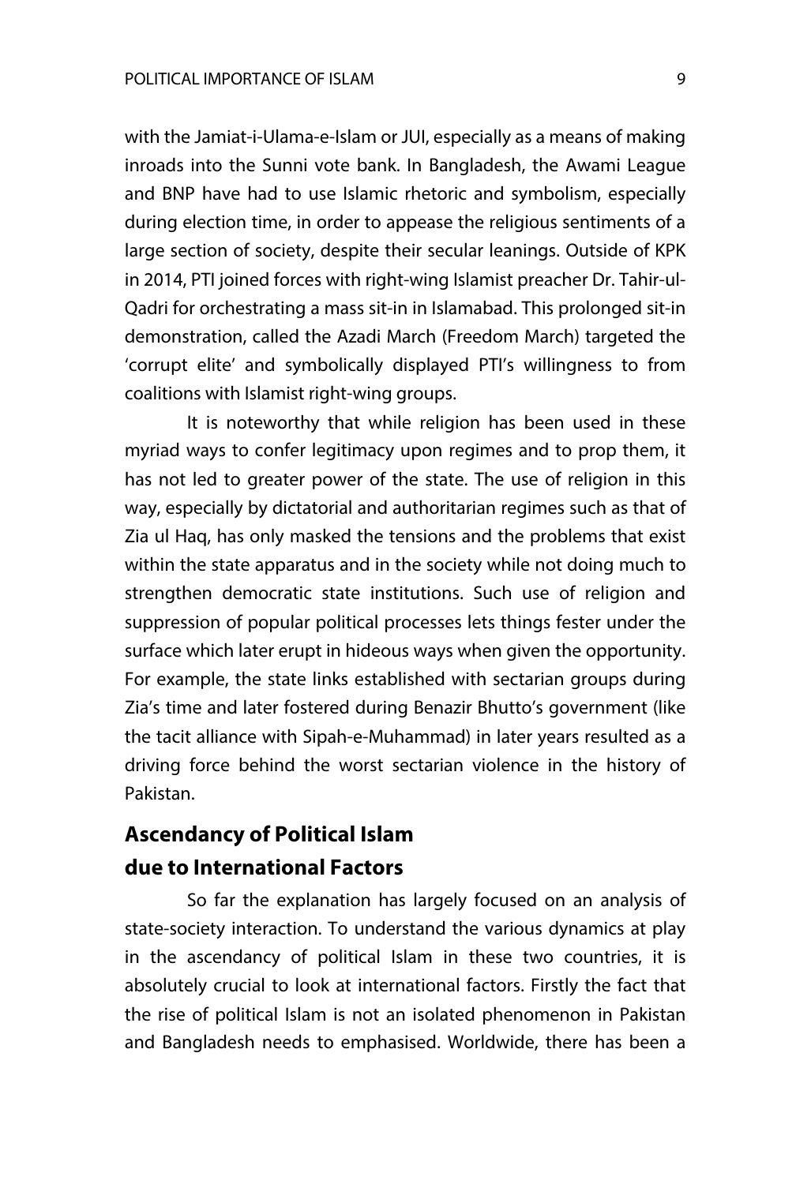with the Jamiat-i-Ulama-e-Islam or JUI, especially as a means of making inroads into the Sunni vote bank. In Bangladesh, the Awami League and BNP have had to use Islamic rhetoric and symbolism, especially during election time, in order to appease the religious sentiments of a large section of society, despite their secular leanings. Outside of KPK in 2014, PTI joined forces with right-wing Islamist preacher Dr. Tahir-ul-Qadri for orchestrating a mass sit-in in Islamabad. This prolonged sit-in demonstration, called the Azadi March (Freedom March) targeted the 'corrupt elite' and symbolically displayed PTI's willingness to from coalitions with Islamist right-wing groups.

It is noteworthy that while religion has been used in these myriad ways to confer legitimacy upon regimes and to prop them, it has not led to greater power of the state. The use of religion in this way, especially by dictatorial and authoritarian regimes such as that of Zia ul Haq, has only masked the tensions and the problems that exist within the state apparatus and in the society while not doing much to strengthen democratic state institutions. Such use of religion and suppression of popular political processes lets things fester under the surface which later erupt in hideous ways when given the opportunity. For example, the state links established with sectarian groups during Zia's time and later fostered during Benazir Bhutto's government (like the tacit alliance with Sipah-e-Muhammad) in later years resulted as a driving force behind the worst sectarian violence in the history of Pakistan.

## Ascendancy of Political Islam due to International Factors

So far the explanation has largely focused on an analysis of state-society interaction. To understand the various dynamics at play in the ascendancy of political Islam in these two countries, it is absolutely crucial to look at international factors. Firstly the fact that the rise of political Islam is not an isolated phenomenon in Pakistan and Bangladesh needs to emphasised. Worldwide, there has been a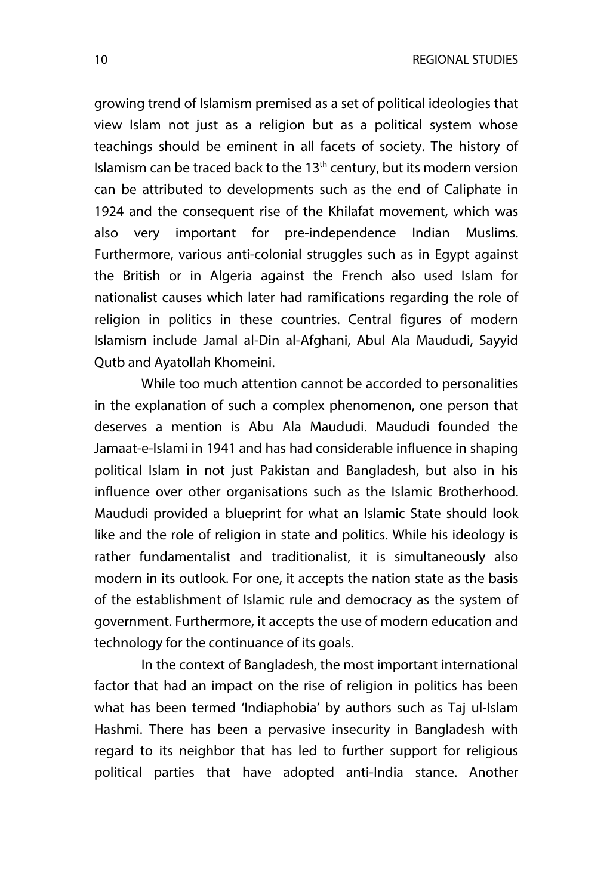growing trend of Islamism premised as a set of political ideologies that view Islam not just as a religion but as a political system whose teachings should be eminent in all facets of society. The history of Islamism can be traced back to the 13th century, but its modern version can be attributed to developments such as the end of Caliphate in 1924 and the consequent rise of the Khilafat movement, which was also very important for pre-independence Indian Muslims. Furthermore, various anti-colonial struggles such as in Egypt against the British or in Algeria against the French also used Islam for nationalist causes which later had ramifications regarding the role of religion in politics in these countries. Central figures of modern Islamism include Jamal al-Din al-Afghani, Abul Ala Maududi, Sayyid Qutb and Ayatollah Khomeini.

While too much attention cannot be accorded to personalities in the explanation of such a complex phenomenon, one person that deserves a mention is Abu Ala Maududi. Maududi founded the Jamaat-e-Islami in 1941 and has had considerable influence in shaping political Islam in not just Pakistan and Bangladesh, but also in his influence over other organisations such as the Islamic Brotherhood. Maududi provided a blueprint for what an Islamic State should look like and the role of religion in state and politics. While his ideology is rather fundamentalist and traditionalist, it is simultaneously also modern in its outlook. For one, it accepts the nation state as the basis of the establishment of Islamic rule and democracy as the system of government. Furthermore, it accepts the use of modern education and technology for the continuance of its goals.

In the context of Bangladesh, the most important international factor that had an impact on the rise of religion in politics has been what has been termed 'Indiaphobia' by authors such as Taj ul-Islam Hashmi. There has been a pervasive insecurity in Bangladesh with regard to its neighbor that has led to further support for religious political parties that have adopted anti-India stance. Another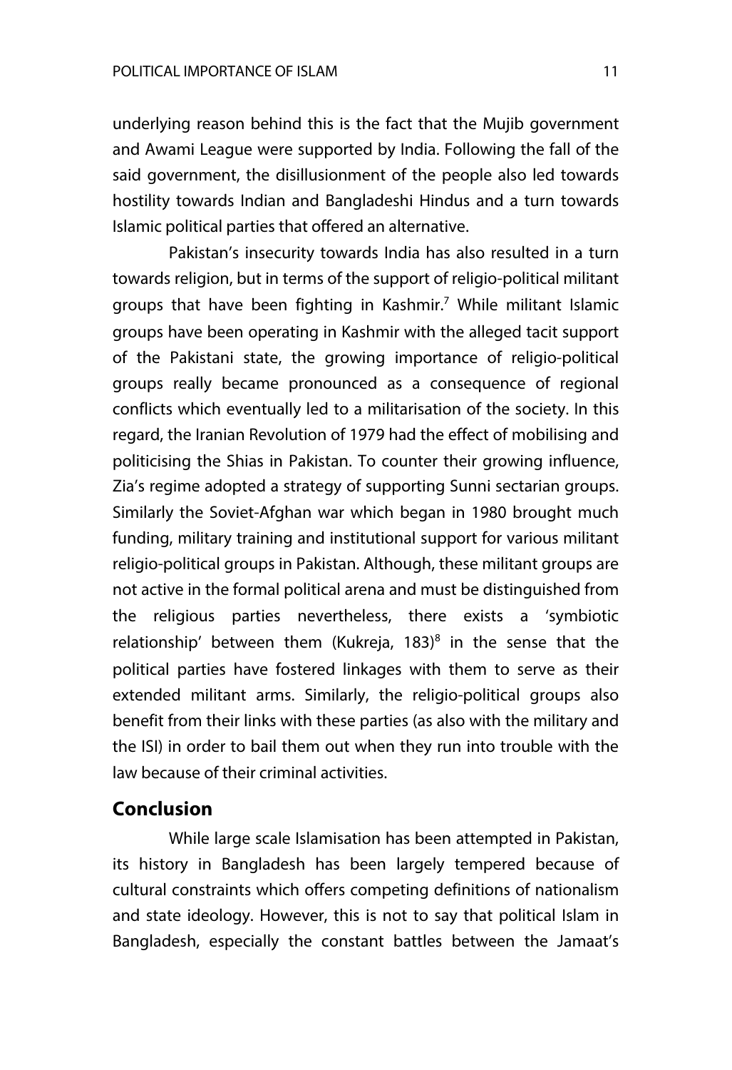underlying reason behind this is the fact that the Mujib government and Awami League were supported by India. Following the fall of the said government, the disillusionment of the people also led towards hostility towards Indian and Bangladeshi Hindus and a turn towards Islamic political parties that offered an alternative.

Pakistan's insecurity towards India has also resulted in a turn towards religion, but in terms of the support of religio-political militant groups that have been fighting in Kashmir.[7] While militant Islamic groups have been operating in Kashmir with the alleged tacit support of the Pakistani state, the growing importance of religio-political groups really became pronounced as a consequence of regional conflicts which eventually led to a militarisation of the society. In this regard, the Iranian Revolution of 1979 had the effect of mobilising and politicising the Shias in Pakistan. To counter their growing influence, Zia's regime adopted a strategy of supporting Sunni sectarian groups. Similarly the Soviet-Afghan war which began in 1980 brought much funding, military training and institutional support for various militant religio-political groups in Pakistan. Although, these militant groups are not active in the formal political arena and must be distinguished from the religious parties nevertheless, there exists a 'symbiotic relationship' between them (Kukreja, 183)[8] in the sense that the political parties have fostered linkages with them to serve as their extended militant arms. Similarly, the religio-political groups also benefit from their links with these parties (as also with the military and the ISI) in order to bail them out when they run into trouble with the law because of their criminal activities.

## Conclusion

While large scale Islamisation has been attempted in Pakistan, its history in Bangladesh has been largely tempered because of cultural constraints which offers competing definitions of nationalism and state ideology. However, this is not to say that political Islam in Bangladesh, especially the constant battles between the Jamaat's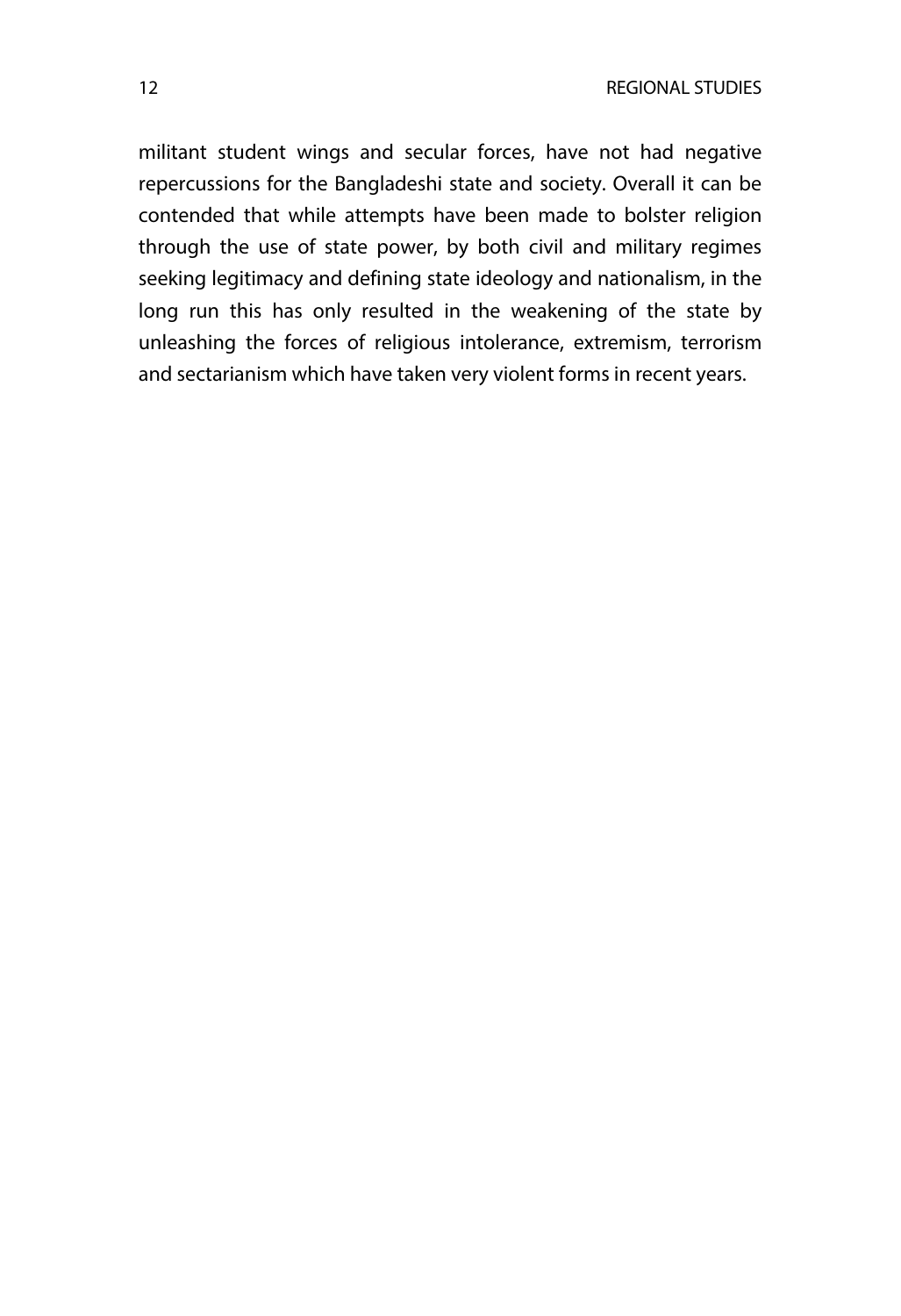militant student wings and secular forces, have not had negative repercussions for the Bangladeshi state and society. Overall it can be contended that while attempts have been made to bolster religion through the use of state power, by both civil and military regimes seeking legitimacy and defining state ideology and nationalism, in the long run this has only resulted in the weakening of the state by unleashing the forces of religious intolerance, extremism, terrorism and sectarianism which have taken very violent forms in recent years.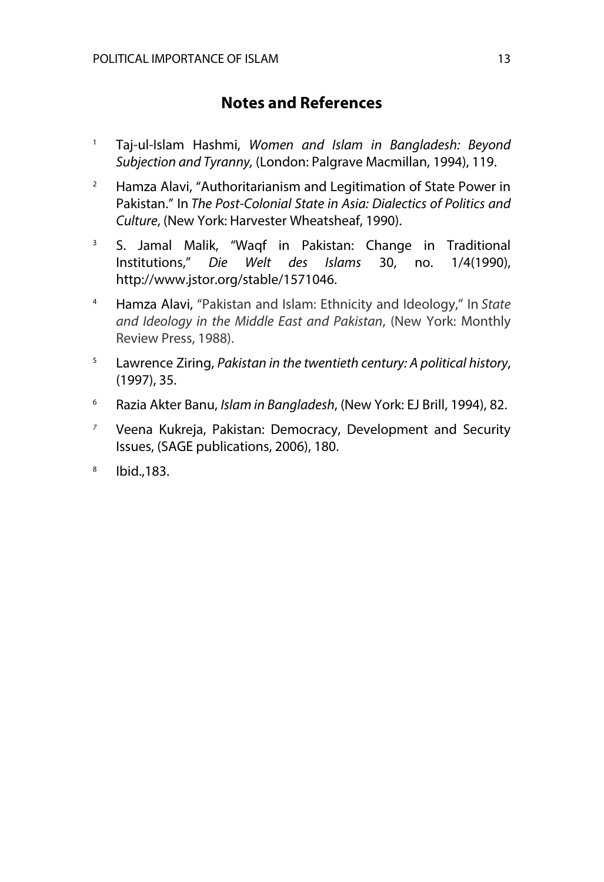## Notes and References

1. Taj-ul-Islam Hashmi, *Women and Islam in Bangladesh: Beyond Subjection and Tyranny,* (London: Palgrave Macmillan, 1994), 119.

2. Hamza Alavi, "Authoritarianism and Legitimation of State Power in Pakistan." In *The Post-Colonial State in Asia: Dialectics of Politics and Culture*, (New York: Harvester Wheatsheaf, 1990).

3. S. Jamal Malik, "Waqf in Pakistan: Change in Traditional Institutions," *Die Welt des Islams* 30, no. 1/4(1990), http://www.jstor.org/stable/1571046.

4. Hamza Alavi, "Pakistan and Islam: Ethnicity and Ideology," In *State and Ideology in the Middle East and Pakistan*, (New York: Monthly Review Press, 1988).

5. Lawrence Ziring, *Pakistan in the twentieth century: A political history*, (1997), 35.

6. Razia Akter Banu, *Islam in Bangladesh*, (New York: EJ Brill, 1994), 82.

7. Veena Kukreja, Pakistan: Democracy, Development and Security Issues, (SAGE publications, 2006), 180.

8. Ibid.,183.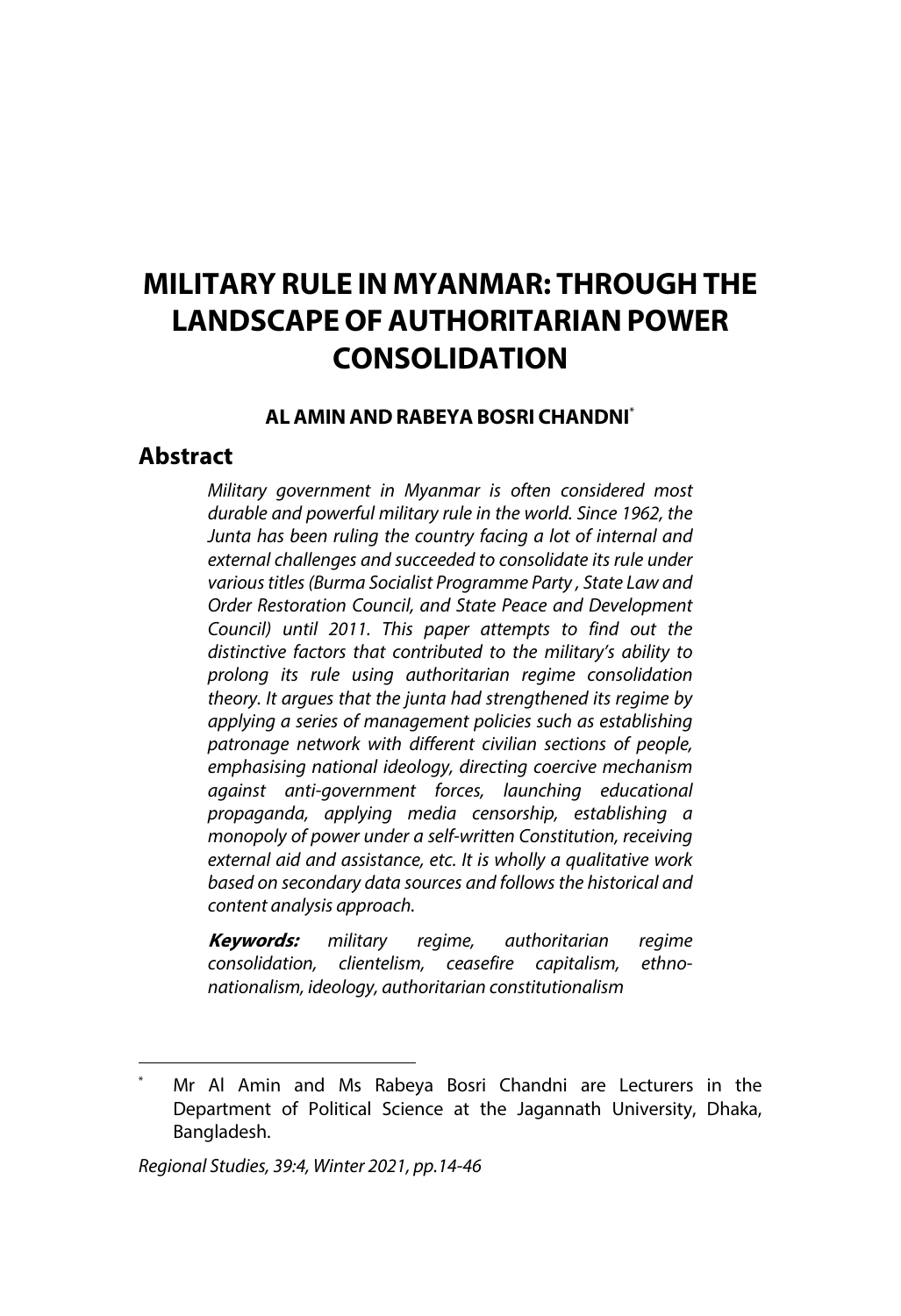# MILITARY RULE IN MYANMAR: THROUGH THE LANDSCAPE OF AUTHORITARIAN POWER CONSOLIDATION

**AL AMIN AND RABEYA BOSRI CHANDNI***

## Abstract

*Military government in Myanmar is often considered most durable and powerful military rule in the world. Since 1962, the Junta has been ruling the country facing a lot of internal and external challenges and succeeded to consolidate its rule under various titles (Burma Socialist Programme Party , State Law and Order Restoration Council, and State Peace and Development Council) until 2011. This paper attempts to find out the distinctive factors that contributed to the military's ability to prolong its rule using authoritarian regime consolidation theory. It argues that the junta had strengthened its regime by applying a series of management policies such as establishing patronage network with different civilian sections of people, emphasising national ideology, directing coercive mechanism against anti-government forces, launching educational propaganda, applying media censorship, establishing a monopoly of power under a self-written Constitution, receiving external aid and assistance, etc. It is wholly a qualitative work based on secondary data sources and follows the historical and content analysis approach.*

***Keywords:*** *military regime, authoritarian regime consolidation, clientelism, ceasefire capitalism, ethno-nationalism, ideology, authoritarian constitutionalism*

---

\* Mr Al Amin and Ms Rabeya Bosri Chandni are Lecturers in the Department of Political Science at the Jagannath University, Dhaka, Bangladesh.

*Regional Studies, 39:4, Winter 2021, pp.14-46*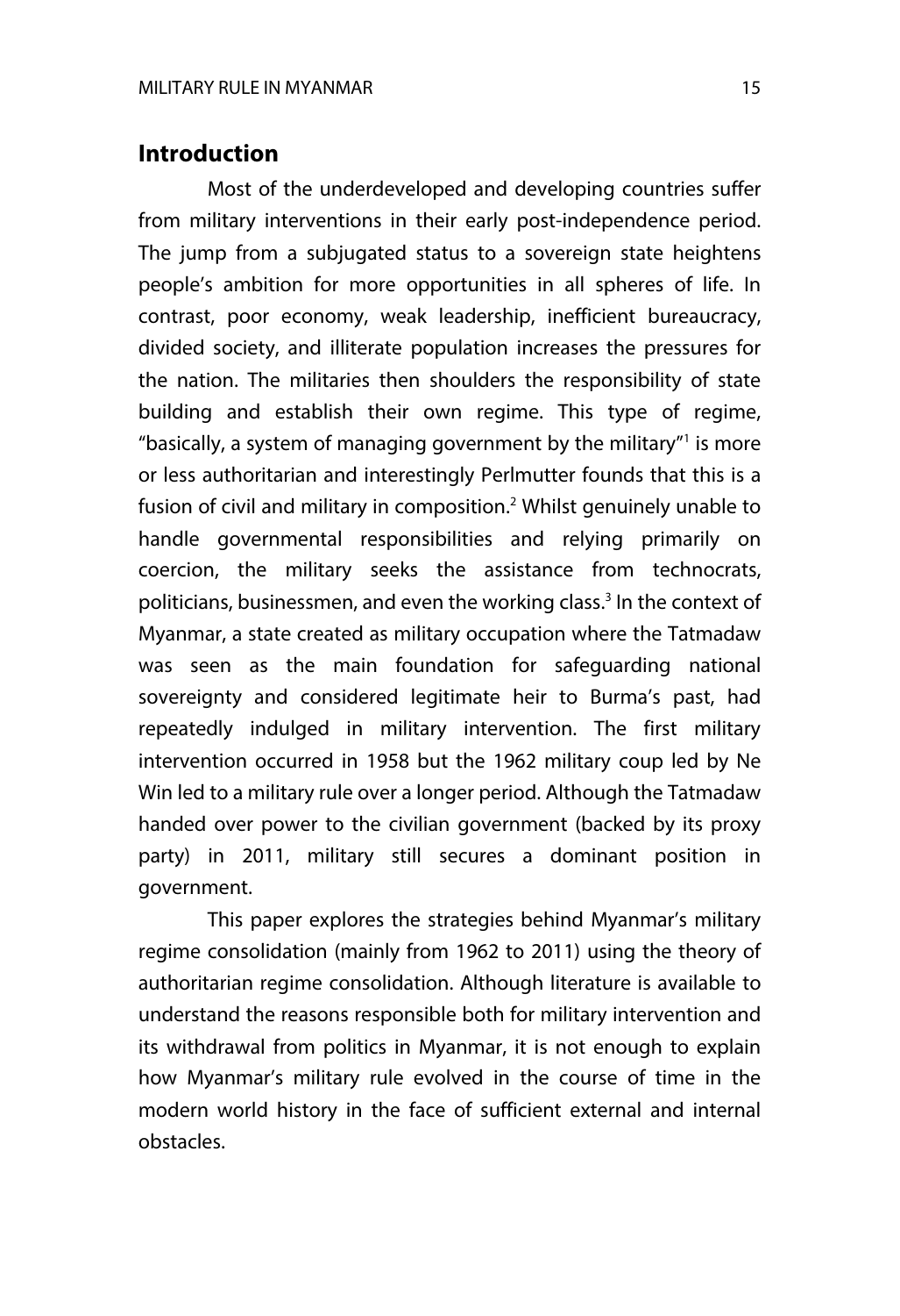## Introduction

Most of the underdeveloped and developing countries suffer from military interventions in their early post-independence period. The jump from a subjugated status to a sovereign state heightens people's ambition for more opportunities in all spheres of life. In contrast, poor economy, weak leadership, inefficient bureaucracy, divided society, and illiterate population increases the pressures for the nation. The militaries then shoulders the responsibility of state building and establish their own regime. This type of regime, "basically, a system of managing government by the military"[1] is more or less authoritarian and interestingly Perlmutter founds that this is a fusion of civil and military in composition.[2] Whilst genuinely unable to handle governmental responsibilities and relying primarily on coercion, the military seeks the assistance from technocrats, politicians, businessmen, and even the working class.[3] In the context of Myanmar, a state created as military occupation where the Tatmadaw was seen as the main foundation for safeguarding national sovereignty and considered legitimate heir to Burma's past, had repeatedly indulged in military intervention. The first military intervention occurred in 1958 but the 1962 military coup led by Ne Win led to a military rule over a longer period. Although the Tatmadaw handed over power to the civilian government (backed by its proxy party) in 2011, military still secures a dominant position in government.

This paper explores the strategies behind Myanmar's military regime consolidation (mainly from 1962 to 2011) using the theory of authoritarian regime consolidation. Although literature is available to understand the reasons responsible both for military intervention and its withdrawal from politics in Myanmar, it is not enough to explain how Myanmar's military rule evolved in the course of time in the modern world history in the face of sufficient external and internal obstacles.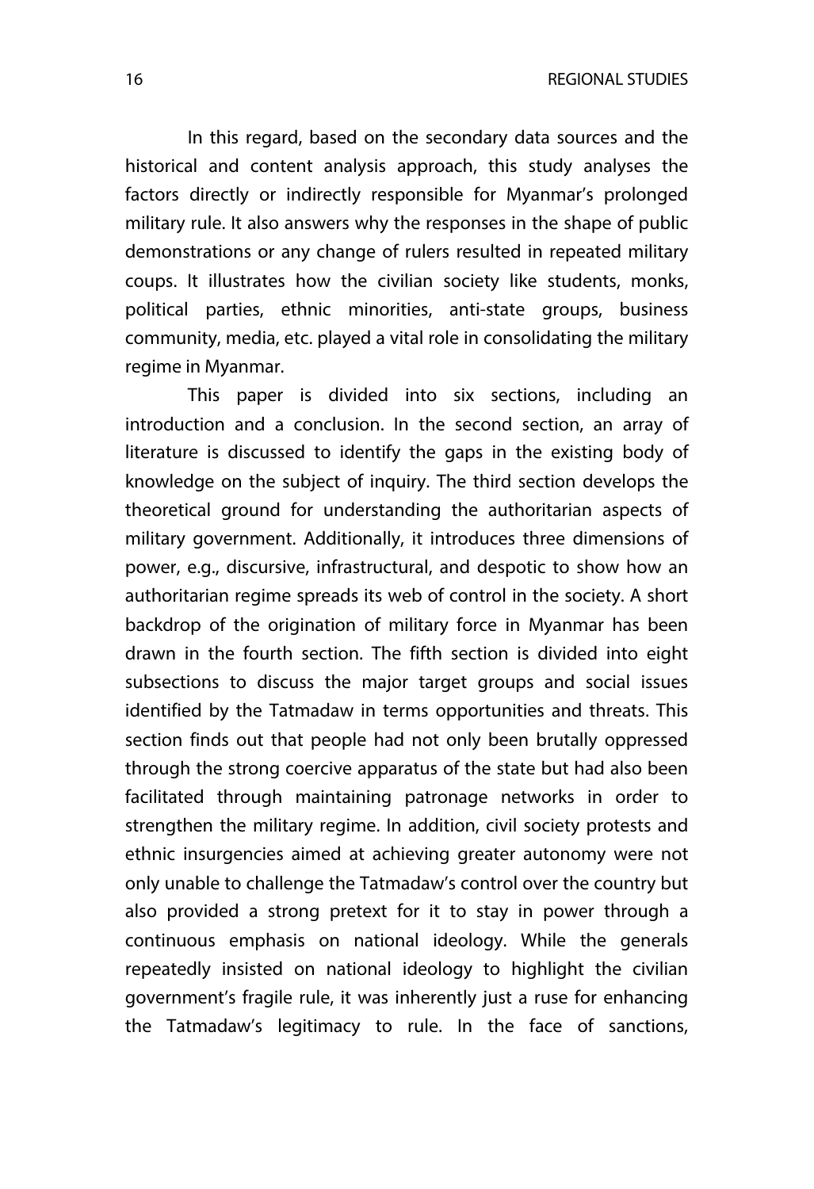In this regard, based on the secondary data sources and the historical and content analysis approach, this study analyses the factors directly or indirectly responsible for Myanmar's prolonged military rule. It also answers why the responses in the shape of public demonstrations or any change of rulers resulted in repeated military coups. It illustrates how the civilian society like students, monks, political parties, ethnic minorities, anti-state groups, business community, media, etc. played a vital role in consolidating the military regime in Myanmar.

This paper is divided into six sections, including an introduction and a conclusion. In the second section, an array of literature is discussed to identify the gaps in the existing body of knowledge on the subject of inquiry. The third section develops the theoretical ground for understanding the authoritarian aspects of military government. Additionally, it introduces three dimensions of power, e.g., discursive, infrastructural, and despotic to show how an authoritarian regime spreads its web of control in the society. A short backdrop of the origination of military force in Myanmar has been drawn in the fourth section. The fifth section is divided into eight subsections to discuss the major target groups and social issues identified by the Tatmadaw in terms opportunities and threats. This section finds out that people had not only been brutally oppressed through the strong coercive apparatus of the state but had also been facilitated through maintaining patronage networks in order to strengthen the military regime. In addition, civil society protests and ethnic insurgencies aimed at achieving greater autonomy were not only unable to challenge the Tatmadaw's control over the country but also provided a strong pretext for it to stay in power through a continuous emphasis on national ideology. While the generals repeatedly insisted on national ideology to highlight the civilian government's fragile rule, it was inherently just a ruse for enhancing the Tatmadaw's legitimacy to rule. In the face of sanctions,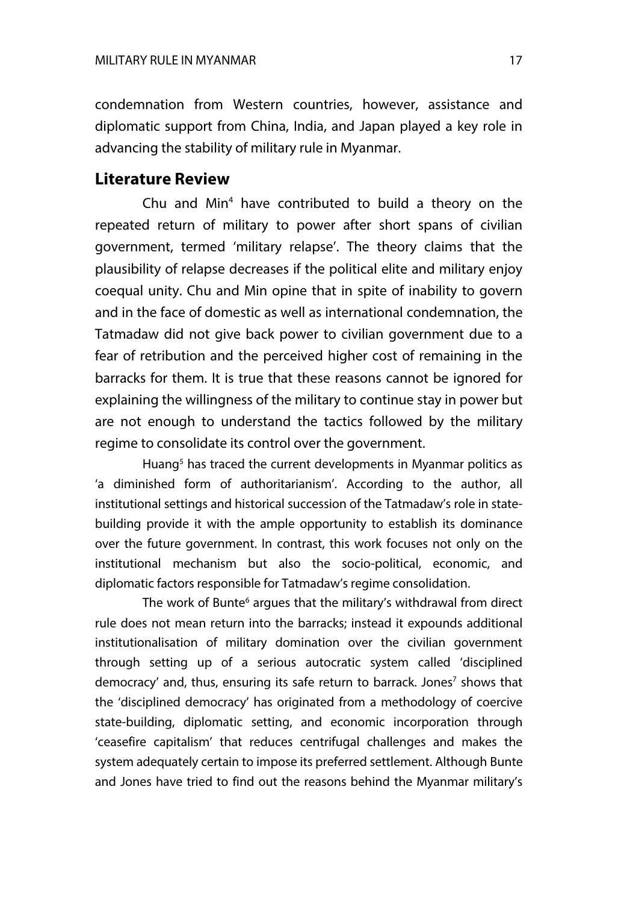condemnation from Western countries, however, assistance and diplomatic support from China, India, and Japan played a key role in advancing the stability of military rule in Myanmar.

## Literature Review

Chu and Min[4] have contributed to build a theory on the repeated return of military to power after short spans of civilian government, termed 'military relapse'. The theory claims that the plausibility of relapse decreases if the political elite and military enjoy coequal unity. Chu and Min opine that in spite of inability to govern and in the face of domestic as well as international condemnation, the Tatmadaw did not give back power to civilian government due to a fear of retribution and the perceived higher cost of remaining in the barracks for them. It is true that these reasons cannot be ignored for explaining the willingness of the military to continue stay in power but are not enough to understand the tactics followed by the military regime to consolidate its control over the government.

Huang[5] has traced the current developments in Myanmar politics as 'a diminished form of authoritarianism'. According to the author, all institutional settings and historical succession of the Tatmadaw's role in state-building provide it with the ample opportunity to establish its dominance over the future government. In contrast, this work focuses not only on the institutional mechanism but also the socio-political, economic, and diplomatic factors responsible for Tatmadaw's regime consolidation.

The work of Bunte[6] argues that the military's withdrawal from direct rule does not mean return into the barracks; instead it expounds additional institutionalisation of military domination over the civilian government through setting up of a serious autocratic system called 'disciplined democracy' and, thus, ensuring its safe return to barrack. Jones[7] shows that the 'disciplined democracy' has originated from a methodology of coercive state-building, diplomatic setting, and economic incorporation through 'ceasefire capitalism' that reduces centrifugal challenges and makes the system adequately certain to impose its preferred settlement. Although Bunte and Jones have tried to find out the reasons behind the Myanmar military's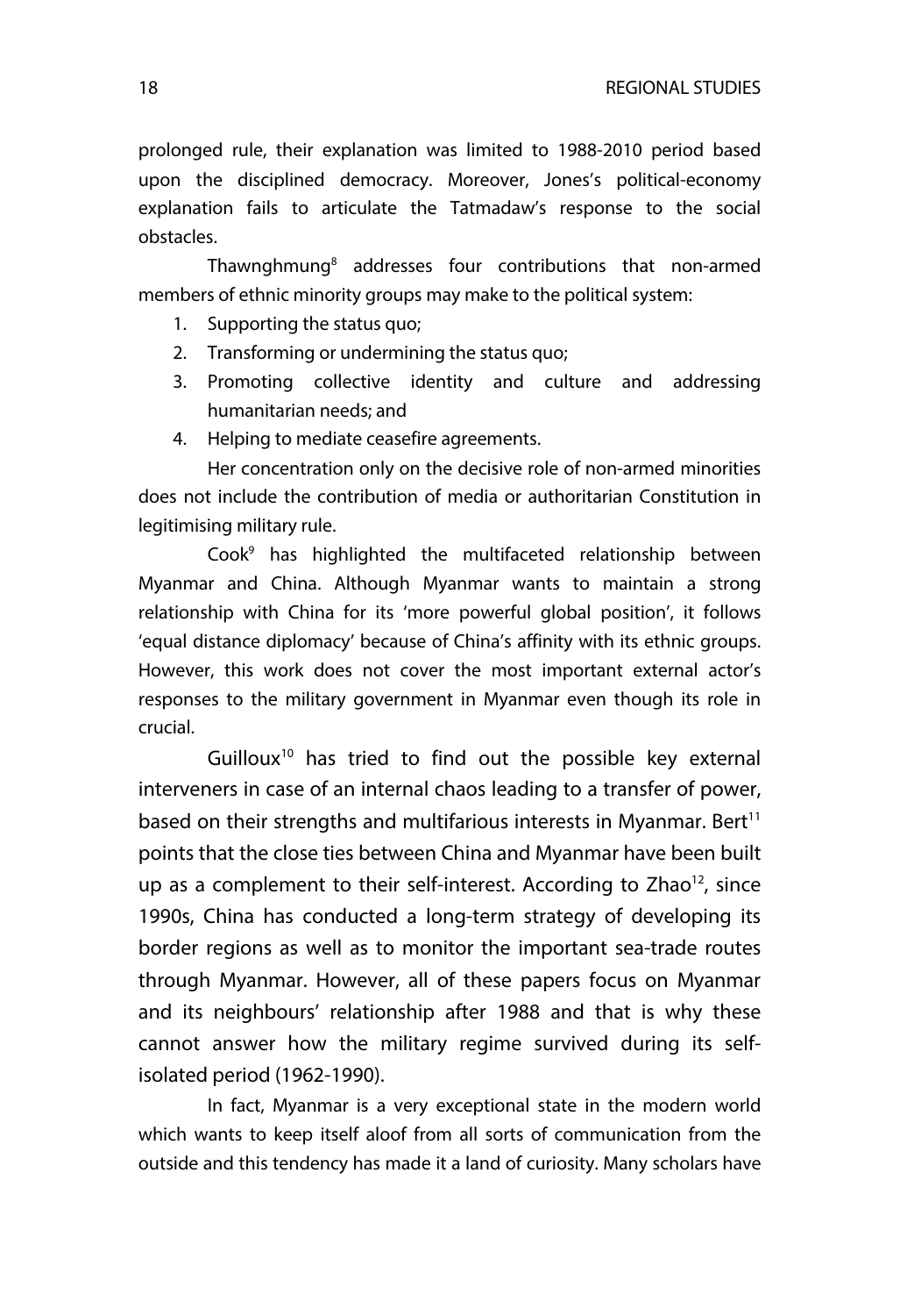prolonged rule, their explanation was limited to 1988-2010 period based upon the disciplined democracy. Moreover, Jones's political-economy explanation fails to articulate the Tatmadaw's response to the social obstacles.

Thawnghmung[8] addresses four contributions that non-armed members of ethnic minority groups may make to the political system:

1. Supporting the status quo;
2. Transforming or undermining the status quo;
3. Promoting collective identity and culture and addressing humanitarian needs; and
4. Helping to mediate ceasefire agreements.

Her concentration only on the decisive role of non-armed minorities does not include the contribution of media or authoritarian Constitution in legitimising military rule.

Cook[9] has highlighted the multifaceted relationship between Myanmar and China. Although Myanmar wants to maintain a strong relationship with China for its 'more powerful global position', it follows 'equal distance diplomacy' because of China's affinity with its ethnic groups. However, this work does not cover the most important external actor's responses to the military government in Myanmar even though its role in crucial.

Guilloux[10] has tried to find out the possible key external interveners in case of an internal chaos leading to a transfer of power, based on their strengths and multifarious interests in Myanmar. Bert[11] points that the close ties between China and Myanmar have been built up as a complement to their self-interest. According to Zhao[12], since 1990s, China has conducted a long-term strategy of developing its border regions as well as to monitor the important sea-trade routes through Myanmar. However, all of these papers focus on Myanmar and its neighbours' relationship after 1988 and that is why these cannot answer how the military regime survived during its self-isolated period (1962-1990).

In fact, Myanmar is a very exceptional state in the modern world which wants to keep itself aloof from all sorts of communication from the outside and this tendency has made it a land of curiosity. Many scholars have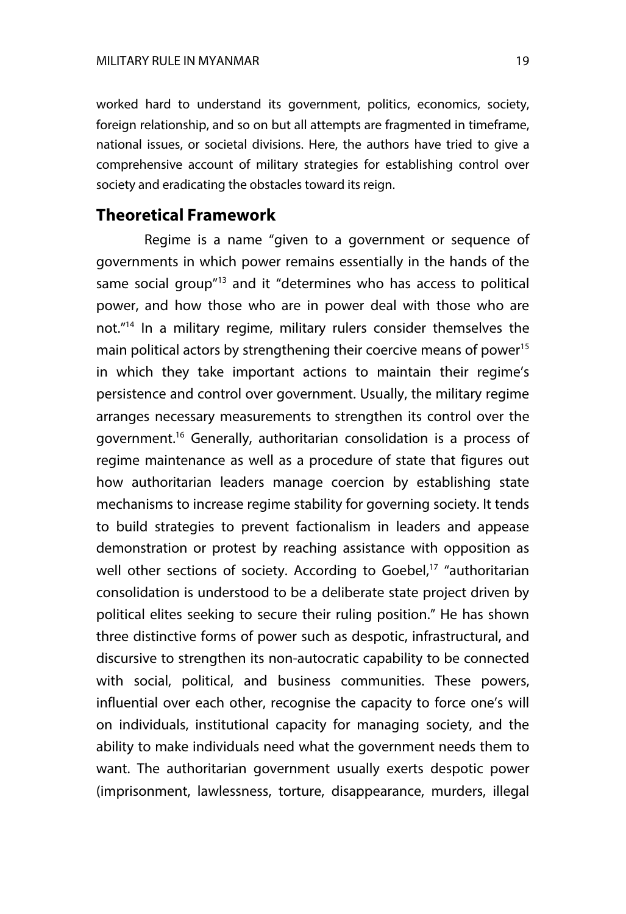worked hard to understand its government, politics, economics, society, foreign relationship, and so on but all attempts are fragmented in timeframe, national issues, or societal divisions. Here, the authors have tried to give a comprehensive account of military strategies for establishing control over society and eradicating the obstacles toward its reign.

## Theoretical Framework

Regime is a name "given to a government or sequence of governments in which power remains essentially in the hands of the same social group"[13] and it "determines who has access to political power, and how those who are in power deal with those who are not."[14] In a military regime, military rulers consider themselves the main political actors by strengthening their coercive means of power[15] in which they take important actions to maintain their regime's persistence and control over government. Usually, the military regime arranges necessary measurements to strengthen its control over the government.[16] Generally, authoritarian consolidation is a process of regime maintenance as well as a procedure of state that figures out how authoritarian leaders manage coercion by establishing state mechanisms to increase regime stability for governing society. It tends to build strategies to prevent factionalism in leaders and appease demonstration or protest by reaching assistance with opposition as well other sections of society. According to Goebel,[17] "authoritarian consolidation is understood to be a deliberate state project driven by political elites seeking to secure their ruling position." He has shown three distinctive forms of power such as despotic, infrastructural, and discursive to strengthen its non-autocratic capability to be connected with social, political, and business communities. These powers, influential over each other, recognise the capacity to force one's will on individuals, institutional capacity for managing society, and the ability to make individuals need what the government needs them to want. The authoritarian government usually exerts despotic power (imprisonment, lawlessness, torture, disappearance, murders, illegal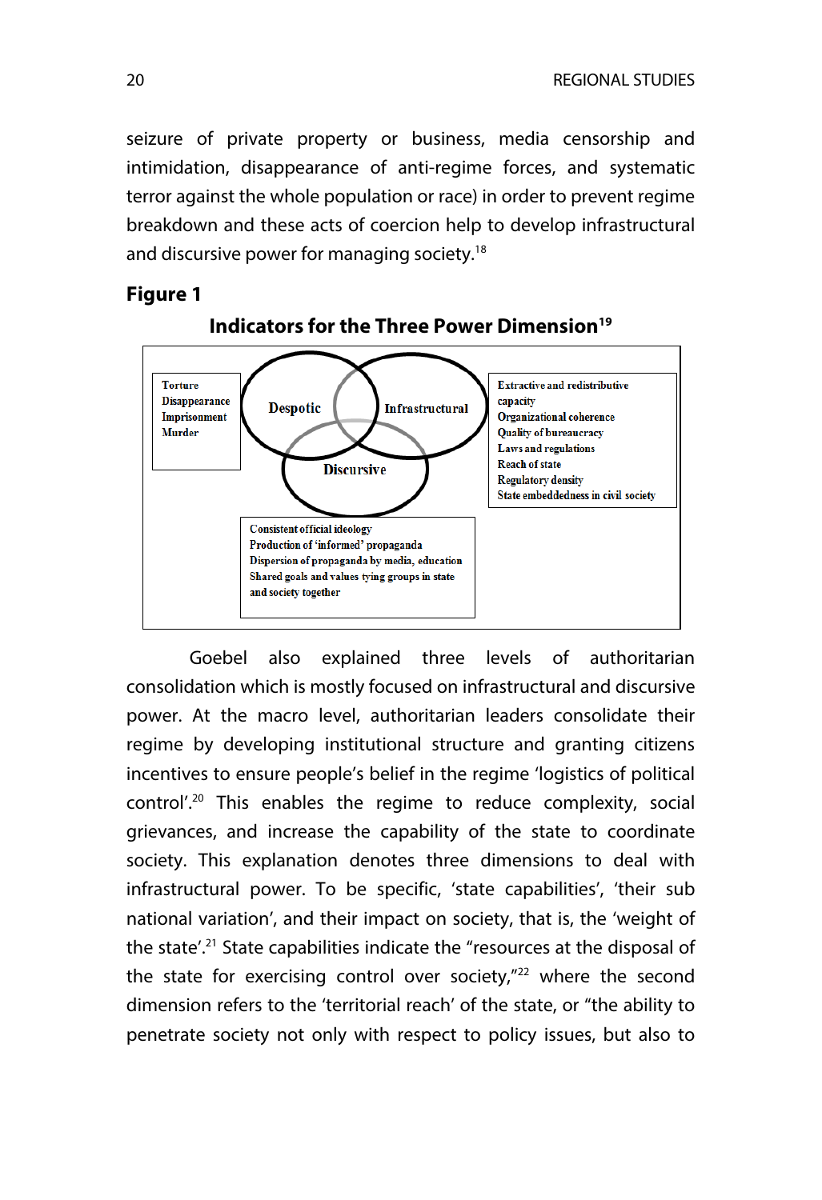seizure of private property or business, media censorship and intimidation, disappearance of anti-regime forces, and systematic terror against the whole population or race) in order to prevent regime breakdown and these acts of coercion help to develop infrastructural and discursive power for managing society.[18]

**Figure 1**

**Indicators for the Three Power Dimension[19]**

Torture
Disappearance
Imprisonment
Murder

Despotic

Infrastructural

Discursive

Extractive and redistributive capacity
Organizational coherence
Quality of bureaucracy
Laws and regulations
Reach of state
Regulatory density
State embeddedness in civil society

Consistent official ideology
Production of 'informed' propaganda
Dispersion of propaganda by media, education
Shared goals and values tying groups in state and society together

Goebel also explained three levels of authoritarian consolidation which is mostly focused on infrastructural and discursive power. At the macro level, authoritarian leaders consolidate their regime by developing institutional structure and granting citizens incentives to ensure people's belief in the regime 'logistics of political control'.[20] This enables the regime to reduce complexity, social grievances, and increase the capability of the state to coordinate society. This explanation denotes three dimensions to deal with infrastructural power. To be specific, 'state capabilities', 'their sub national variation', and their impact on society, that is, the 'weight of the state'.[21] State capabilities indicate the "resources at the disposal of the state for exercising control over society,"[22] where the second dimension refers to the 'territorial reach' of the state, or "the ability to penetrate society not only with respect to policy issues, but also to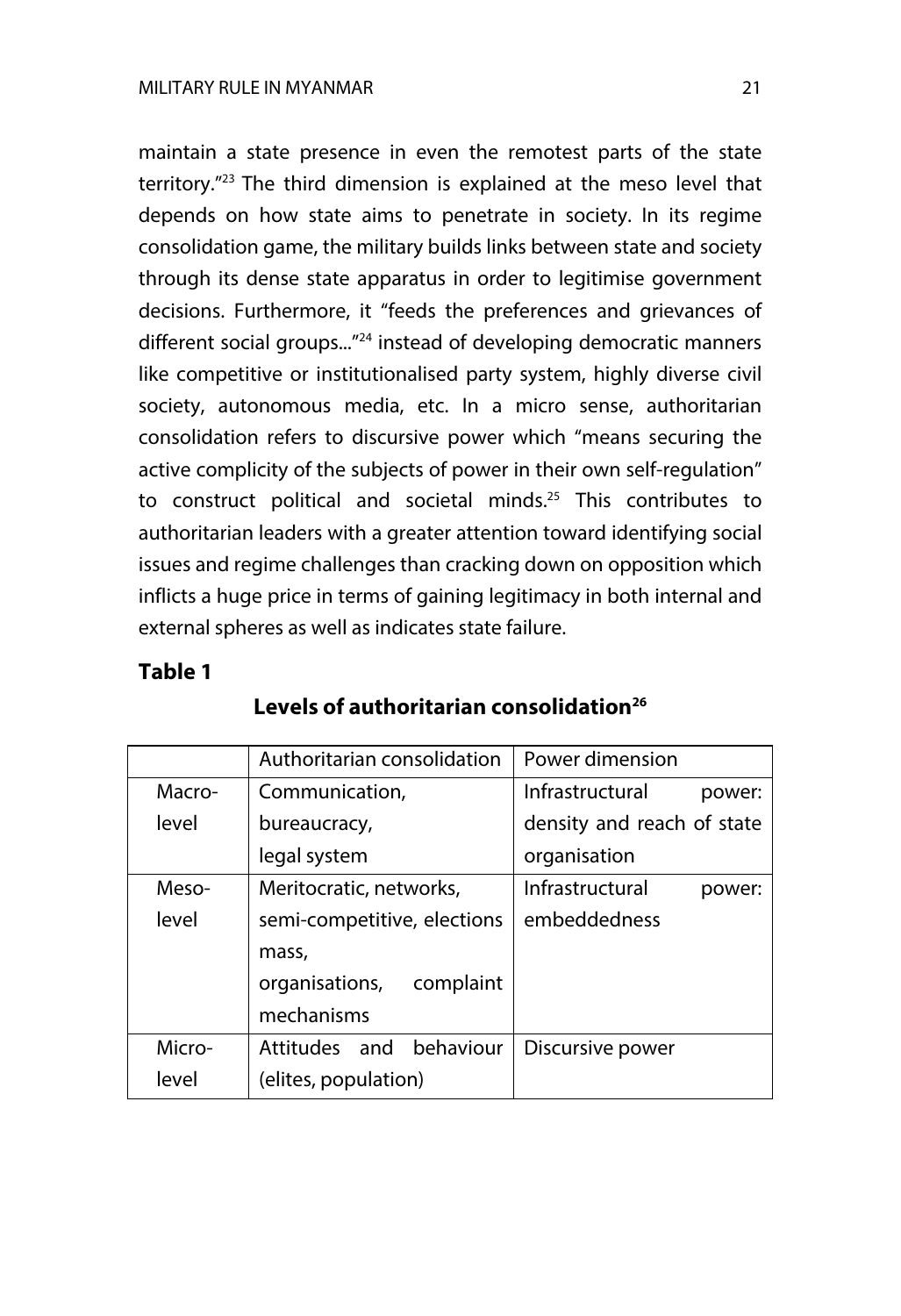maintain a state presence in even the remotest parts of the state territory."[23] The third dimension is explained at the meso level that depends on how state aims to penetrate in society. In its regime consolidation game, the military builds links between state and society through its dense state apparatus in order to legitimise government decisions. Furthermore, it "feeds the preferences and grievances of different social groups..."[24] instead of developing democratic manners like competitive or institutionalised party system, highly diverse civil society, autonomous media, etc. In a micro sense, authoritarian consolidation refers to discursive power which "means securing the active complicity of the subjects of power in their own self-regulation" to construct political and societal minds.[25] This contributes to authoritarian leaders with a greater attention toward identifying social issues and regime challenges than cracking down on opposition which inflicts a huge price in terms of gaining legitimacy in both internal and external spheres as well as indicates state failure.

**Table 1**

**Levels of authoritarian consolidation[26]**

| | Authoritarian consolidation | Power dimension |
|---|---|---|
| Macro-level | Communication, bureaucracy, legal system | Infrastructural power: density and reach of state organisation |
| Meso-level | Meritocratic, networks, semi-competitive, elections mass, organisations, complaint mechanisms | Infrastructural power: embeddedness |
| Micro-level | Attitudes and behaviour (elites, population) | Discursive power |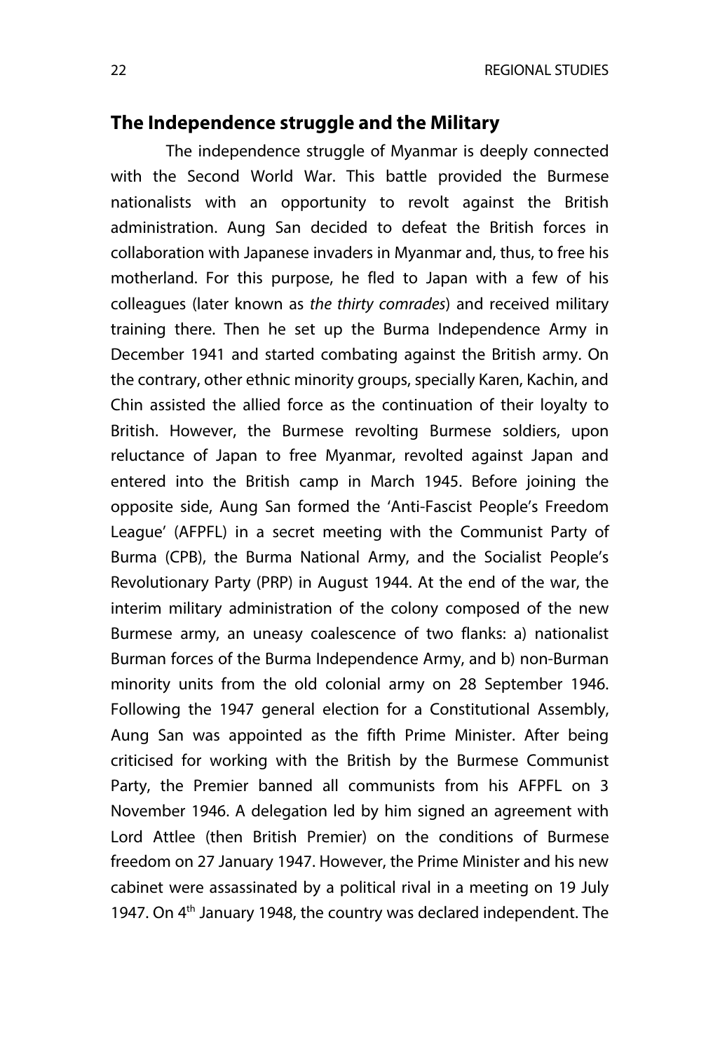## The Independence struggle and the Military

The independence struggle of Myanmar is deeply connected with the Second World War. This battle provided the Burmese nationalists with an opportunity to revolt against the British administration. Aung San decided to defeat the British forces in collaboration with Japanese invaders in Myanmar and, thus, to free his motherland. For this purpose, he fled to Japan with a few of his colleagues (later known as *the thirty comrades*) and received military training there. Then he set up the Burma Independence Army in December 1941 and started combating against the British army. On the contrary, other ethnic minority groups, specially Karen, Kachin, and Chin assisted the allied force as the continuation of their loyalty to British. However, the Burmese revolting Burmese soldiers, upon reluctance of Japan to free Myanmar, revolted against Japan and entered into the British camp in March 1945. Before joining the opposite side, Aung San formed the 'Anti-Fascist People's Freedom League' (AFPFL) in a secret meeting with the Communist Party of Burma (CPB), the Burma National Army, and the Socialist People's Revolutionary Party (PRP) in August 1944. At the end of the war, the interim military administration of the colony composed of the new Burmese army, an uneasy coalescence of two flanks: a) nationalist Burman forces of the Burma Independence Army, and b) non-Burman minority units from the old colonial army on 28 September 1946. Following the 1947 general election for a Constitutional Assembly, Aung San was appointed as the fifth Prime Minister. After being criticised for working with the British by the Burmese Communist Party, the Premier banned all communists from his AFPFL on 3 November 1946. A delegation led by him signed an agreement with Lord Attlee (then British Premier) on the conditions of Burmese freedom on 27 January 1947. However, the Prime Minister and his new cabinet were assassinated by a political rival in a meeting on 19 July 1947. On 4th January 1948, the country was declared independent. The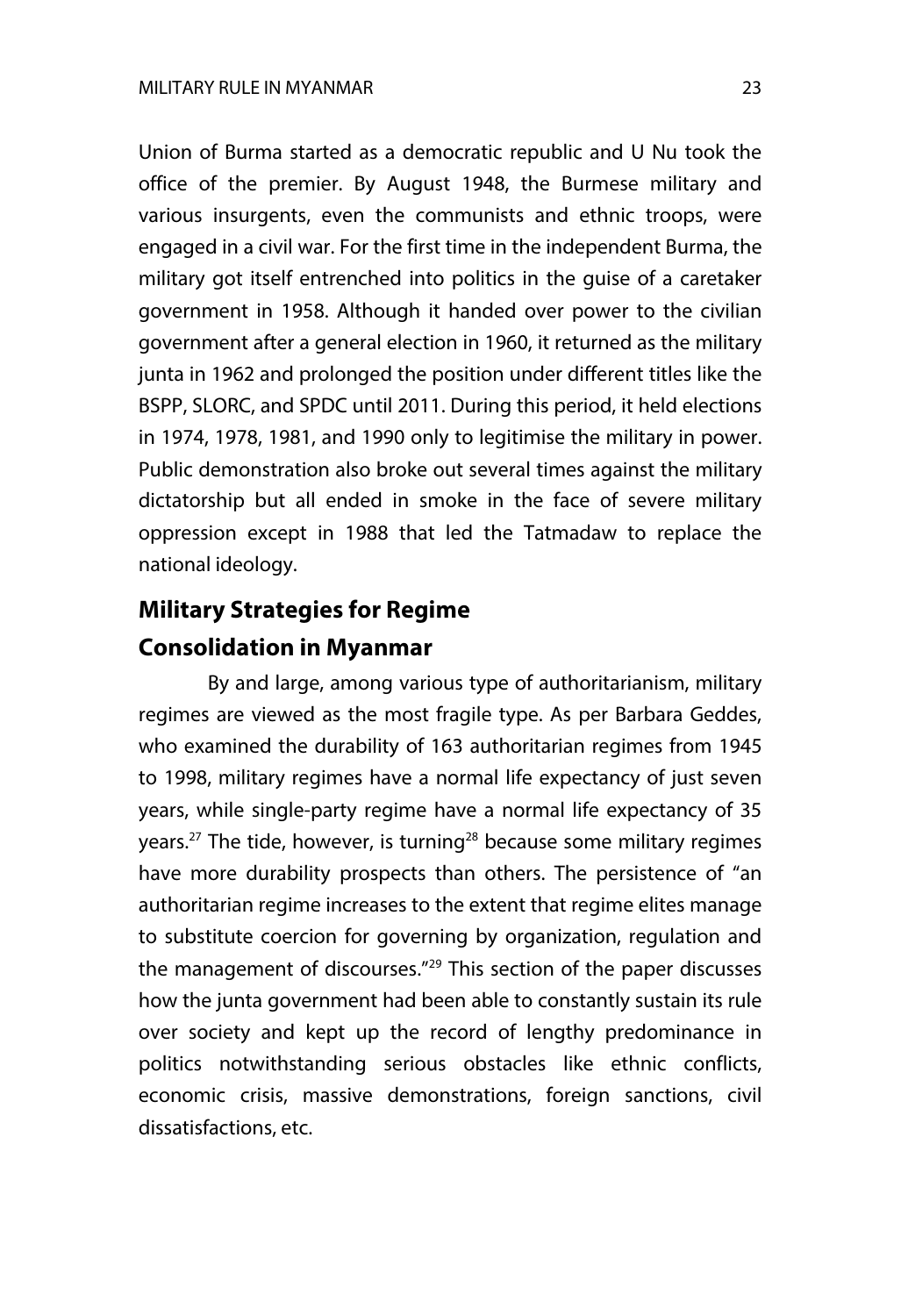Union of Burma started as a democratic republic and U Nu took the office of the premier. By August 1948, the Burmese military and various insurgents, even the communists and ethnic troops, were engaged in a civil war. For the first time in the independent Burma, the military got itself entrenched into politics in the guise of a caretaker government in 1958. Although it handed over power to the civilian government after a general election in 1960, it returned as the military junta in 1962 and prolonged the position under different titles like the BSPP, SLORC, and SPDC until 2011. During this period, it held elections in 1974, 1978, 1981, and 1990 only to legitimise the military in power. Public demonstration also broke out several times against the military dictatorship but all ended in smoke in the face of severe military oppression except in 1988 that led the Tatmadaw to replace the national ideology.

## Military Strategies for Regime Consolidation in Myanmar

By and large, among various type of authoritarianism, military regimes are viewed as the most fragile type. As per Barbara Geddes, who examined the durability of 163 authoritarian regimes from 1945 to 1998, military regimes have a normal life expectancy of just seven years, while single-party regime have a normal life expectancy of 35 years.[27] The tide, however, is turning[28] because some military regimes have more durability prospects than others. The persistence of "an authoritarian regime increases to the extent that regime elites manage to substitute coercion for governing by organization, regulation and the management of discourses."[29] This section of the paper discusses how the junta government had been able to constantly sustain its rule over society and kept up the record of lengthy predominance in politics notwithstanding serious obstacles like ethnic conflicts, economic crisis, massive demonstrations, foreign sanctions, civil dissatisfactions, etc.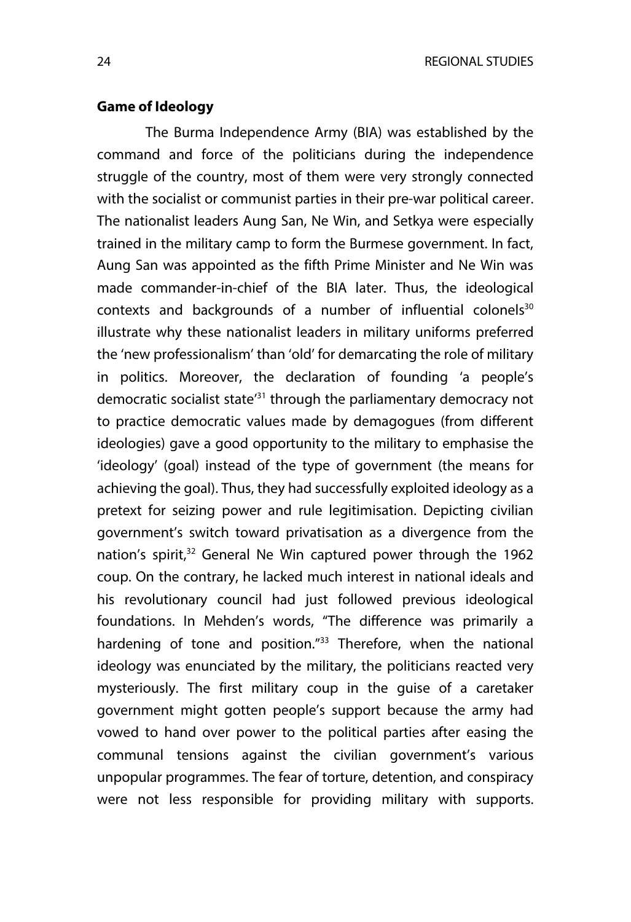**Game of Ideology**

The Burma Independence Army (BIA) was established by the command and force of the politicians during the independence struggle of the country, most of them were very strongly connected with the socialist or communist parties in their pre-war political career. The nationalist leaders Aung San, Ne Win, and Setkya were especially trained in the military camp to form the Burmese government. In fact, Aung San was appointed as the fifth Prime Minister and Ne Win was made commander-in-chief of the BIA later. Thus, the ideological contexts and backgrounds of a number of influential colonels[30] illustrate why these nationalist leaders in military uniforms preferred the 'new professionalism' than 'old' for demarcating the role of military in politics. Moreover, the declaration of founding 'a people's democratic socialist state'[31] through the parliamentary democracy not to practice democratic values made by demagogues (from different ideologies) gave a good opportunity to the military to emphasise the 'ideology' (goal) instead of the type of government (the means for achieving the goal). Thus, they had successfully exploited ideology as a pretext for seizing power and rule legitimisation. Depicting civilian government's switch toward privatisation as a divergence from the nation's spirit,[32] General Ne Win captured power through the 1962 coup. On the contrary, he lacked much interest in national ideals and his revolutionary council had just followed previous ideological foundations. In Mehden's words, "The difference was primarily a hardening of tone and position."[33] Therefore, when the national ideology was enunciated by the military, the politicians reacted very mysteriously. The first military coup in the guise of a caretaker government might gotten people's support because the army had vowed to hand over power to the political parties after easing the communal tensions against the civilian government's various unpopular programmes. The fear of torture, detention, and conspiracy were not less responsible for providing military with supports.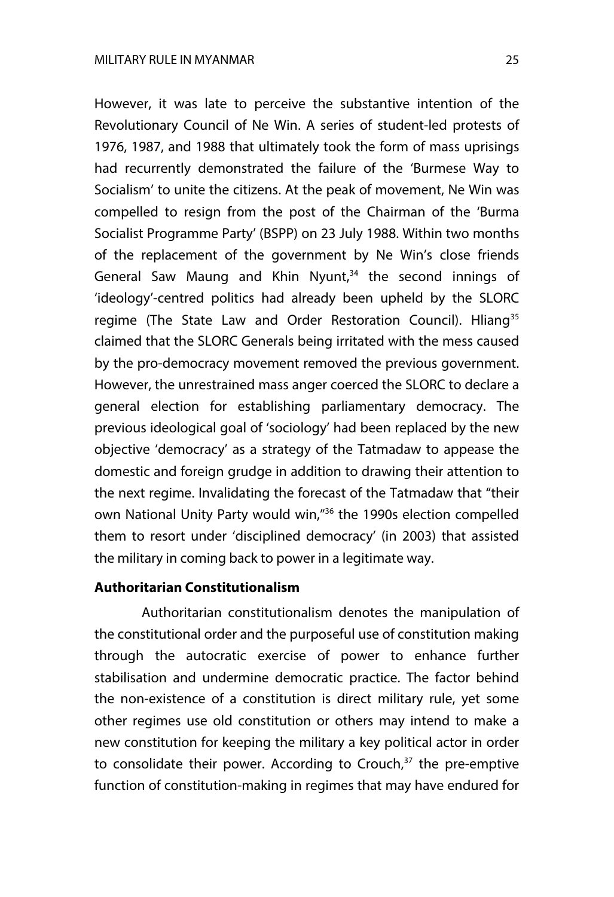However, it was late to perceive the substantive intention of the Revolutionary Council of Ne Win. A series of student-led protests of 1976, 1987, and 1988 that ultimately took the form of mass uprisings had recurrently demonstrated the failure of the 'Burmese Way to Socialism' to unite the citizens. At the peak of movement, Ne Win was compelled to resign from the post of the Chairman of the 'Burma Socialist Programme Party' (BSPP) on 23 July 1988. Within two months of the replacement of the government by Ne Win's close friends General Saw Maung and Khin Nyunt,[34] the second innings of 'ideology'-centred politics had already been upheld by the SLORC regime (The State Law and Order Restoration Council). Hliang[35] claimed that the SLORC Generals being irritated with the mess caused by the pro-democracy movement removed the previous government. However, the unrestrained mass anger coerced the SLORC to declare a general election for establishing parliamentary democracy. The previous ideological goal of 'sociology' had been replaced by the new objective 'democracy' as a strategy of the Tatmadaw to appease the domestic and foreign grudge in addition to drawing their attention to the next regime. Invalidating the forecast of the Tatmadaw that "their own National Unity Party would win,"[36] the 1990s election compelled them to resort under 'disciplined democracy' (in 2003) that assisted the military in coming back to power in a legitimate way.

**Authoritarian Constitutionalism**

Authoritarian constitutionalism denotes the manipulation of the constitutional order and the purposeful use of constitution making through the autocratic exercise of power to enhance further stabilisation and undermine democratic practice. The factor behind the non-existence of a constitution is direct military rule, yet some other regimes use old constitution or others may intend to make a new constitution for keeping the military a key political actor in order to consolidate their power. According to Crouch,[37] the pre-emptive function of constitution-making in regimes that may have endured for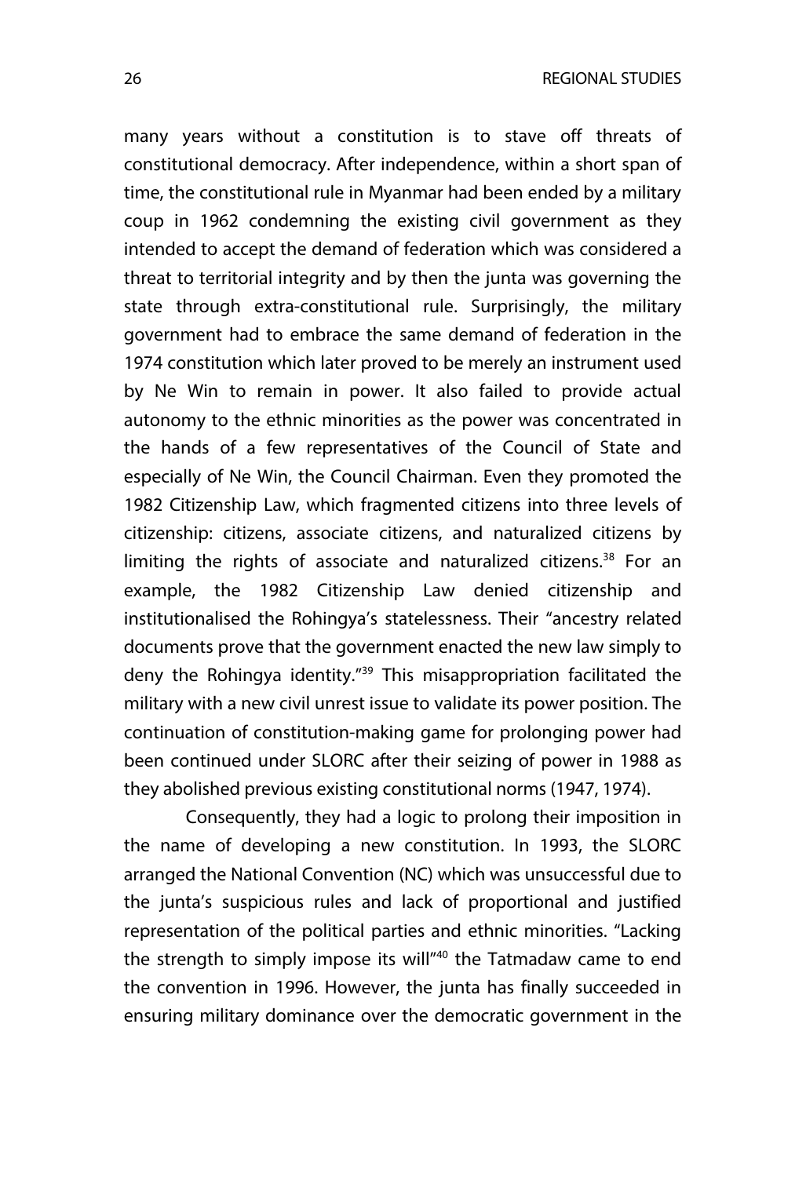many years without a constitution is to stave off threats of constitutional democracy. After independence, within a short span of time, the constitutional rule in Myanmar had been ended by a military coup in 1962 condemning the existing civil government as they intended to accept the demand of federation which was considered a threat to territorial integrity and by then the junta was governing the state through extra-constitutional rule. Surprisingly, the military government had to embrace the same demand of federation in the 1974 constitution which later proved to be merely an instrument used by Ne Win to remain in power. It also failed to provide actual autonomy to the ethnic minorities as the power was concentrated in the hands of a few representatives of the Council of State and especially of Ne Win, the Council Chairman. Even they promoted the 1982 Citizenship Law, which fragmented citizens into three levels of citizenship: citizens, associate citizens, and naturalized citizens by limiting the rights of associate and naturalized citizens.[38] For an example, the 1982 Citizenship Law denied citizenship and institutionalised the Rohingya's statelessness. Their "ancestry related documents prove that the government enacted the new law simply to deny the Rohingya identity."[39] This misappropriation facilitated the military with a new civil unrest issue to validate its power position. The continuation of constitution-making game for prolonging power had been continued under SLORC after their seizing of power in 1988 as they abolished previous existing constitutional norms (1947, 1974).

Consequently, they had a logic to prolong their imposition in the name of developing a new constitution. In 1993, the SLORC arranged the National Convention (NC) which was unsuccessful due to the junta's suspicious rules and lack of proportional and justified representation of the political parties and ethnic minorities. "Lacking the strength to simply impose its will"[40] the Tatmadaw came to end the convention in 1996. However, the junta has finally succeeded in ensuring military dominance over the democratic government in the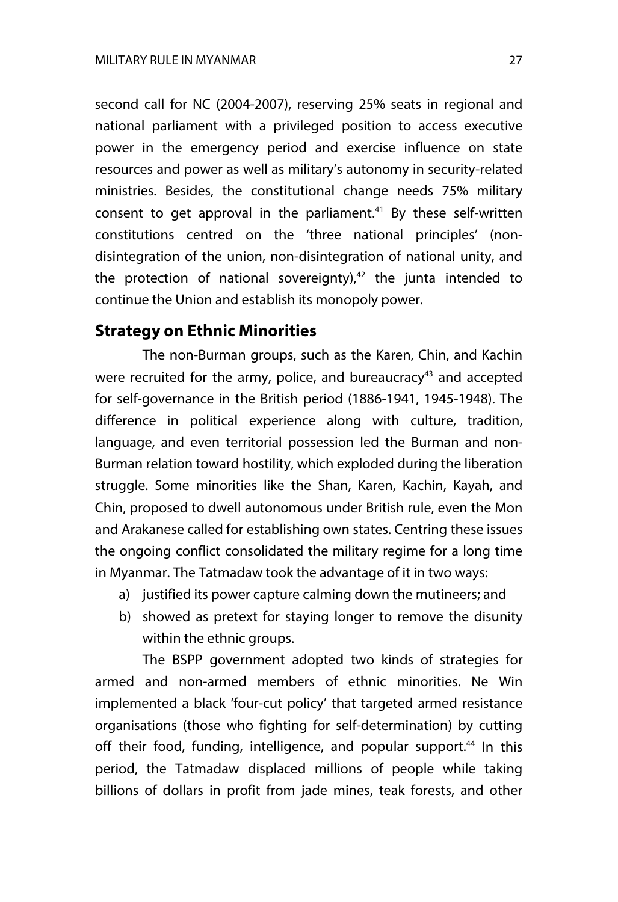second call for NC (2004-2007), reserving 25% seats in regional and national parliament with a privileged position to access executive power in the emergency period and exercise influence on state resources and power as well as military's autonomy in security-related ministries. Besides, the constitutional change needs 75% military consent to get approval in the parliament.[41] By these self-written constitutions centred on the 'three national principles' (non-disintegration of the union, non-disintegration of national unity, and the protection of national sovereignty),[42] the junta intended to continue the Union and establish its monopoly power.

## Strategy on Ethnic Minorities

The non-Burman groups, such as the Karen, Chin, and Kachin were recruited for the army, police, and bureaucracy[43] and accepted for self-governance in the British period (1886-1941, 1945-1948). The difference in political experience along with culture, tradition, language, and even territorial possession led the Burman and non-Burman relation toward hostility, which exploded during the liberation struggle. Some minorities like the Shan, Karen, Kachin, Kayah, and Chin, proposed to dwell autonomous under British rule, even the Mon and Arakanese called for establishing own states. Centring these issues the ongoing conflict consolidated the military regime for a long time in Myanmar. The Tatmadaw took the advantage of it in two ways:

a) justified its power capture calming down the mutineers; and
b) showed as pretext for staying longer to remove the disunity within the ethnic groups.

The BSPP government adopted two kinds of strategies for armed and non-armed members of ethnic minorities. Ne Win implemented a black 'four-cut policy' that targeted armed resistance organisations (those who fighting for self-determination) by cutting off their food, funding, intelligence, and popular support.[44] In this period, the Tatmadaw displaced millions of people while taking billions of dollars in profit from jade mines, teak forests, and other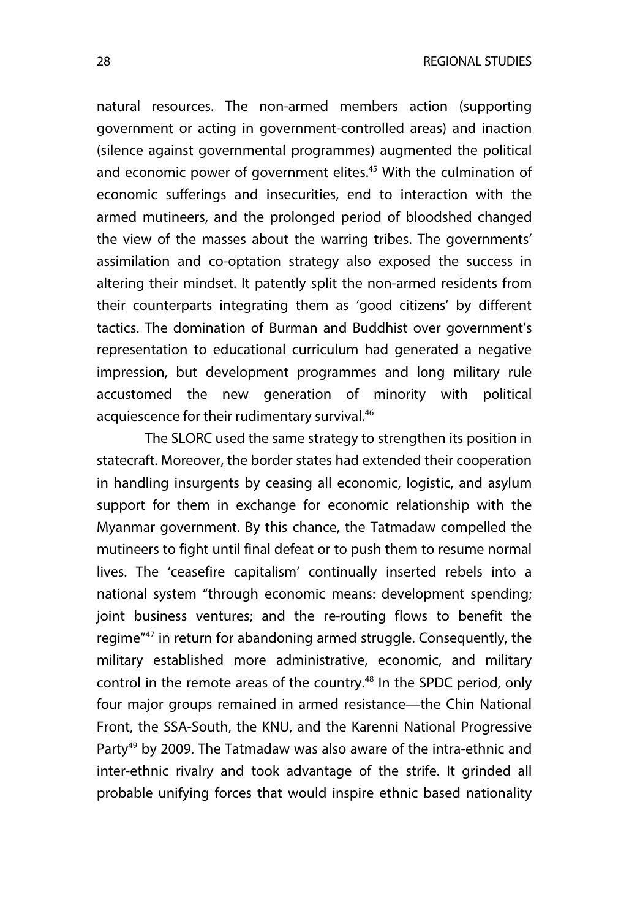natural resources. The non-armed members action (supporting government or acting in government-controlled areas) and inaction (silence against governmental programmes) augmented the political and economic power of government elites.[45] With the culmination of economic sufferings and insecurities, end to interaction with the armed mutineers, and the prolonged period of bloodshed changed the view of the masses about the warring tribes. The governments' assimilation and co-optation strategy also exposed the success in altering their mindset. It patently split the non-armed residents from their counterparts integrating them as 'good citizens' by different tactics. The domination of Burman and Buddhist over government's representation to educational curriculum had generated a negative impression, but development programmes and long military rule accustomed the new generation of minority with political acquiescence for their rudimentary survival.[46]

The SLORC used the same strategy to strengthen its position in statecraft. Moreover, the border states had extended their cooperation in handling insurgents by ceasing all economic, logistic, and asylum support for them in exchange for economic relationship with the Myanmar government. By this chance, the Tatmadaw compelled the mutineers to fight until final defeat or to push them to resume normal lives. The 'ceasefire capitalism' continually inserted rebels into a national system "through economic means: development spending; joint business ventures; and the re-routing flows to benefit the regime"[47] in return for abandoning armed struggle. Consequently, the military established more administrative, economic, and military control in the remote areas of the country.[48] In the SPDC period, only four major groups remained in armed resistance—the Chin National Front, the SSA-South, the KNU, and the Karenni National Progressive Party[49] by 2009. The Tatmadaw was also aware of the intra-ethnic and inter-ethnic rivalry and took advantage of the strife. It grinded all probable unifying forces that would inspire ethnic based nationality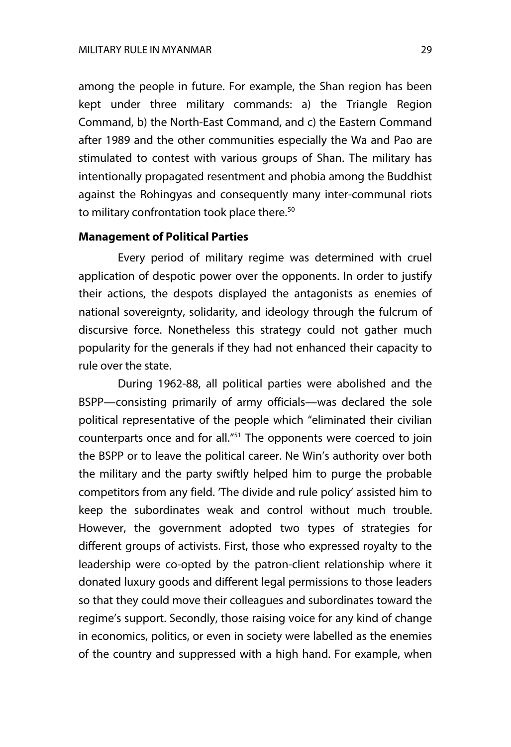among the people in future. For example, the Shan region has been kept under three military commands: a) the Triangle Region Command, b) the North-East Command, and c) the Eastern Command after 1989 and the other communities especially the Wa and Pao are stimulated to contest with various groups of Shan. The military has intentionally propagated resentment and phobia among the Buddhist against the Rohingyas and consequently many inter-communal riots to military confrontation took place there.[50]

### Management of Political Parties

Every period of military regime was determined with cruel application of despotic power over the opponents. In order to justify their actions, the despots displayed the antagonists as enemies of national sovereignty, solidarity, and ideology through the fulcrum of discursive force. Nonetheless this strategy could not gather much popularity for the generals if they had not enhanced their capacity to rule over the state.

During 1962-88, all political parties were abolished and the BSPP—consisting primarily of army officials—was declared the sole political representative of the people which "eliminated their civilian counterparts once and for all."[51] The opponents were coerced to join the BSPP or to leave the political career. Ne Win's authority over both the military and the party swiftly helped him to purge the probable competitors from any field. 'The divide and rule policy' assisted him to keep the subordinates weak and control without much trouble. However, the government adopted two types of strategies for different groups of activists. First, those who expressed royalty to the leadership were co-opted by the patron-client relationship where it donated luxury goods and different legal permissions to those leaders so that they could move their colleagues and subordinates toward the regime's support. Secondly, those raising voice for any kind of change in economics, politics, or even in society were labelled as the enemies of the country and suppressed with a high hand. For example, when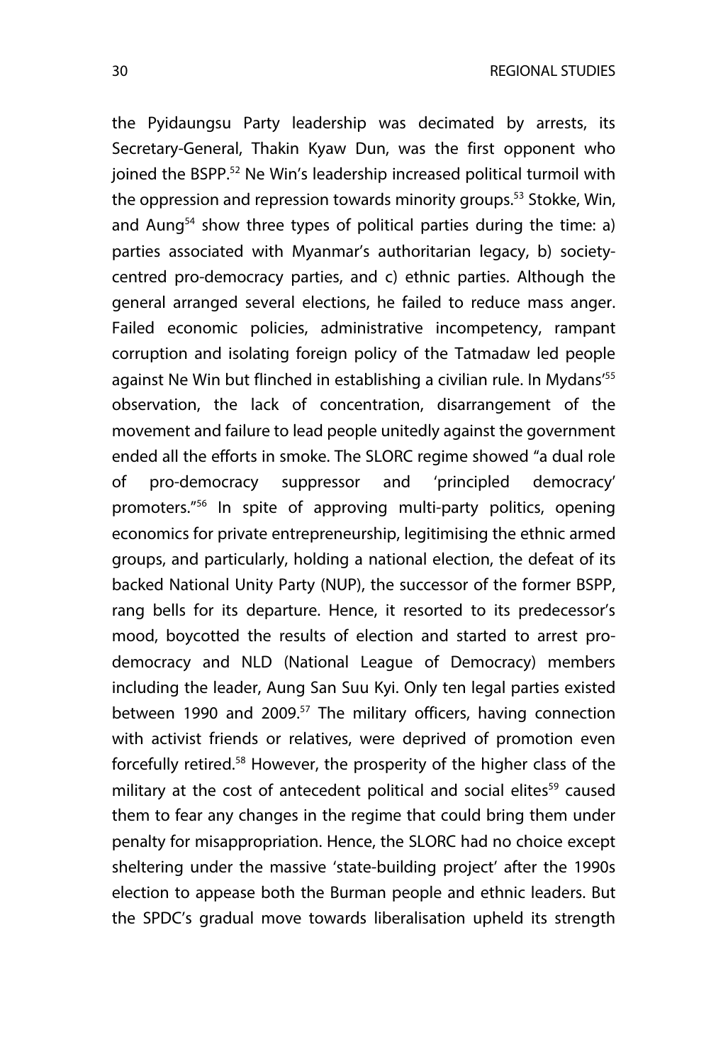the Pyidaungsu Party leadership was decimated by arrests, its Secretary-General, Thakin Kyaw Dun, was the first opponent who joined the BSPP.[52] Ne Win's leadership increased political turmoil with the oppression and repression towards minority groups.[53] Stokke, Win, and Aung[54] show three types of political parties during the time: a) parties associated with Myanmar's authoritarian legacy, b) society-centred pro-democracy parties, and c) ethnic parties. Although the general arranged several elections, he failed to reduce mass anger. Failed economic policies, administrative incompetency, rampant corruption and isolating foreign policy of the Tatmadaw led people against Ne Win but flinched in establishing a civilian rule. In Mydans'[55] observation, the lack of concentration, disarrangement of the movement and failure to lead people unitedly against the government ended all the efforts in smoke. The SLORC regime showed "a dual role of pro-democracy suppressor and 'principled democracy' promoters."[56] In spite of approving multi-party politics, opening economics for private entrepreneurship, legitimising the ethnic armed groups, and particularly, holding a national election, the defeat of its backed National Unity Party (NUP), the successor of the former BSPP, rang bells for its departure. Hence, it resorted to its predecessor's mood, boycotted the results of election and started to arrest pro-democracy and NLD (National League of Democracy) members including the leader, Aung San Suu Kyi. Only ten legal parties existed between 1990 and 2009.[57] The military officers, having connection with activist friends or relatives, were deprived of promotion even forcefully retired.[58] However, the prosperity of the higher class of the military at the cost of antecedent political and social elites[59] caused them to fear any changes in the regime that could bring them under penalty for misappropriation. Hence, the SLORC had no choice except sheltering under the massive 'state-building project' after the 1990s election to appease both the Burman people and ethnic leaders. But the SPDC's gradual move towards liberalisation upheld its strength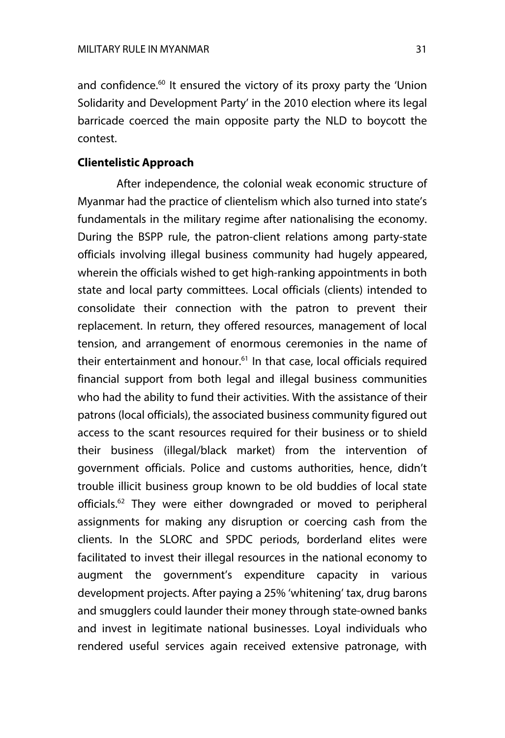and confidence.[60] It ensured the victory of its proxy party the 'Union Solidarity and Development Party' in the 2010 election where its legal barricade coerced the main opposite party the NLD to boycott the contest.

**Clientelistic Approach**

After independence, the colonial weak economic structure of Myanmar had the practice of clientelism which also turned into state's fundamentals in the military regime after nationalising the economy. During the BSPP rule, the patron-client relations among party-state officials involving illegal business community had hugely appeared, wherein the officials wished to get high-ranking appointments in both state and local party committees. Local officials (clients) intended to consolidate their connection with the patron to prevent their replacement. In return, they offered resources, management of local tension, and arrangement of enormous ceremonies in the name of their entertainment and honour.[61] In that case, local officials required financial support from both legal and illegal business communities who had the ability to fund their activities. With the assistance of their patrons (local officials), the associated business community figured out access to the scant resources required for their business or to shield their business (illegal/black market) from the intervention of government officials. Police and customs authorities, hence, didn't trouble illicit business group known to be old buddies of local state officials.[62] They were either downgraded or moved to peripheral assignments for making any disruption or coercing cash from the clients. In the SLORC and SPDC periods, borderland elites were facilitated to invest their illegal resources in the national economy to augment the government's expenditure capacity in various development projects. After paying a 25% 'whitening' tax, drug barons and smugglers could launder their money through state-owned banks and invest in legitimate national businesses. Loyal individuals who rendered useful services again received extensive patronage, with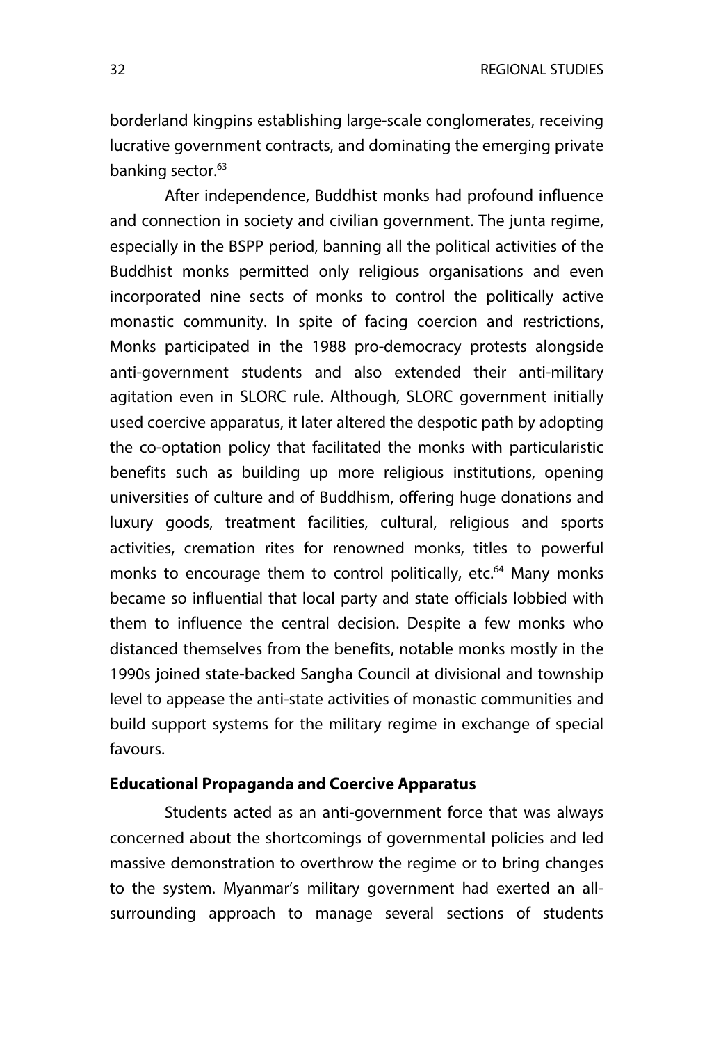borderland kingpins establishing large-scale conglomerates, receiving lucrative government contracts, and dominating the emerging private banking sector.[63]

After independence, Buddhist monks had profound influence and connection in society and civilian government. The junta regime, especially in the BSPP period, banning all the political activities of the Buddhist monks permitted only religious organisations and even incorporated nine sects of monks to control the politically active monastic community. In spite of facing coercion and restrictions, Monks participated in the 1988 pro-democracy protests alongside anti-government students and also extended their anti-military agitation even in SLORC rule. Although, SLORC government initially used coercive apparatus, it later altered the despotic path by adopting the co-optation policy that facilitated the monks with particularistic benefits such as building up more religious institutions, opening universities of culture and of Buddhism, offering huge donations and luxury goods, treatment facilities, cultural, religious and sports activities, cremation rites for renowned monks, titles to powerful monks to encourage them to control politically, etc.[64] Many monks became so influential that local party and state officials lobbied with them to influence the central decision. Despite a few monks who distanced themselves from the benefits, notable monks mostly in the 1990s joined state-backed Sangha Council at divisional and township level to appease the anti-state activities of monastic communities and build support systems for the military regime in exchange of special favours.

**Educational Propaganda and Coercive Apparatus**

Students acted as an anti-government force that was always concerned about the shortcomings of governmental policies and led massive demonstration to overthrow the regime or to bring changes to the system. Myanmar's military government had exerted an all-surrounding approach to manage several sections of students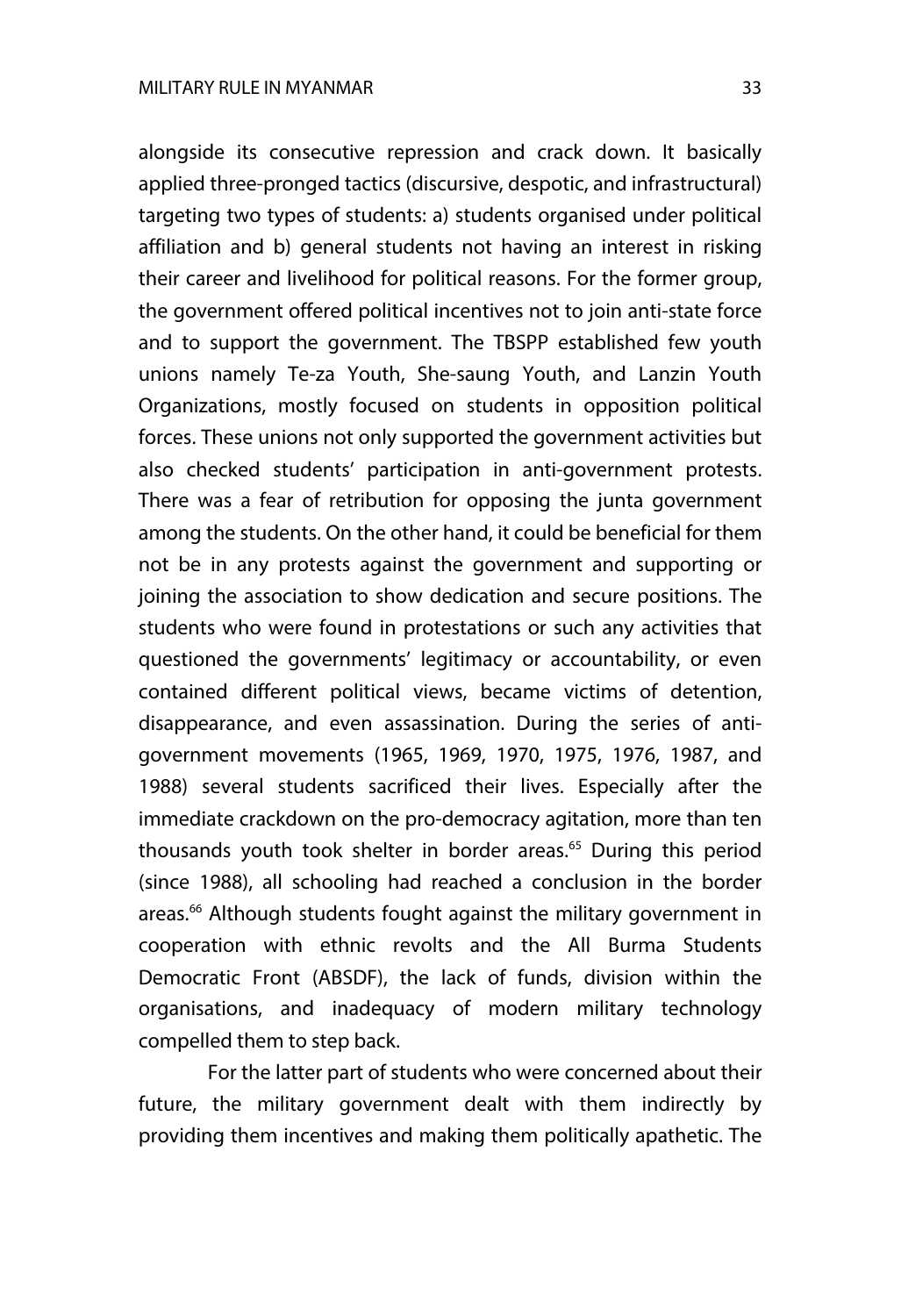alongside its consecutive repression and crack down. It basically applied three-pronged tactics (discursive, despotic, and infrastructural) targeting two types of students: a) students organised under political affiliation and b) general students not having an interest in risking their career and livelihood for political reasons. For the former group, the government offered political incentives not to join anti-state force and to support the government. The TBSPP established few youth unions namely Te-za Youth, She-saung Youth, and Lanzin Youth Organizations, mostly focused on students in opposition political forces. These unions not only supported the government activities but also checked students' participation in anti-government protests. There was a fear of retribution for opposing the junta government among the students. On the other hand, it could be beneficial for them not be in any protests against the government and supporting or joining the association to show dedication and secure positions. The students who were found in protestations or such any activities that questioned the governments' legitimacy or accountability, or even contained different political views, became victims of detention, disappearance, and even assassination. During the series of anti-government movements (1965, 1969, 1970, 1975, 1976, 1987, and 1988) several students sacrificed their lives. Especially after the immediate crackdown on the pro-democracy agitation, more than ten thousands youth took shelter in border areas.[65] During this period (since 1988), all schooling had reached a conclusion in the border areas.[66] Although students fought against the military government in cooperation with ethnic revolts and the All Burma Students Democratic Front (ABSDF), the lack of funds, division within the organisations, and inadequacy of modern military technology compelled them to step back.

For the latter part of students who were concerned about their future, the military government dealt with them indirectly by providing them incentives and making them politically apathetic. The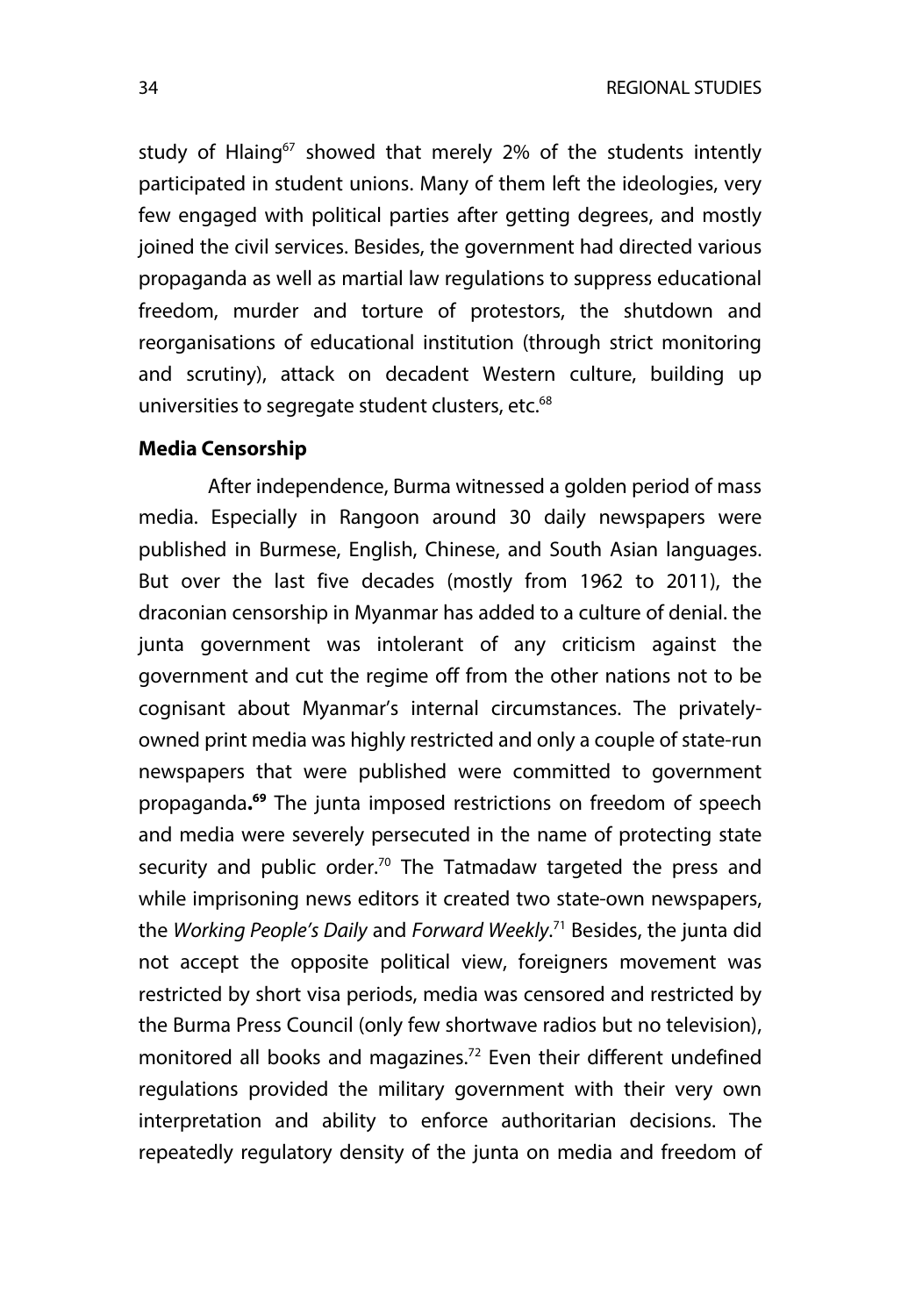study of Hlaing[67] showed that merely 2% of the students intently participated in student unions. Many of them left the ideologies, very few engaged with political parties after getting degrees, and mostly joined the civil services. Besides, the government had directed various propaganda as well as martial law regulations to suppress educational freedom, murder and torture of protestors, the shutdown and reorganisations of educational institution (through strict monitoring and scrutiny), attack on decadent Western culture, building up universities to segregate student clusters, etc.[68]

**Media Censorship**

After independence, Burma witnessed a golden period of mass media. Especially in Rangoon around 30 daily newspapers were published in Burmese, English, Chinese, and South Asian languages. But over the last five decades (mostly from 1962 to 2011), the draconian censorship in Myanmar has added to a culture of denial. the junta government was intolerant of any criticism against the government and cut the regime off from the other nations not to be cognisant about Myanmar's internal circumstances. The privately-owned print media was highly restricted and only a couple of state-run newspapers that were published were committed to government propaganda**.**[69] The junta imposed restrictions on freedom of speech and media were severely persecuted in the name of protecting state security and public order.[70] The Tatmadaw targeted the press and while imprisoning news editors it created two state-own newspapers, the *Working People's Daily* and *Forward Weekly*.[71] Besides, the junta did not accept the opposite political view, foreigners movement was restricted by short visa periods, media was censored and restricted by the Burma Press Council (only few shortwave radios but no television), monitored all books and magazines.[72] Even their different undefined regulations provided the military government with their very own interpretation and ability to enforce authoritarian decisions. The repeatedly regulatory density of the junta on media and freedom of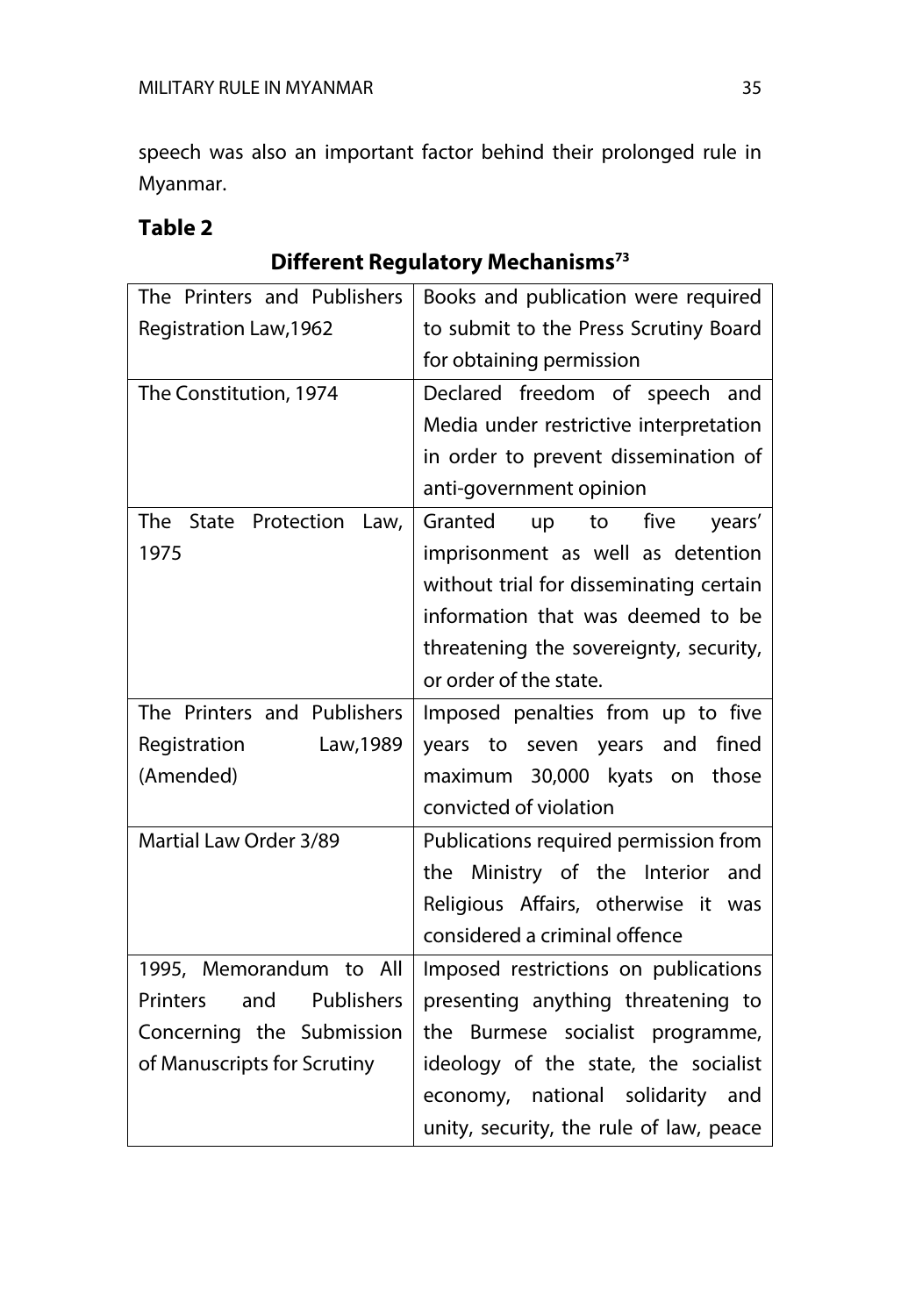speech was also an important factor behind their prolonged rule in Myanmar.

**Table 2**

**Different Regulatory Mechanisms[73]**

| | |
|---|---|
| The Printers and Publishers Registration Law,1962 | Books and publication were required to submit to the Press Scrutiny Board for obtaining permission |
| The Constitution, 1974 | Declared freedom of speech and Media under restrictive interpretation in order to prevent dissemination of anti-government opinion |
| The State Protection Law, 1975 | Granted up to five years' imprisonment as well as detention without trial for disseminating certain information that was deemed to be threatening the sovereignty, security, or order of the state. |
| The Printers and Publishers Registration Law,1989 (Amended) | Imposed penalties from up to five years to seven years and fined maximum 30,000 kyats on those convicted of violation |
| Martial Law Order 3/89 | Publications required permission from the Ministry of the Interior and Religious Affairs, otherwise it was considered a criminal offence |
| 1995, Memorandum to All Printers and Publishers Concerning the Submission of Manuscripts for Scrutiny | Imposed restrictions on publications presenting anything threatening to the Burmese socialist programme, ideology of the state, the socialist economy, national solidarity and unity, security, the rule of law, peace |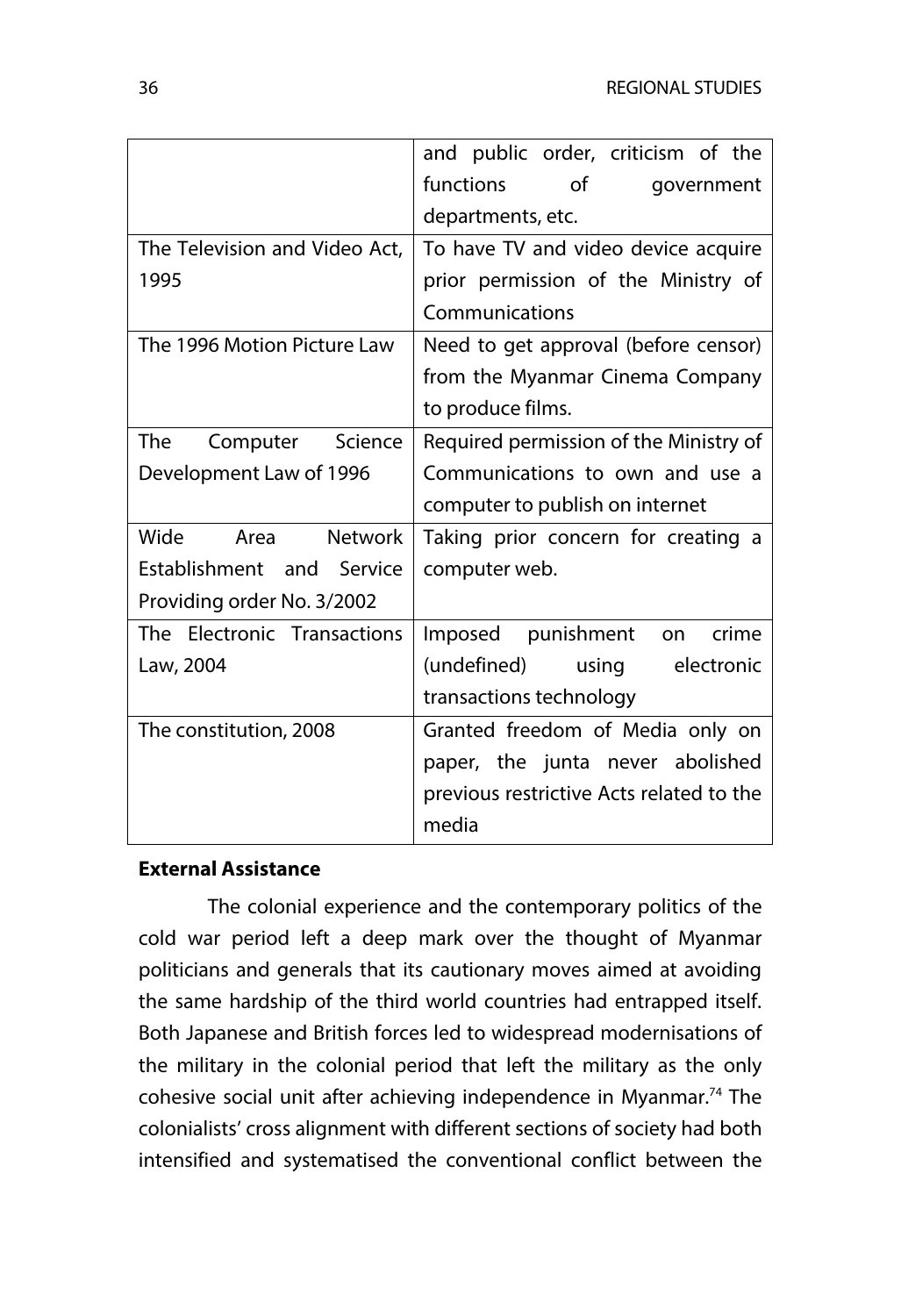| | |
|---|---|
| | and public order, criticism of the functions of government departments, etc. |
| The Television and Video Act, 1995 | To have TV and video device acquire prior permission of the Ministry of Communications |
| The 1996 Motion Picture Law | Need to get approval (before censor) from the Myanmar Cinema Company to produce films. |
| The Computer Science Development Law of 1996 | Required permission of the Ministry of Communications to own and use a computer to publish on internet |
| Wide Area Network Establishment and Service Providing order No. 3/2002 | Taking prior concern for creating a computer web. |
| The Electronic Transactions Law, 2004 | Imposed punishment on crime (undefined) using electronic transactions technology |
| The constitution, 2008 | Granted freedom of Media only on paper, the junta never abolished previous restrictive Acts related to the media |

**External Assistance**

The colonial experience and the contemporary politics of the cold war period left a deep mark over the thought of Myanmar politicians and generals that its cautionary moves aimed at avoiding the same hardship of the third world countries had entrapped itself. Both Japanese and British forces led to widespread modernisations of the military in the colonial period that left the military as the only cohesive social unit after achieving independence in Myanmar.[74] The colonialists' cross alignment with different sections of society had both intensified and systematised the conventional conflict between the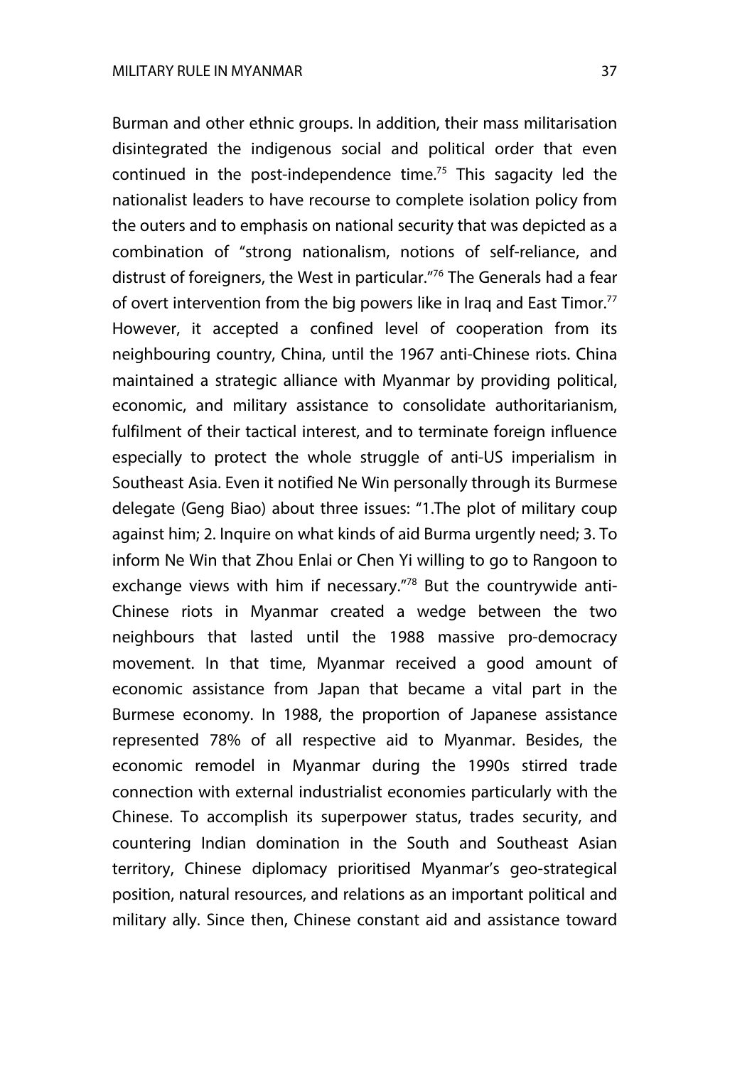Burman and other ethnic groups. In addition, their mass militarisation disintegrated the indigenous social and political order that even continued in the post-independence time.[75] This sagacity led the nationalist leaders to have recourse to complete isolation policy from the outers and to emphasis on national security that was depicted as a combination of "strong nationalism, notions of self-reliance, and distrust of foreigners, the West in particular."[76] The Generals had a fear of overt intervention from the big powers like in Iraq and East Timor.[77] However, it accepted a confined level of cooperation from its neighbouring country, China, until the 1967 anti-Chinese riots. China maintained a strategic alliance with Myanmar by providing political, economic, and military assistance to consolidate authoritarianism, fulfilment of their tactical interest, and to terminate foreign influence especially to protect the whole struggle of anti-US imperialism in Southeast Asia. Even it notified Ne Win personally through its Burmese delegate (Geng Biao) about three issues: "1.The plot of military coup against him; 2. Inquire on what kinds of aid Burma urgently need; 3. To inform Ne Win that Zhou Enlai or Chen Yi willing to go to Rangoon to exchange views with him if necessary."[78] But the countrywide anti-Chinese riots in Myanmar created a wedge between the two neighbours that lasted until the 1988 massive pro-democracy movement. In that time, Myanmar received a good amount of economic assistance from Japan that became a vital part in the Burmese economy. In 1988, the proportion of Japanese assistance represented 78% of all respective aid to Myanmar. Besides, the economic remodel in Myanmar during the 1990s stirred trade connection with external industrialist economies particularly with the Chinese. To accomplish its superpower status, trades security, and countering Indian domination in the South and Southeast Asian territory, Chinese diplomacy prioritised Myanmar's geo-strategical position, natural resources, and relations as an important political and military ally. Since then, Chinese constant aid and assistance toward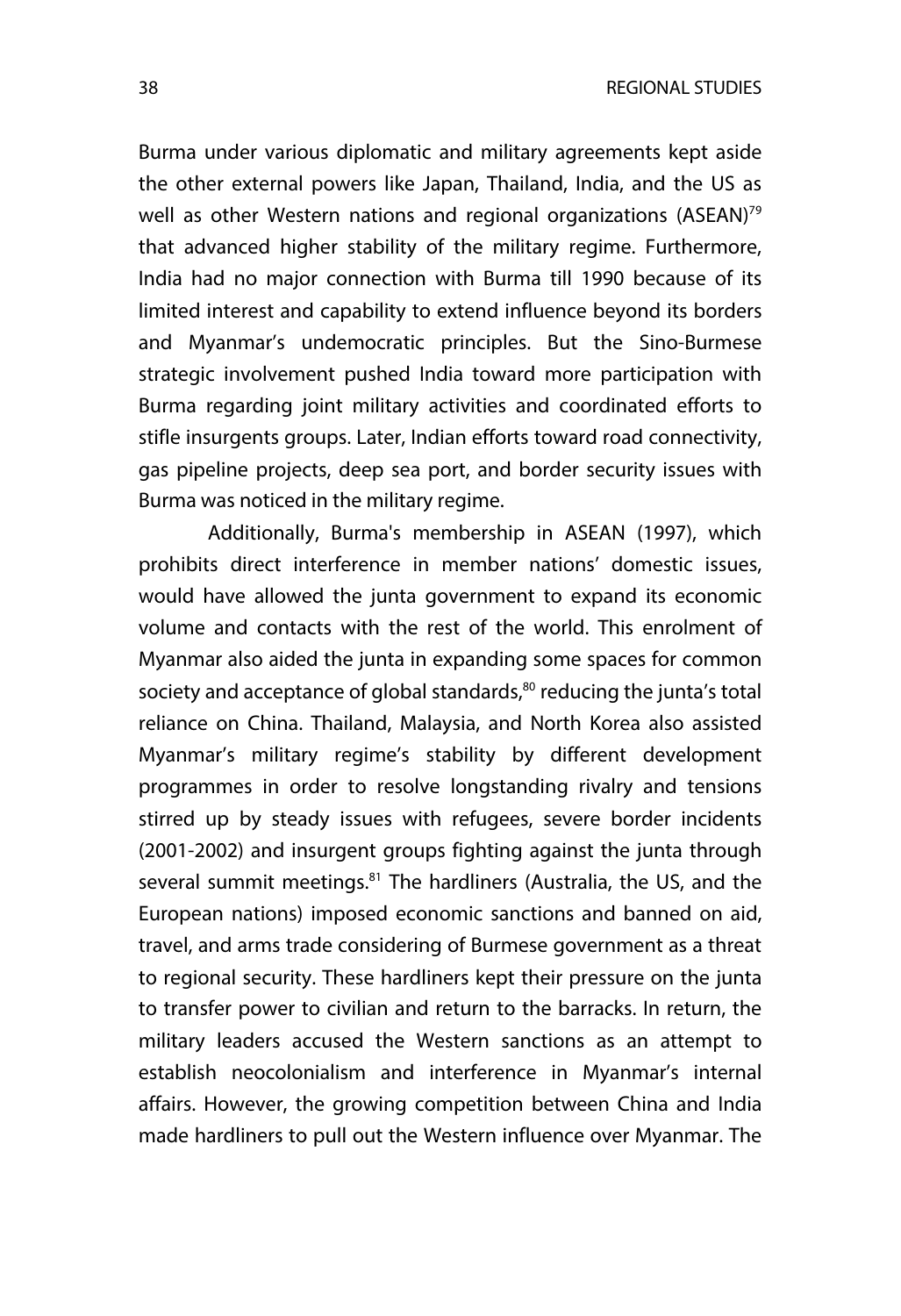Burma under various diplomatic and military agreements kept aside the other external powers like Japan, Thailand, India, and the US as well as other Western nations and regional organizations (ASEAN)[79] that advanced higher stability of the military regime. Furthermore, India had no major connection with Burma till 1990 because of its limited interest and capability to extend influence beyond its borders and Myanmar's undemocratic principles. But the Sino-Burmese strategic involvement pushed India toward more participation with Burma regarding joint military activities and coordinated efforts to stifle insurgents groups. Later, Indian efforts toward road connectivity, gas pipeline projects, deep sea port, and border security issues with Burma was noticed in the military regime.

Additionally, Burma's membership in ASEAN (1997), which prohibits direct interference in member nations' domestic issues, would have allowed the junta government to expand its economic volume and contacts with the rest of the world. This enrolment of Myanmar also aided the junta in expanding some spaces for common society and acceptance of global standards,[80] reducing the junta's total reliance on China. Thailand, Malaysia, and North Korea also assisted Myanmar's military regime's stability by different development programmes in order to resolve longstanding rivalry and tensions stirred up by steady issues with refugees, severe border incidents (2001-2002) and insurgent groups fighting against the junta through several summit meetings.[81] The hardliners (Australia, the US, and the European nations) imposed economic sanctions and banned on aid, travel, and arms trade considering of Burmese government as a threat to regional security. These hardliners kept their pressure on the junta to transfer power to civilian and return to the barracks. In return, the military leaders accused the Western sanctions as an attempt to establish neocolonialism and interference in Myanmar's internal affairs. However, the growing competition between China and India made hardliners to pull out the Western influence over Myanmar. The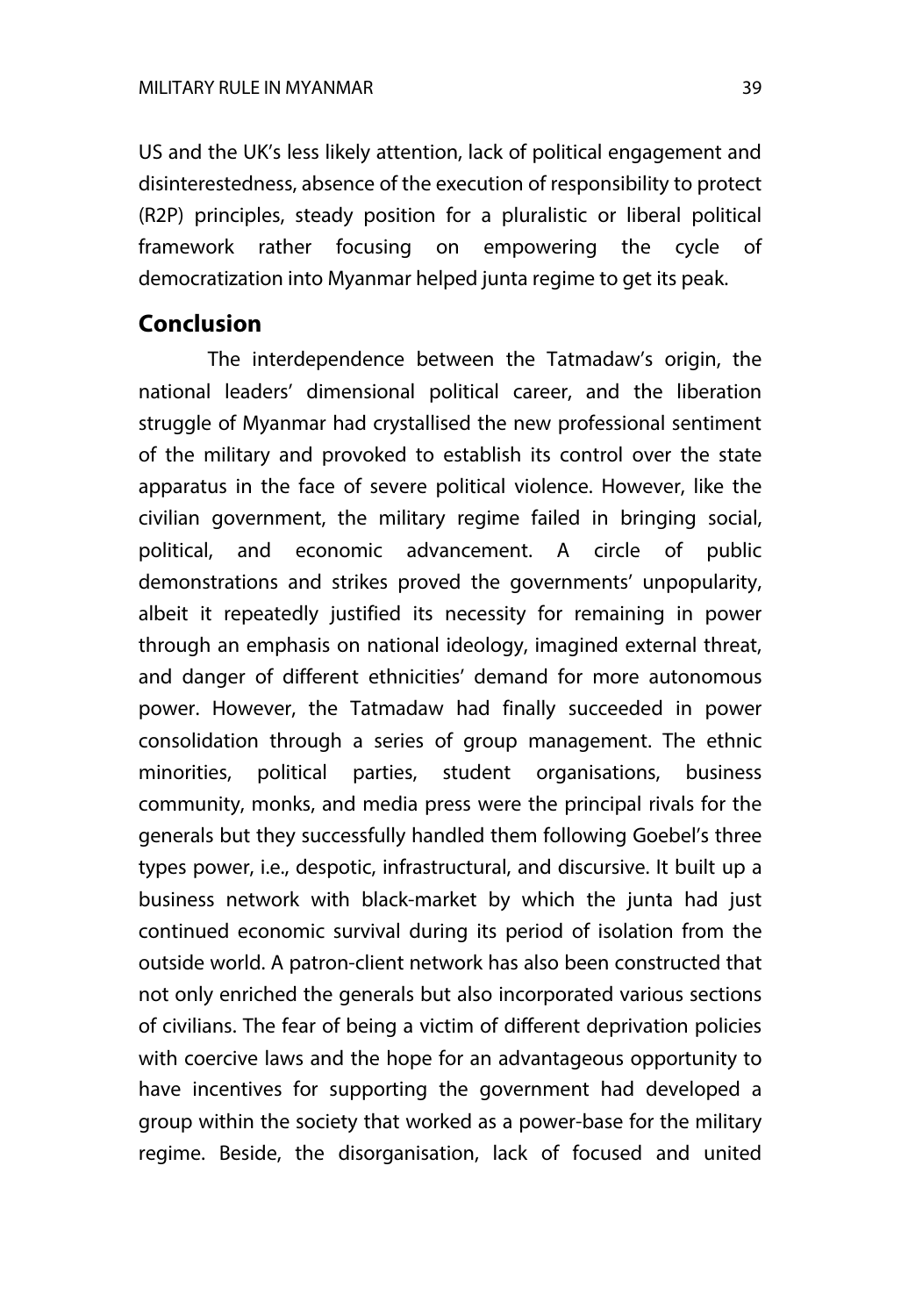US and the UK's less likely attention, lack of political engagement and disinterestedness, absence of the execution of responsibility to protect (R2P) principles, steady position for a pluralistic or liberal political framework rather focusing on empowering the cycle of democratization into Myanmar helped junta regime to get its peak.

## Conclusion

The interdependence between the Tatmadaw's origin, the national leaders' dimensional political career, and the liberation struggle of Myanmar had crystallised the new professional sentiment of the military and provoked to establish its control over the state apparatus in the face of severe political violence. However, like the civilian government, the military regime failed in bringing social, political, and economic advancement. A circle of public demonstrations and strikes proved the governments' unpopularity, albeit it repeatedly justified its necessity for remaining in power through an emphasis on national ideology, imagined external threat, and danger of different ethnicities' demand for more autonomous power. However, the Tatmadaw had finally succeeded in power consolidation through a series of group management. The ethnic minorities, political parties, student organisations, business community, monks, and media press were the principal rivals for the generals but they successfully handled them following Goebel's three types power, i.e., despotic, infrastructural, and discursive. It built up a business network with black-market by which the junta had just continued economic survival during its period of isolation from the outside world. A patron-client network has also been constructed that not only enriched the generals but also incorporated various sections of civilians. The fear of being a victim of different deprivation policies with coercive laws and the hope for an advantageous opportunity to have incentives for supporting the government had developed a group within the society that worked as a power-base for the military regime. Beside, the disorganisation, lack of focused and united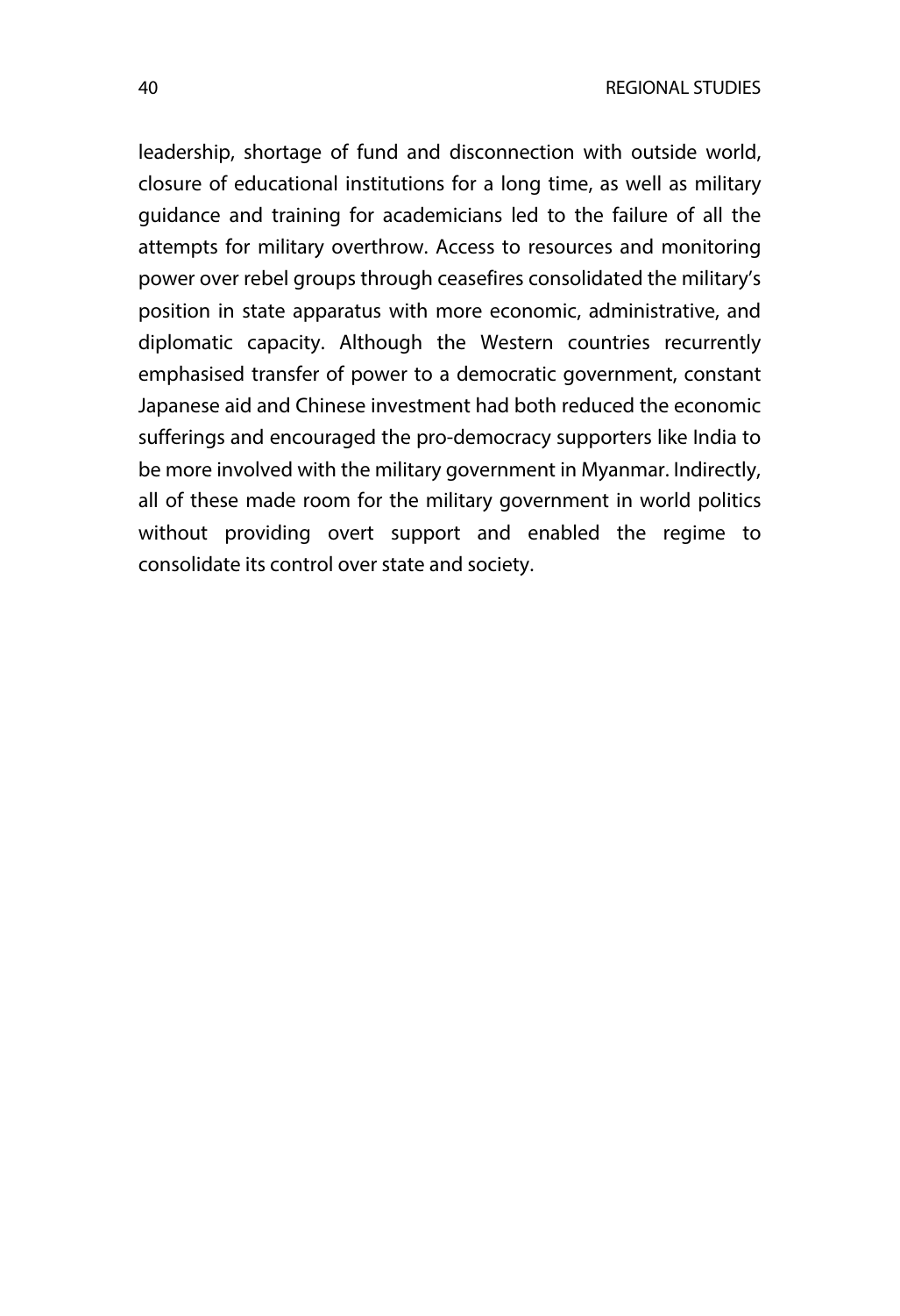leadership, shortage of fund and disconnection with outside world, closure of educational institutions for a long time, as well as military guidance and training for academicians led to the failure of all the attempts for military overthrow. Access to resources and monitoring power over rebel groups through ceasefires consolidated the military's position in state apparatus with more economic, administrative, and diplomatic capacity. Although the Western countries recurrently emphasised transfer of power to a democratic government, constant Japanese aid and Chinese investment had both reduced the economic sufferings and encouraged the pro-democracy supporters like India to be more involved with the military government in Myanmar. Indirectly, all of these made room for the military government in world politics without providing overt support and enabled the regime to consolidate its control over state and society.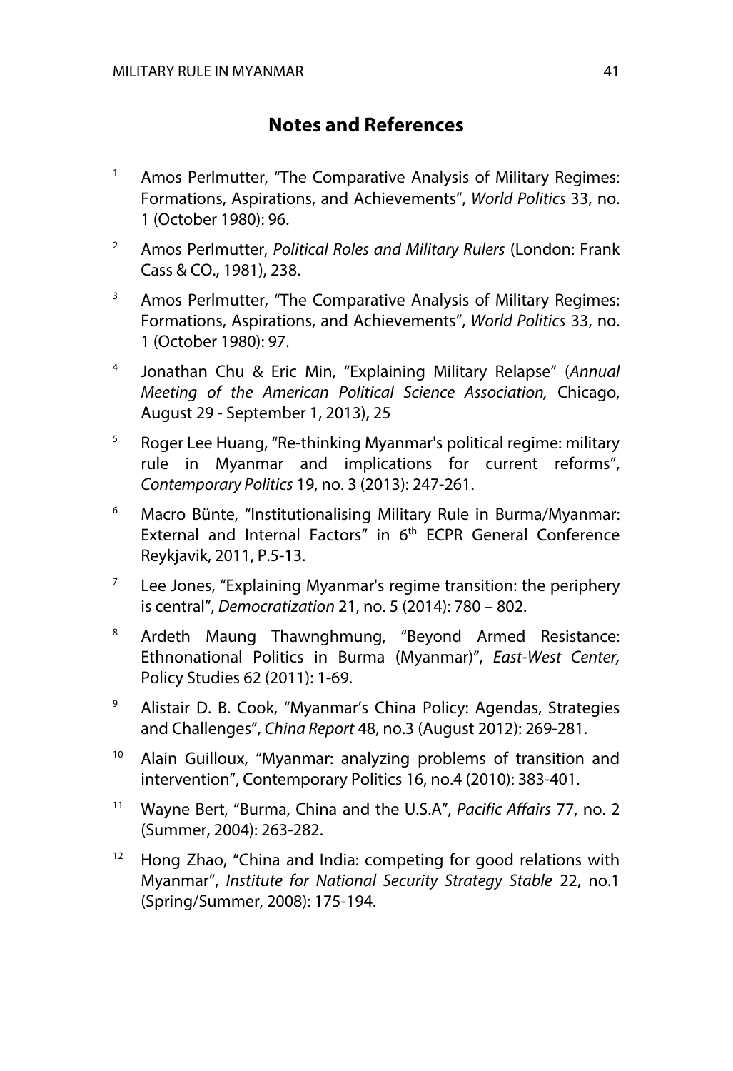## Notes and References

1. Amos Perlmutter, "The Comparative Analysis of Military Regimes: Formations, Aspirations, and Achievements", *World Politics* 33, no. 1 (October 1980): 96.

2. Amos Perlmutter, *Political Roles and Military Rulers* (London: Frank Cass & CO., 1981), 238.

3. Amos Perlmutter, "The Comparative Analysis of Military Regimes: Formations, Aspirations, and Achievements", *World Politics* 33, no. 1 (October 1980): 97.

4. Jonathan Chu & Eric Min, "Explaining Military Relapse" (*Annual Meeting of the American Political Science Association,* Chicago, August 29 - September 1, 2013), 25

5. Roger Lee Huang, "Re-thinking Myanmar's political regime: military rule in Myanmar and implications for current reforms", *Contemporary Politics* 19, no. 3 (2013): 247-261.

6. Macro Bünte, "Institutionalising Military Rule in Burma/Myanmar: External and Internal Factors" in 6th ECPR General Conference Reykjavik, 2011, P.5-13.

7. Lee Jones, "Explaining Myanmar's regime transition: the periphery is central", *Democratization* 21, no. 5 (2014): 780 – 802.

8. Ardeth Maung Thawnghmung, "Beyond Armed Resistance: Ethnonational Politics in Burma (Myanmar)", *East-West Center,* Policy Studies 62 (2011): 1-69.

9. Alistair D. B. Cook, "Myanmar's China Policy: Agendas, Strategies and Challenges", *China Report* 48, no.3 (August 2012): 269-281.

10. Alain Guilloux, "Myanmar: analyzing problems of transition and intervention", Contemporary Politics 16, no.4 (2010): 383-401.

11. Wayne Bert, "Burma, China and the U.S.A", *Pacific Affairs* 77, no. 2 (Summer, 2004): 263-282.

12. Hong Zhao, "China and India: competing for good relations with Myanmar", *Institute for National Security Strategy Stable* 22, no.1 (Spring/Summer, 2008): 175-194.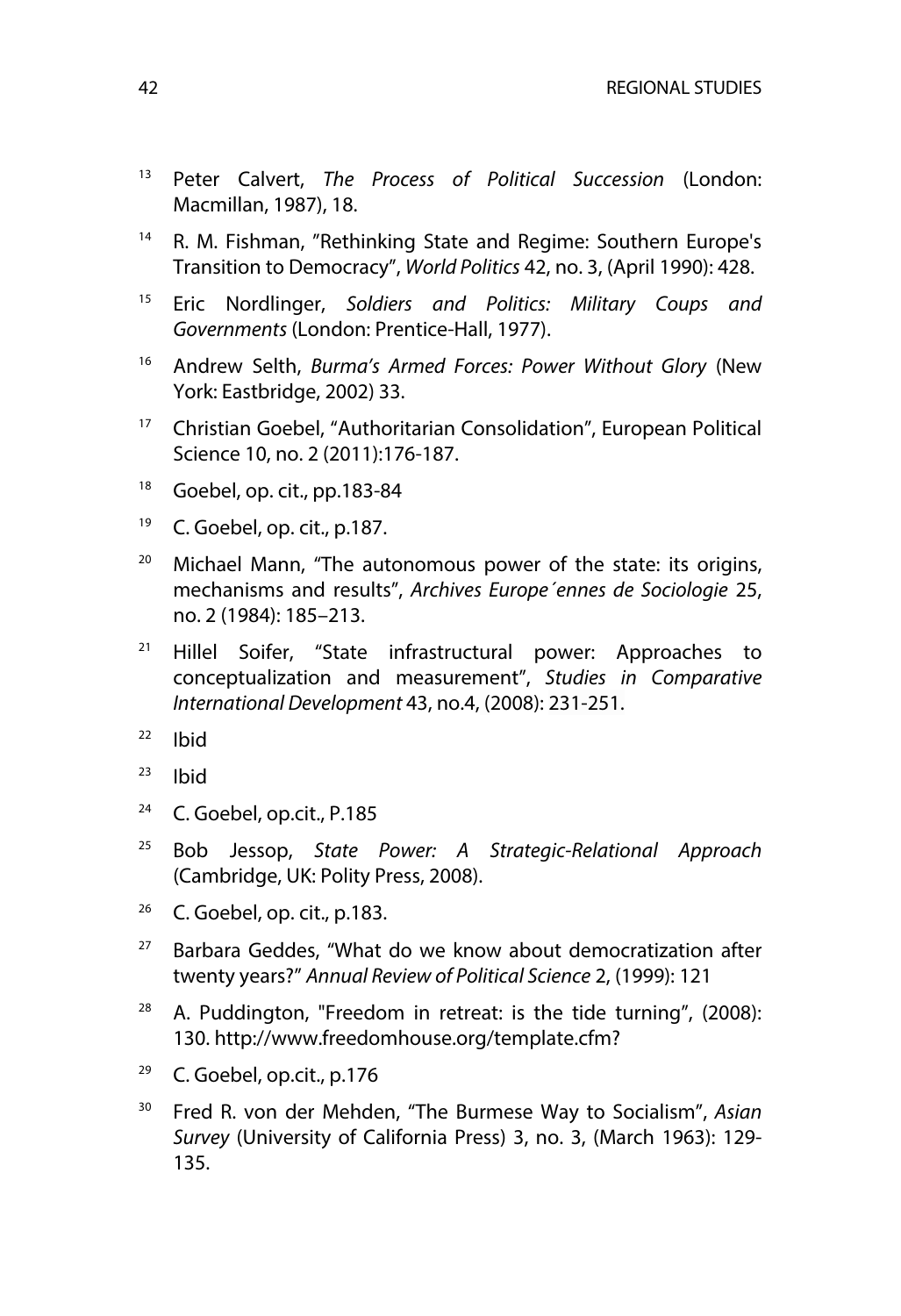[13] Peter Calvert, *The Process of Political Succession* (London: Macmillan, 1987), 18.

[14] R. M. Fishman, "Rethinking State and Regime: Southern Europe's Transition to Democracy", *World Politics* 42, no. 3, (April 1990): 428.

[15] Eric Nordlinger, *Soldiers and Politics: Military Coups and Governments* (London: Prentice-Hall, 1977).

[16] Andrew Selth, *Burma's Armed Forces: Power Without Glory* (New York: Eastbridge, 2002) 33.

[17] Christian Goebel, "Authoritarian Consolidation", European Political Science 10, no. 2 (2011):176-187.

[18] Goebel, op. cit., pp.183-84

[19] C. Goebel, op. cit., p.187.

[20] Michael Mann, "The autonomous power of the state: its origins, mechanisms and results", *Archives Europe´ennes de Sociologie* 25, no. 2 (1984): 185–213.

[21] Hillel Soifer, "State infrastructural power: Approaches to conceptualization and measurement", *Studies in Comparative International Development* 43, no.4, (2008): 231-251.

[22] Ibid

[23] Ibid

[24] C. Goebel, op.cit., P.185

[25] Bob Jessop, *State Power: A Strategic-Relational Approach* (Cambridge, UK: Polity Press, 2008).

[26] C. Goebel, op. cit., p.183.

[27] Barbara Geddes, "What do we know about democratization after twenty years?" *Annual Review of Political Science* 2, (1999): 121

[28] A. Puddington, "Freedom in retreat: is the tide turning", (2008): 130. http://www.freedomhouse.org/template.cfm?

[29] C. Goebel, op.cit., p.176

[30] Fred R. von der Mehden, "The Burmese Way to Socialism", *Asian Survey* (University of California Press) 3, no. 3, (March 1963): 129-135.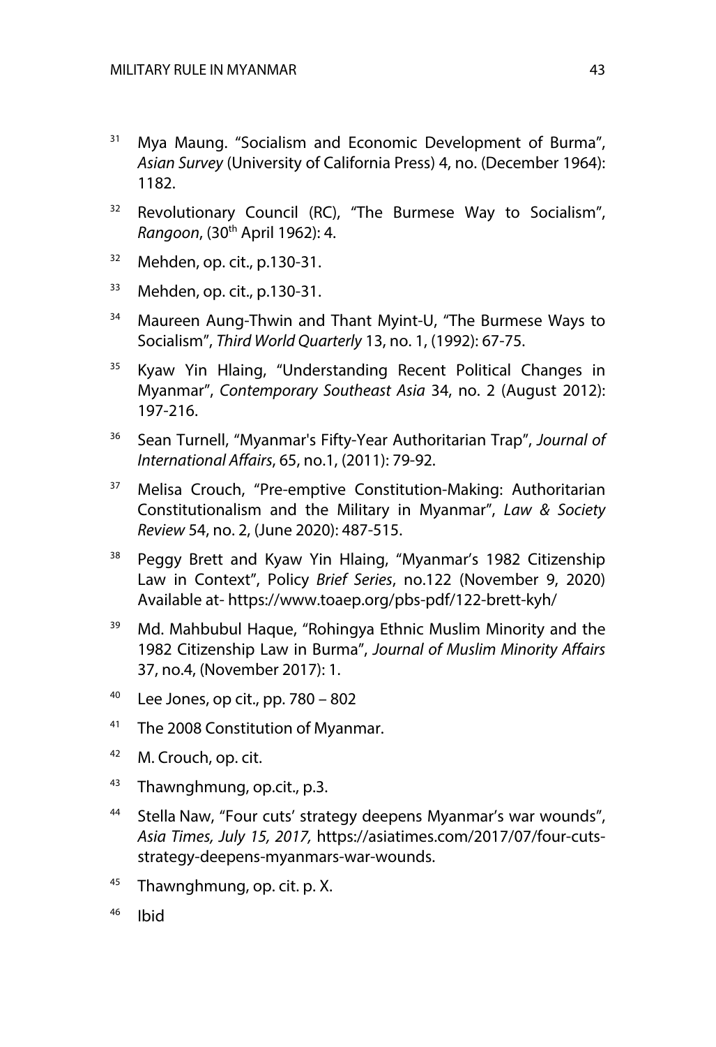[31] Mya Maung. "Socialism and Economic Development of Burma", *Asian Survey* (University of California Press) 4, no. (December 1964): 1182.

[32] Revolutionary Council (RC), "The Burmese Way to Socialism", *Rangoon*, (30th April 1962): 4.

[32] Mehden, op. cit., p.130-31.

[33] Mehden, op. cit., p.130-31.

[34] Maureen Aung-Thwin and Thant Myint-U, "The Burmese Ways to Socialism", *Third World Quarterly* 13, no. 1, (1992): 67-75.

[35] Kyaw Yin Hlaing, "Understanding Recent Political Changes in Myanmar", *Contemporary Southeast Asia* 34, no. 2 (August 2012): 197-216.

[36] Sean Turnell, "Myanmar's Fifty-Year Authoritarian Trap", *Journal of International Affairs*, 65, no.1, (2011): 79-92.

[37] Melisa Crouch, "Pre-emptive Constitution-Making: Authoritarian Constitutionalism and the Military in Myanmar", *Law & Society Review* 54, no. 2, (June 2020): 487-515.

[38] Peggy Brett and Kyaw Yin Hlaing, "Myanmar's 1982 Citizenship Law in Context", Policy *Brief Series*, no.122 (November 9, 2020) Available at- https://www.toaep.org/pbs-pdf/122-brett-kyh/

[39] Md. Mahbubul Haque, "Rohingya Ethnic Muslim Minority and the 1982 Citizenship Law in Burma", *Journal of Muslim Minority Affairs* 37, no.4, (November 2017): 1.

[40] Lee Jones, op cit., pp. 780 – 802

[41] The 2008 Constitution of Myanmar.

[42] M. Crouch, op. cit.

[43] Thawnghmung, op.cit., p.3.

[44] Stella Naw, "Four cuts' strategy deepens Myanmar's war wounds", *Asia Times, July 15, 2017,* https://asiatimes.com/2017/07/four-cuts-strategy-deepens-myanmars-war-wounds.

[45] Thawnghmung, op. cit. p. X.

[46] Ibid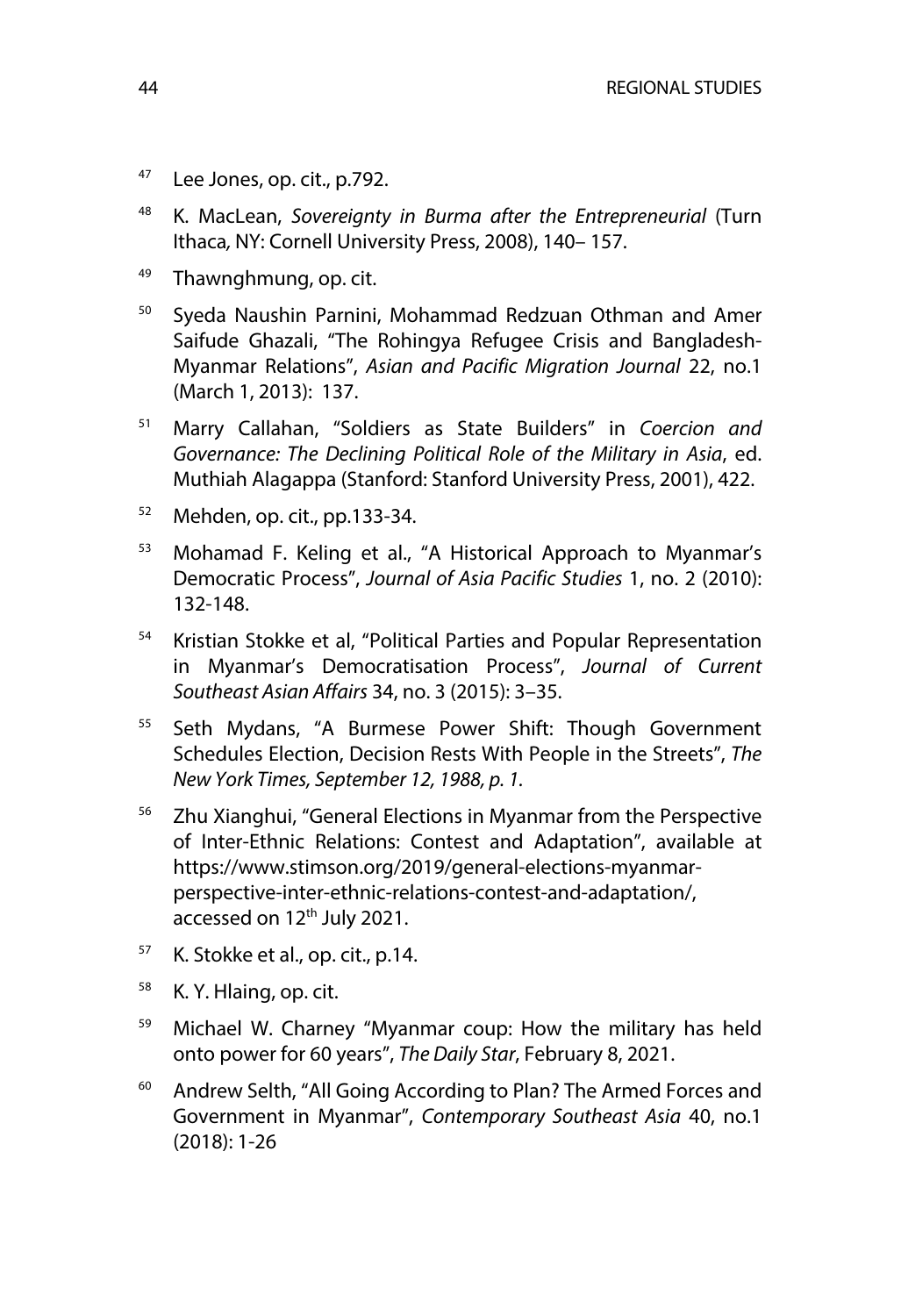[47] Lee Jones, op. cit., p.792.

[48] K. MacLean, *Sovereignty in Burma after the Entrepreneurial* (Turn Ithaca, NY: Cornell University Press, 2008), 140– 157.

[49] Thawnghmung, op. cit.

[50] Syeda Naushin Parnini, Mohammad Redzuan Othman and Amer Saifude Ghazali, "The Rohingya Refugee Crisis and Bangladesh-Myanmar Relations", *Asian and Pacific Migration Journal* 22, no.1 (March 1, 2013): 137.

[51] Marry Callahan, "Soldiers as State Builders" in *Coercion and Governance: The Declining Political Role of the Military in Asia*, ed. Muthiah Alagappa (Stanford: Stanford University Press, 2001), 422.

[52] Mehden, op. cit., pp.133-34.

[53] Mohamad F. Keling et al., "A Historical Approach to Myanmar's Democratic Process", *Journal of Asia Pacific Studies* 1, no. 2 (2010): 132-148.

[54] Kristian Stokke et al, "Political Parties and Popular Representation in Myanmar's Democratisation Process", *Journal of Current Southeast Asian Affairs* 34, no. 3 (2015): 3–35.

[55] Seth Mydans, "A Burmese Power Shift: Though Government Schedules Election, Decision Rests With People in the Streets", *The New York Times, September 12, 1988, p. 1.*

[56] Zhu Xianghui, "General Elections in Myanmar from the Perspective of Inter-Ethnic Relations: Contest and Adaptation", available at https://www.stimson.org/2019/general-elections-myanmar-perspective-inter-ethnic-relations-contest-and-adaptation/, accessed on 12th July 2021.

[57] K. Stokke et al., op. cit., p.14.

[58] K. Y. Hlaing, op. cit.

[59] Michael W. Charney "Myanmar coup: How the military has held onto power for 60 years", *The Daily Star*, February 8, 2021.

[60] Andrew Selth, "All Going According to Plan? The Armed Forces and Government in Myanmar", *Contemporary Southeast Asia* 40, no.1 (2018): 1-26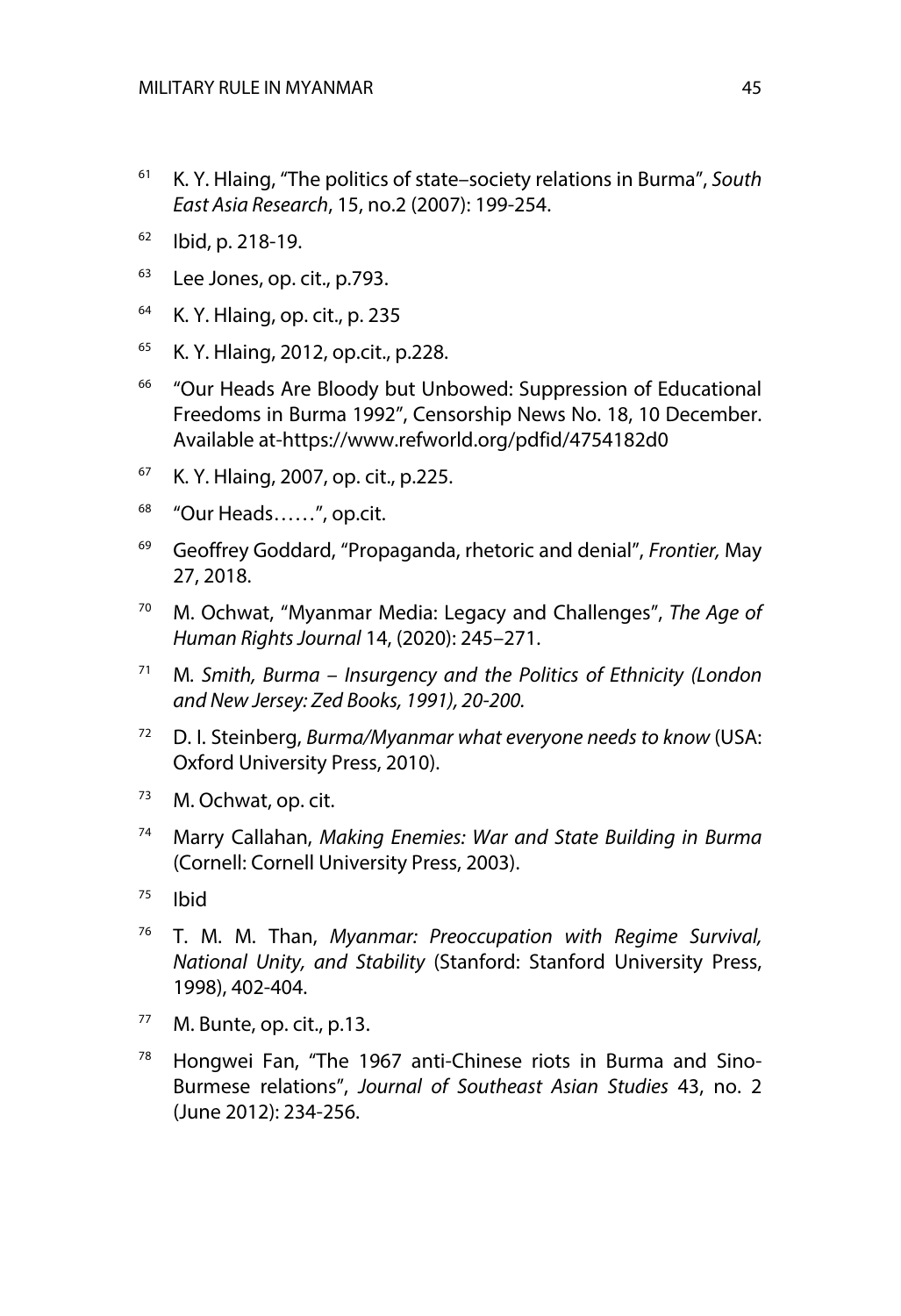[61] K. Y. Hlaing, "The politics of state–society relations in Burma", *South East Asia Research*, 15, no.2 (2007): 199-254.

[62] Ibid, p. 218-19.

[63] Lee Jones, op. cit., p.793.

[64] K. Y. Hlaing, op. cit., p. 235

[65] K. Y. Hlaing, 2012, op.cit., p.228.

[66] "Our Heads Are Bloody but Unbowed: Suppression of Educational Freedoms in Burma 1992", Censorship News No. 18, 10 December. Available at-https://www.refworld.org/pdfid/4754182d0

[67] K. Y. Hlaing, 2007, op. cit., p.225.

[68] "Our Heads……", op.cit.

[69] Geoffrey Goddard, "Propaganda, rhetoric and denial", *Frontier,* May 27, 2018.

[70] M. Ochwat, "Myanmar Media: Legacy and Challenges", *The Age of Human Rights Journal* 14, (2020): 245–271.

[71] M. *Smith, Burma – Insurgency and the Politics of Ethnicity (London and New Jersey: Zed Books, 1991), 20-200.*

[72] D. I. Steinberg, *Burma/Myanmar what everyone needs to know* (USA: Oxford University Press, 2010).

[73] M. Ochwat, op. cit.

[74] Marry Callahan, *Making Enemies: War and State Building in Burma* (Cornell: Cornell University Press, 2003).

[75] Ibid

[76] T. M. M. Than, *Myanmar: Preoccupation with Regime Survival, National Unity, and Stability* (Stanford: Stanford University Press, 1998), 402-404.

[77] M. Bunte, op. cit., p.13.

[78] Hongwei Fan, "The 1967 anti-Chinese riots in Burma and Sino-Burmese relations", *Journal of Southeast Asian Studies* 43, no. 2 (June 2012): 234-256.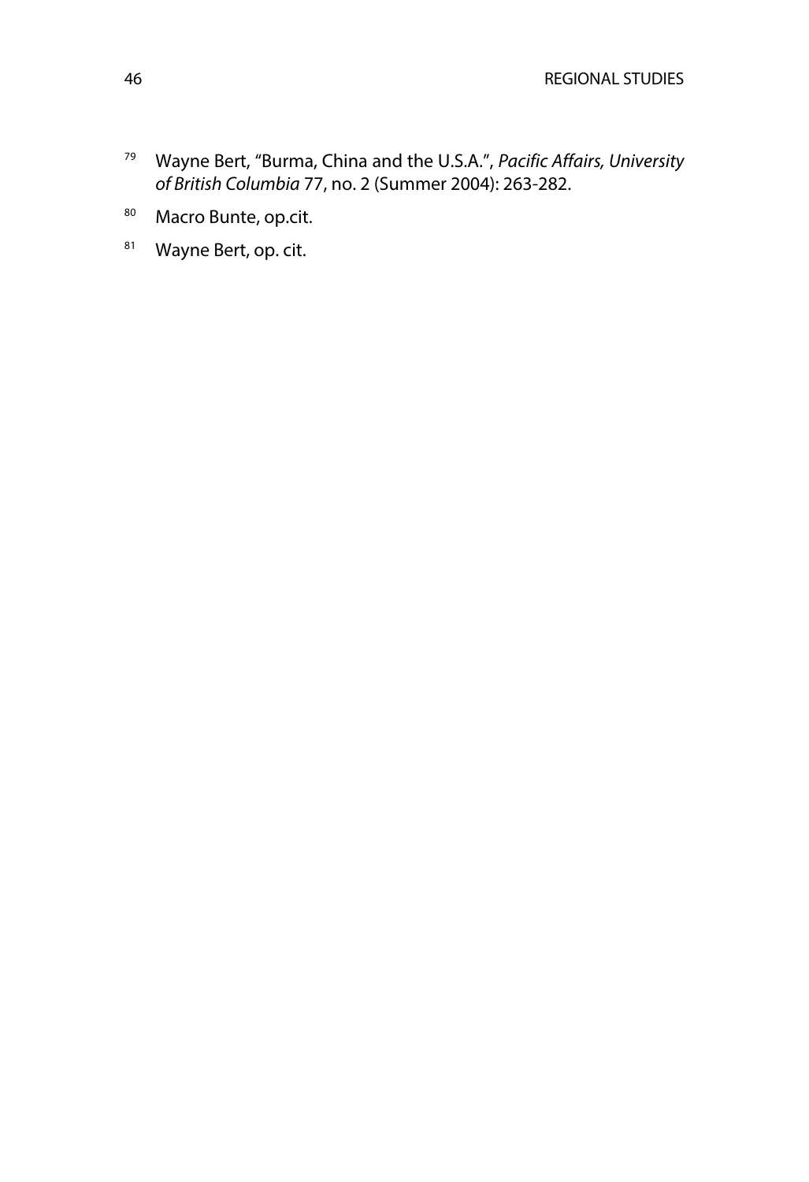[79] Wayne Bert, "Burma, China and the U.S.A.", *Pacific Affairs, University of British Columbia* 77, no. 2 (Summer 2004): 263-282.

[80] Macro Bunte, op.cit.

[81] Wayne Bert, op. cit.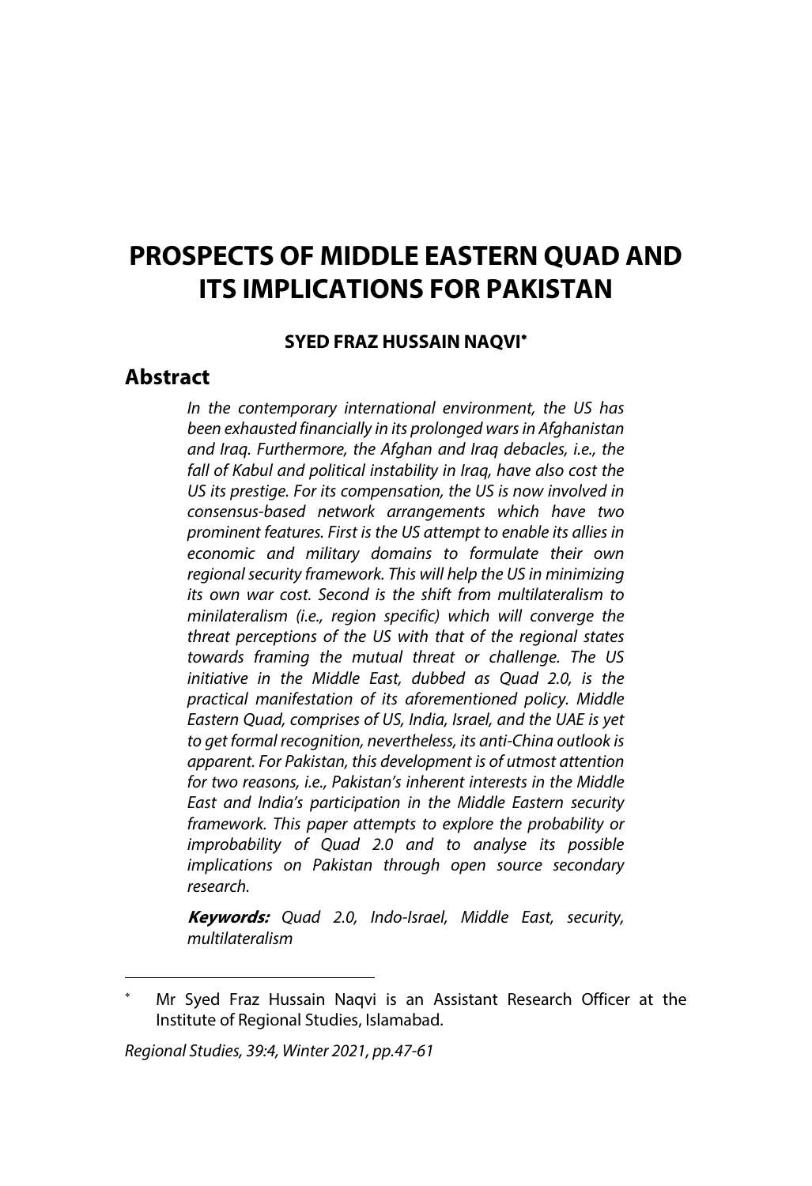# PROSPECTS OF MIDDLE EASTERN QUAD AND ITS IMPLICATIONS FOR PAKISTAN

**SYED FRAZ HUSSAIN NAQVI***

## Abstract

*In the contemporary international environment, the US has been exhausted financially in its prolonged wars in Afghanistan and Iraq. Furthermore, the Afghan and Iraq debacles, i.e., the fall of Kabul and political instability in Iraq, have also cost the US its prestige. For its compensation, the US is now involved in consensus-based network arrangements which have two prominent features. First is the US attempt to enable its allies in economic and military domains to formulate their own regional security framework. This will help the US in minimizing its own war cost. Second is the shift from multilateralism to minilateralism (i.e., region specific) which will converge the threat perceptions of the US with that of the regional states towards framing the mutual threat or challenge. The US initiative in the Middle East, dubbed as Quad 2.0, is the practical manifestation of its aforementioned policy. Middle Eastern Quad, comprises of US, India, Israel, and the UAE is yet to get formal recognition, nevertheless, its anti-China outlook is apparent. For Pakistan, this development is of utmost attention for two reasons, i.e., Pakistan's inherent interests in the Middle East and India's participation in the Middle Eastern security framework. This paper attempts to explore the probability or improbability of Quad 2.0 and to analyse its possible implications on Pakistan through open source secondary research.*

***Keywords:*** *Quad 2.0, Indo-Israel, Middle East, security, multilateralism*

---

\* Mr Syed Fraz Hussain Naqvi is an Assistant Research Officer at the Institute of Regional Studies, Islamabad.

*Regional Studies, 39:4, Winter 2021, pp.47-61*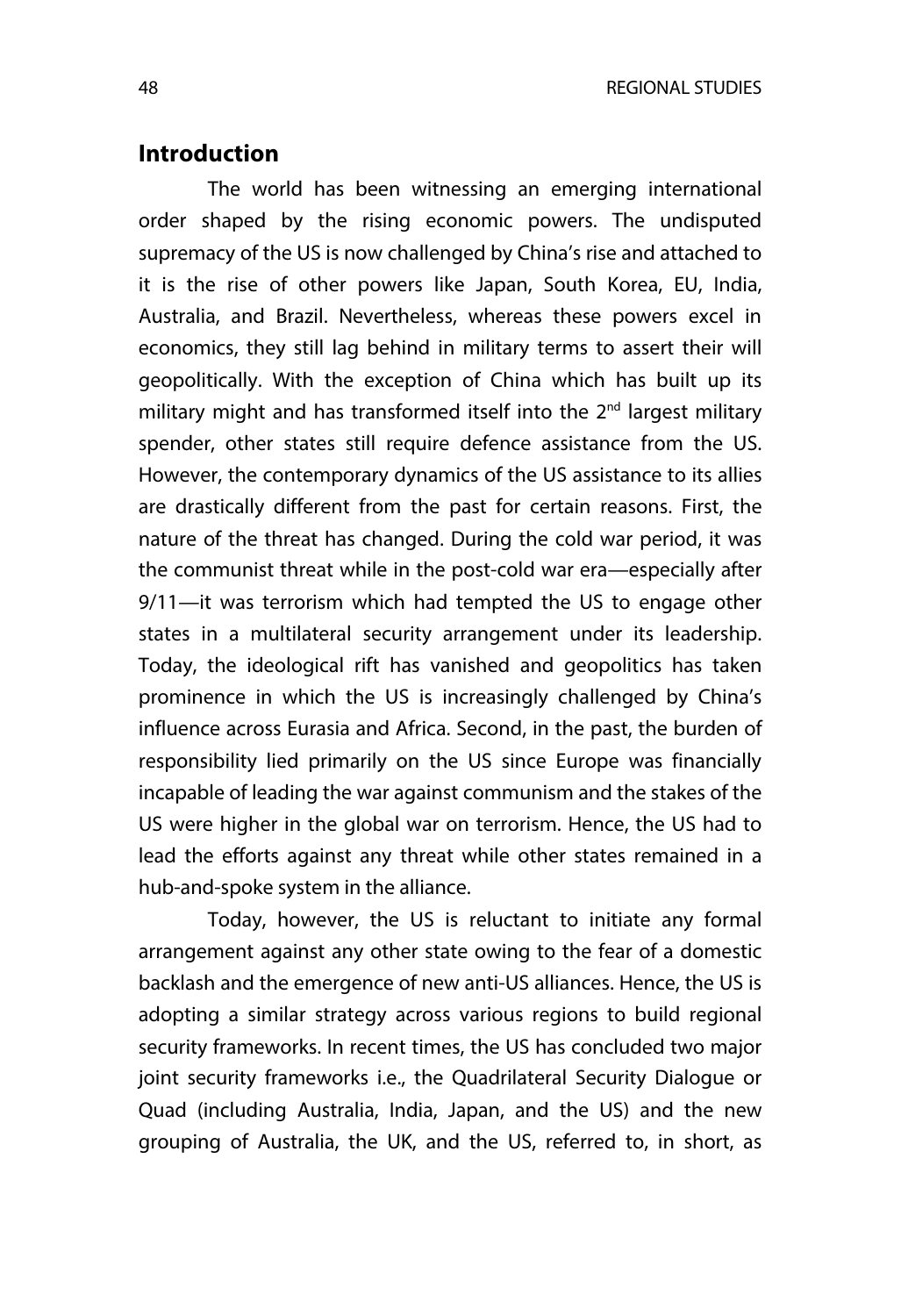## Introduction

The world has been witnessing an emerging international order shaped by the rising economic powers. The undisputed supremacy of the US is now challenged by China's rise and attached to it is the rise of other powers like Japan, South Korea, EU, India, Australia, and Brazil. Nevertheless, whereas these powers excel in economics, they still lag behind in military terms to assert their will geopolitically. With the exception of China which has built up its military might and has transformed itself into the 2nd largest military spender, other states still require defence assistance from the US. However, the contemporary dynamics of the US assistance to its allies are drastically different from the past for certain reasons. First, the nature of the threat has changed. During the cold war period, it was the communist threat while in the post-cold war era—especially after 9/11—it was terrorism which had tempted the US to engage other states in a multilateral security arrangement under its leadership. Today, the ideological rift has vanished and geopolitics has taken prominence in which the US is increasingly challenged by China's influence across Eurasia and Africa. Second, in the past, the burden of responsibility lied primarily on the US since Europe was financially incapable of leading the war against communism and the stakes of the US were higher in the global war on terrorism. Hence, the US had to lead the efforts against any threat while other states remained in a hub-and-spoke system in the alliance.

Today, however, the US is reluctant to initiate any formal arrangement against any other state owing to the fear of a domestic backlash and the emergence of new anti-US alliances. Hence, the US is adopting a similar strategy across various regions to build regional security frameworks. In recent times, the US has concluded two major joint security frameworks i.e., the Quadrilateral Security Dialogue or Quad (including Australia, India, Japan, and the US) and the new grouping of Australia, the UK, and the US, referred to, in short, as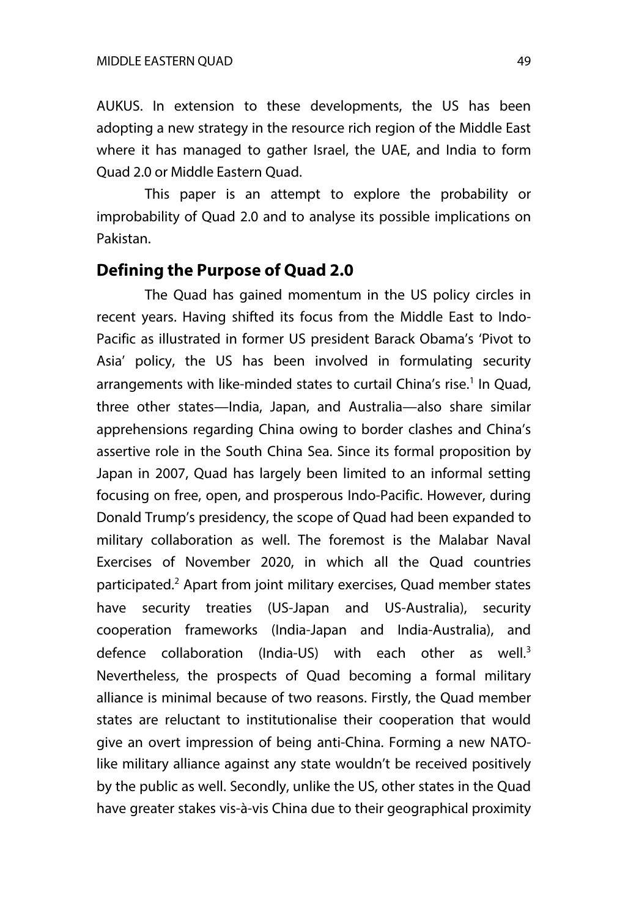AUKUS. In extension to these developments, the US has been adopting a new strategy in the resource rich region of the Middle East where it has managed to gather Israel, the UAE, and India to form Quad 2.0 or Middle Eastern Quad.

This paper is an attempt to explore the probability or improbability of Quad 2.0 and to analyse its possible implications on Pakistan.

## Defining the Purpose of Quad 2.0

The Quad has gained momentum in the US policy circles in recent years. Having shifted its focus from the Middle East to Indo-Pacific as illustrated in former US president Barack Obama's 'Pivot to Asia' policy, the US has been involved in formulating security arrangements with like-minded states to curtail China's rise.[1] In Quad, three other states—India, Japan, and Australia—also share similar apprehensions regarding China owing to border clashes and China's assertive role in the South China Sea. Since its formal proposition by Japan in 2007, Quad has largely been limited to an informal setting focusing on free, open, and prosperous Indo-Pacific. However, during Donald Trump's presidency, the scope of Quad had been expanded to military collaboration as well. The foremost is the Malabar Naval Exercises of November 2020, in which all the Quad countries participated.[2] Apart from joint military exercises, Quad member states have security treaties (US-Japan and US-Australia), security cooperation frameworks (India-Japan and India-Australia), and defence collaboration (India-US) with each other as well.[3] Nevertheless, the prospects of Quad becoming a formal military alliance is minimal because of two reasons. Firstly, the Quad member states are reluctant to institutionalise their cooperation that would give an overt impression of being anti-China. Forming a new NATO-like military alliance against any state wouldn't be received positively by the public as well. Secondly, unlike the US, other states in the Quad have greater stakes vis-à-vis China due to their geographical proximity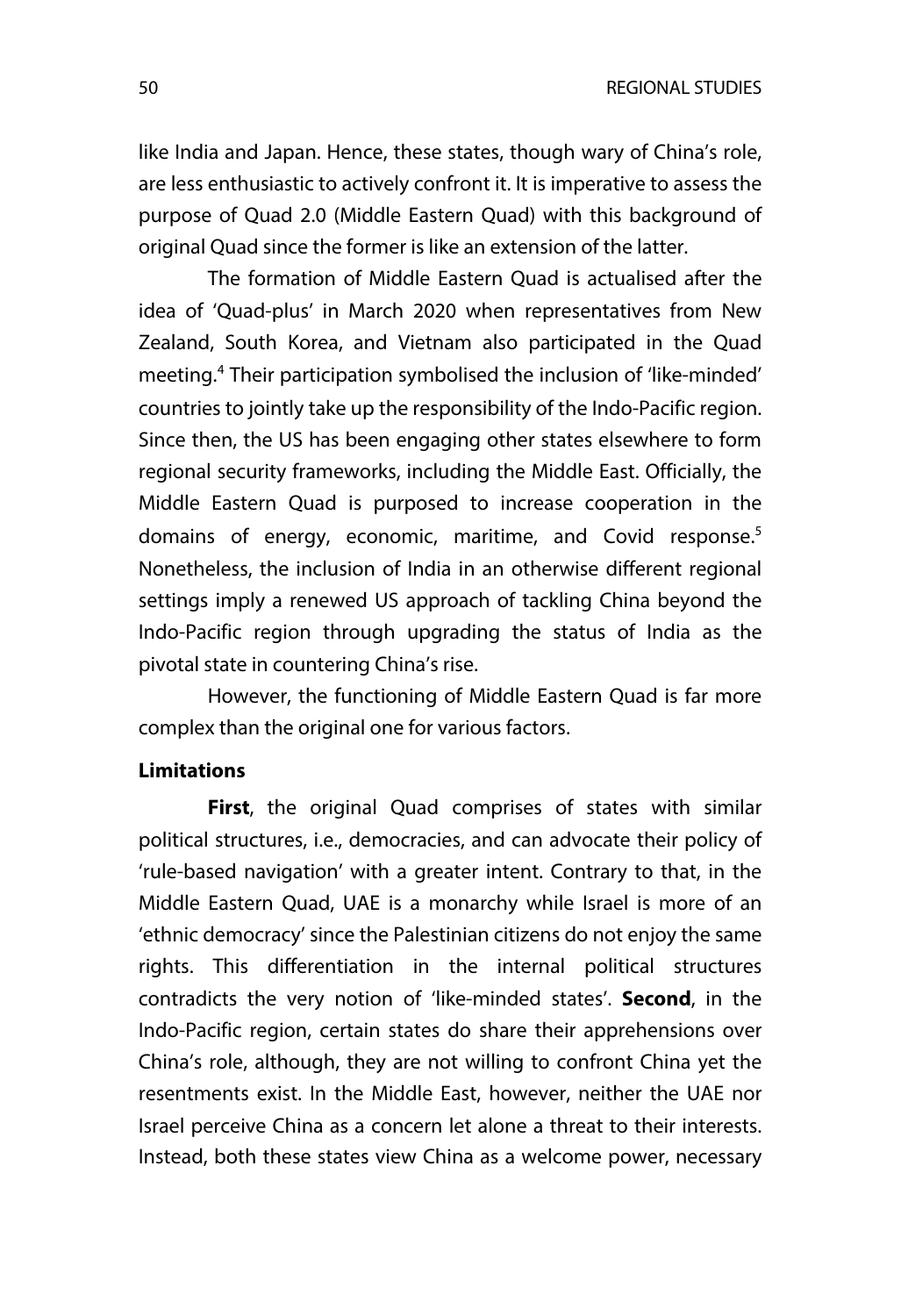like India and Japan. Hence, these states, though wary of China's role, are less enthusiastic to actively confront it. It is imperative to assess the purpose of Quad 2.0 (Middle Eastern Quad) with this background of original Quad since the former is like an extension of the latter.

The formation of Middle Eastern Quad is actualised after the idea of 'Quad-plus' in March 2020 when representatives from New Zealand, South Korea, and Vietnam also participated in the Quad meeting.[4] Their participation symbolised the inclusion of 'like-minded' countries to jointly take up the responsibility of the Indo-Pacific region. Since then, the US has been engaging other states elsewhere to form regional security frameworks, including the Middle East. Officially, the Middle Eastern Quad is purposed to increase cooperation in the domains of energy, economic, maritime, and Covid response.[5] Nonetheless, the inclusion of India in an otherwise different regional settings imply a renewed US approach of tackling China beyond the Indo-Pacific region through upgrading the status of India as the pivotal state in countering China's rise.

However, the functioning of Middle Eastern Quad is far more complex than the original one for various factors.

**Limitations**

**First**, the original Quad comprises of states with similar political structures, i.e., democracies, and can advocate their policy of 'rule-based navigation' with a greater intent. Contrary to that, in the Middle Eastern Quad, UAE is a monarchy while Israel is more of an 'ethnic democracy' since the Palestinian citizens do not enjoy the same rights. This differentiation in the internal political structures contradicts the very notion of 'like-minded states'. **Second**, in the Indo-Pacific region, certain states do share their apprehensions over China's role, although, they are not willing to confront China yet the resentments exist. In the Middle East, however, neither the UAE nor Israel perceive China as a concern let alone a threat to their interests. Instead, both these states view China as a welcome power, necessary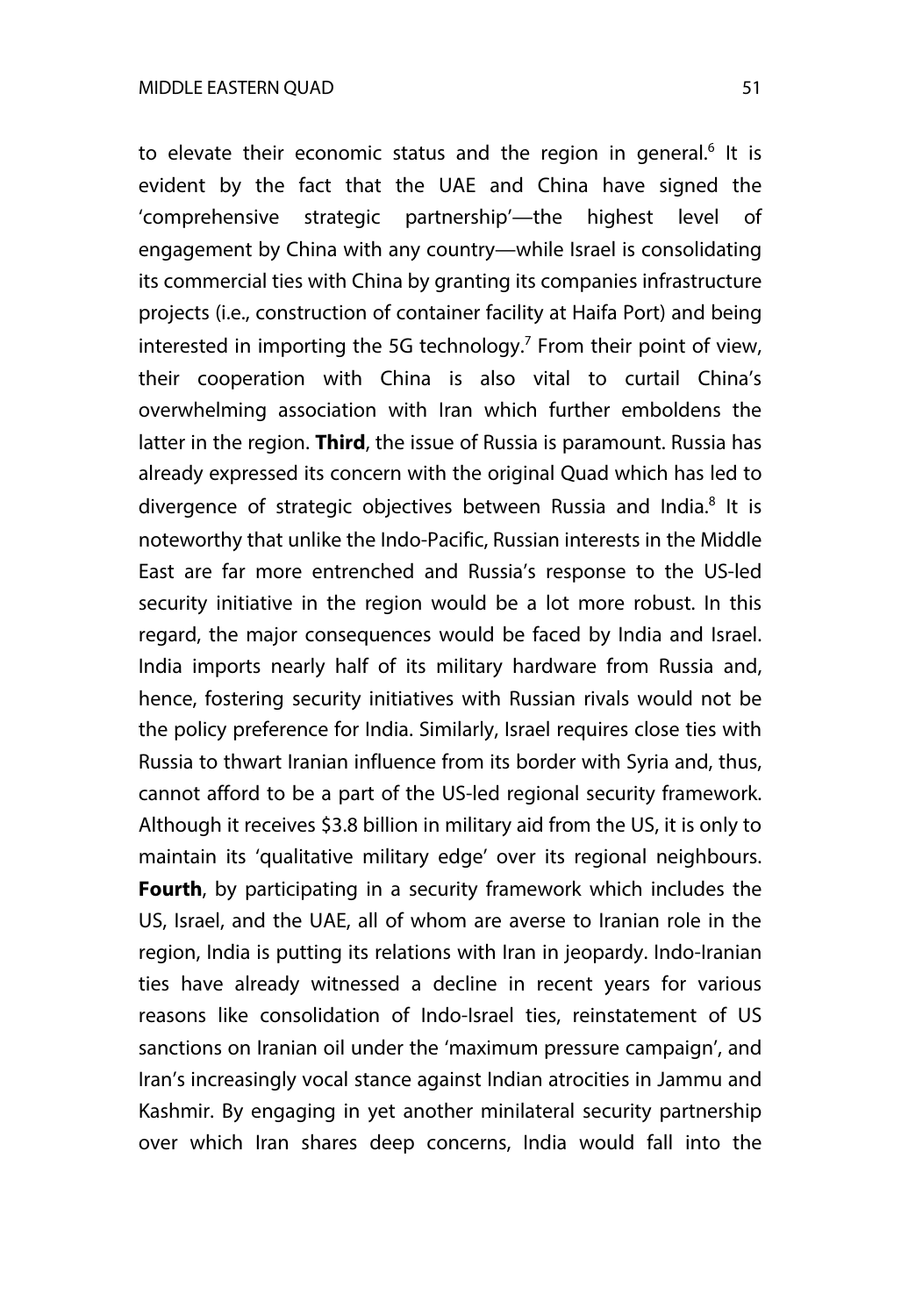to elevate their economic status and the region in general.[6] It is evident by the fact that the UAE and China have signed the 'comprehensive strategic partnership'—the highest level of engagement by China with any country—while Israel is consolidating its commercial ties with China by granting its companies infrastructure projects (i.e., construction of container facility at Haifa Port) and being interested in importing the 5G technology.[7] From their point of view, their cooperation with China is also vital to curtail China's overwhelming association with Iran which further emboldens the latter in the region. **Third**, the issue of Russia is paramount. Russia has already expressed its concern with the original Quad which has led to divergence of strategic objectives between Russia and India.[8] It is noteworthy that unlike the Indo-Pacific, Russian interests in the Middle East are far more entrenched and Russia's response to the US-led security initiative in the region would be a lot more robust. In this regard, the major consequences would be faced by India and Israel. India imports nearly half of its military hardware from Russia and, hence, fostering security initiatives with Russian rivals would not be the policy preference for India. Similarly, Israel requires close ties with Russia to thwart Iranian influence from its border with Syria and, thus, cannot afford to be a part of the US-led regional security framework. Although it receives $3.8 billion in military aid from the US, it is only to maintain its 'qualitative military edge' over its regional neighbours. **Fourth**, by participating in a security framework which includes the US, Israel, and the UAE, all of whom are averse to Iranian role in the region, India is putting its relations with Iran in jeopardy. Indo-Iranian ties have already witnessed a decline in recent years for various reasons like consolidation of Indo-Israel ties, reinstatement of US sanctions on Iranian oil under the 'maximum pressure campaign', and Iran's increasingly vocal stance against Indian atrocities in Jammu and Kashmir. By engaging in yet another minilateral security partnership over which Iran shares deep concerns, India would fall into the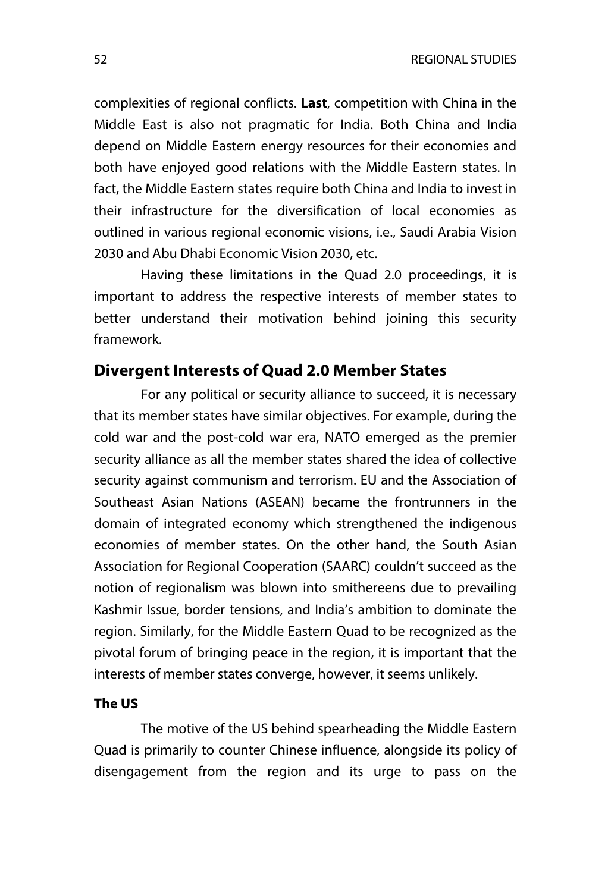complexities of regional conflicts. **Last**, competition with China in the Middle East is also not pragmatic for India. Both China and India depend on Middle Eastern energy resources for their economies and both have enjoyed good relations with the Middle Eastern states. In fact, the Middle Eastern states require both China and India to invest in their infrastructure for the diversification of local economies as outlined in various regional economic visions, i.e., Saudi Arabia Vision 2030 and Abu Dhabi Economic Vision 2030, etc.

Having these limitations in the Quad 2.0 proceedings, it is important to address the respective interests of member states to better understand their motivation behind joining this security framework.

## Divergent Interests of Quad 2.0 Member States

For any political or security alliance to succeed, it is necessary that its member states have similar objectives. For example, during the cold war and the post-cold war era, NATO emerged as the premier security alliance as all the member states shared the idea of collective security against communism and terrorism. EU and the Association of Southeast Asian Nations (ASEAN) became the frontrunners in the domain of integrated economy which strengthened the indigenous economies of member states. On the other hand, the South Asian Association for Regional Cooperation (SAARC) couldn't succeed as the notion of regionalism was blown into smithereens due to prevailing Kashmir Issue, border tensions, and India's ambition to dominate the region. Similarly, for the Middle Eastern Quad to be recognized as the pivotal forum of bringing peace in the region, it is important that the interests of member states converge, however, it seems unlikely.

### The US

The motive of the US behind spearheading the Middle Eastern Quad is primarily to counter Chinese influence, alongside its policy of disengagement from the region and its urge to pass on the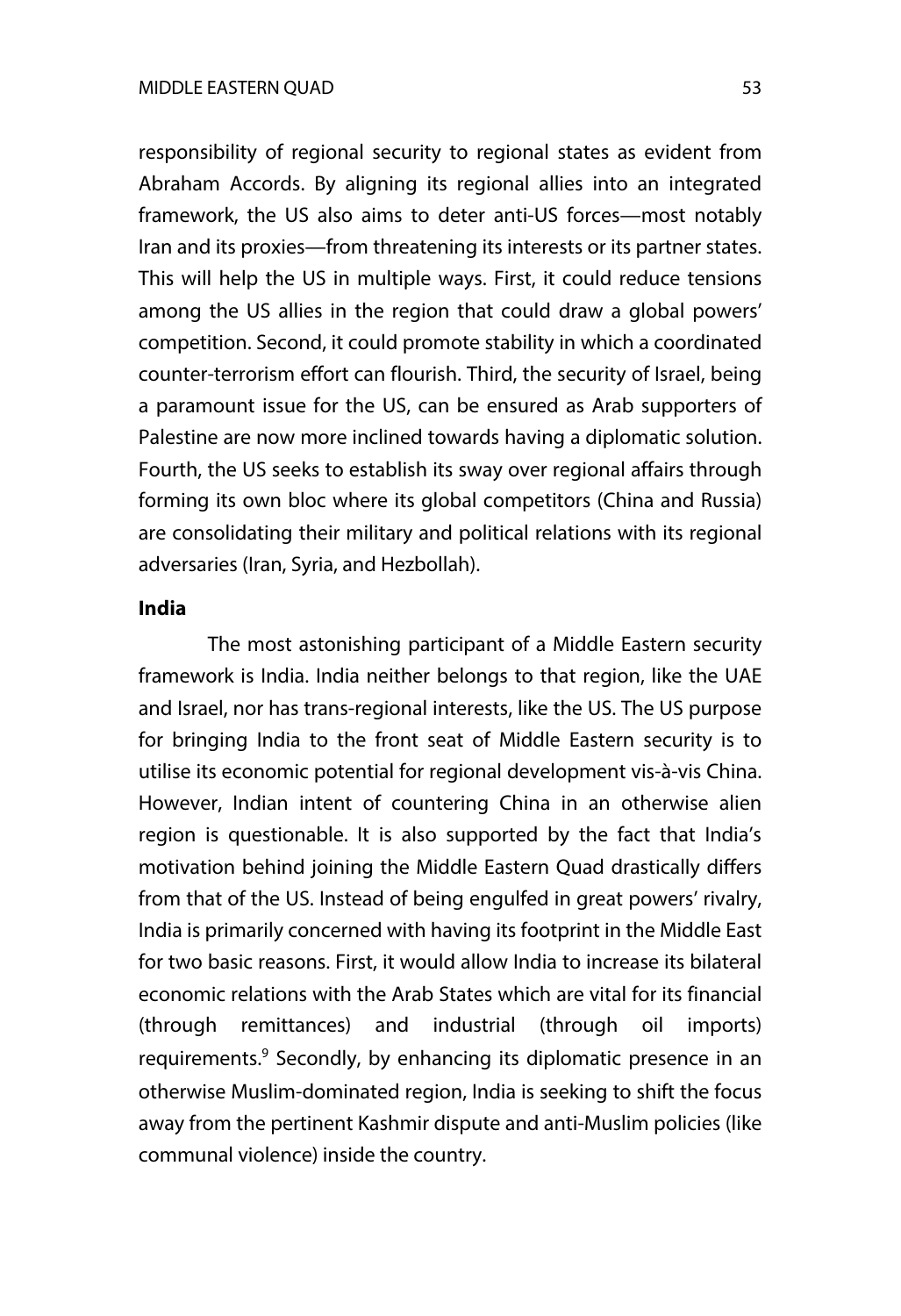responsibility of regional security to regional states as evident from Abraham Accords. By aligning its regional allies into an integrated framework, the US also aims to deter anti-US forces—most notably Iran and its proxies—from threatening its interests or its partner states. This will help the US in multiple ways. First, it could reduce tensions among the US allies in the region that could draw a global powers' competition. Second, it could promote stability in which a coordinated counter-terrorism effort can flourish. Third, the security of Israel, being a paramount issue for the US, can be ensured as Arab supporters of Palestine are now more inclined towards having a diplomatic solution. Fourth, the US seeks to establish its sway over regional affairs through forming its own bloc where its global competitors (China and Russia) are consolidating their military and political relations with its regional adversaries (Iran, Syria, and Hezbollah).

**India**

The most astonishing participant of a Middle Eastern security framework is India. India neither belongs to that region, like the UAE and Israel, nor has trans-regional interests, like the US. The US purpose for bringing India to the front seat of Middle Eastern security is to utilise its economic potential for regional development vis-à-vis China. However, Indian intent of countering China in an otherwise alien region is questionable. It is also supported by the fact that India's motivation behind joining the Middle Eastern Quad drastically differs from that of the US. Instead of being engulfed in great powers' rivalry, India is primarily concerned with having its footprint in the Middle East for two basic reasons. First, it would allow India to increase its bilateral economic relations with the Arab States which are vital for its financial (through remittances) and industrial (through oil imports) requirements.[9] Secondly, by enhancing its diplomatic presence in an otherwise Muslim-dominated region, India is seeking to shift the focus away from the pertinent Kashmir dispute and anti-Muslim policies (like communal violence) inside the country.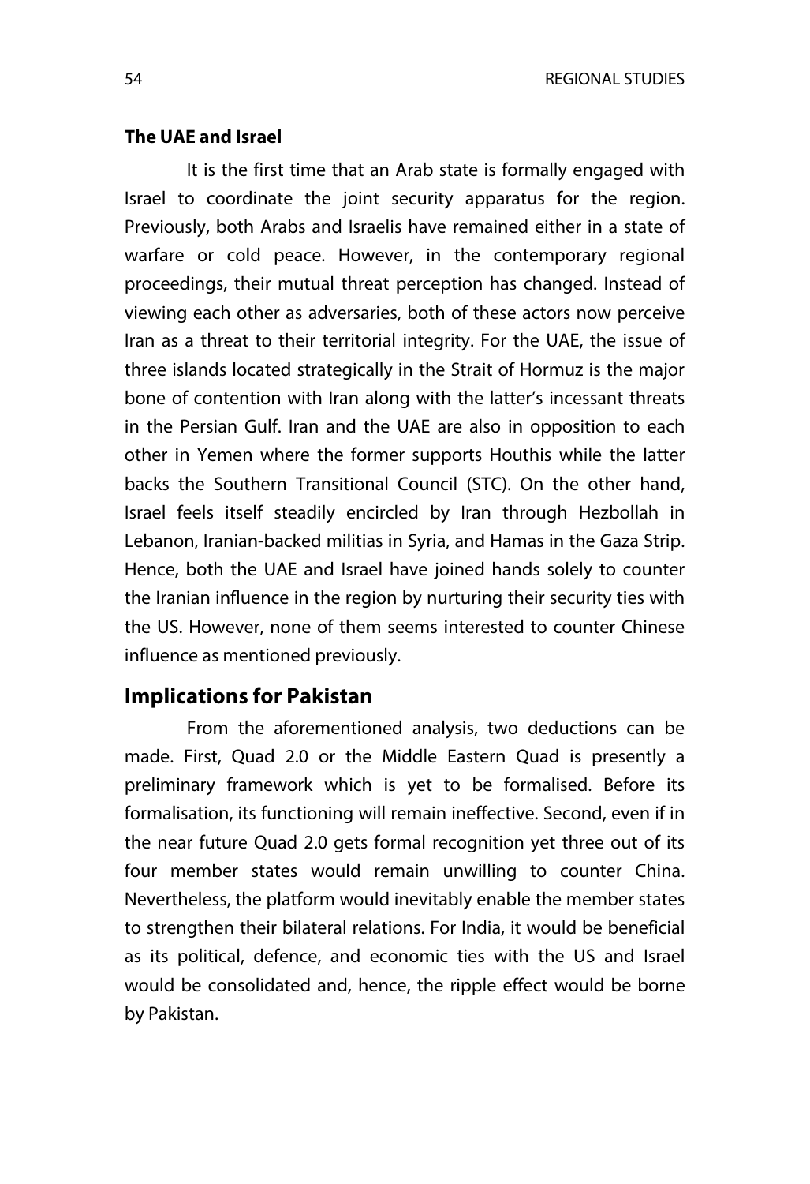### The UAE and Israel

It is the first time that an Arab state is formally engaged with Israel to coordinate the joint security apparatus for the region. Previously, both Arabs and Israelis have remained either in a state of warfare or cold peace. However, in the contemporary regional proceedings, their mutual threat perception has changed. Instead of viewing each other as adversaries, both of these actors now perceive Iran as a threat to their territorial integrity. For the UAE, the issue of three islands located strategically in the Strait of Hormuz is the major bone of contention with Iran along with the latter's incessant threats in the Persian Gulf. Iran and the UAE are also in opposition to each other in Yemen where the former supports Houthis while the latter backs the Southern Transitional Council (STC). On the other hand, Israel feels itself steadily encircled by Iran through Hezbollah in Lebanon, Iranian-backed militias in Syria, and Hamas in the Gaza Strip. Hence, both the UAE and Israel have joined hands solely to counter the Iranian influence in the region by nurturing their security ties with the US. However, none of them seems interested to counter Chinese influence as mentioned previously.

## Implications for Pakistan

From the aforementioned analysis, two deductions can be made. First, Quad 2.0 or the Middle Eastern Quad is presently a preliminary framework which is yet to be formalised. Before its formalisation, its functioning will remain ineffective. Second, even if in the near future Quad 2.0 gets formal recognition yet three out of its four member states would remain unwilling to counter China. Nevertheless, the platform would inevitably enable the member states to strengthen their bilateral relations. For India, it would be beneficial as its political, defence, and economic ties with the US and Israel would be consolidated and, hence, the ripple effect would be borne by Pakistan.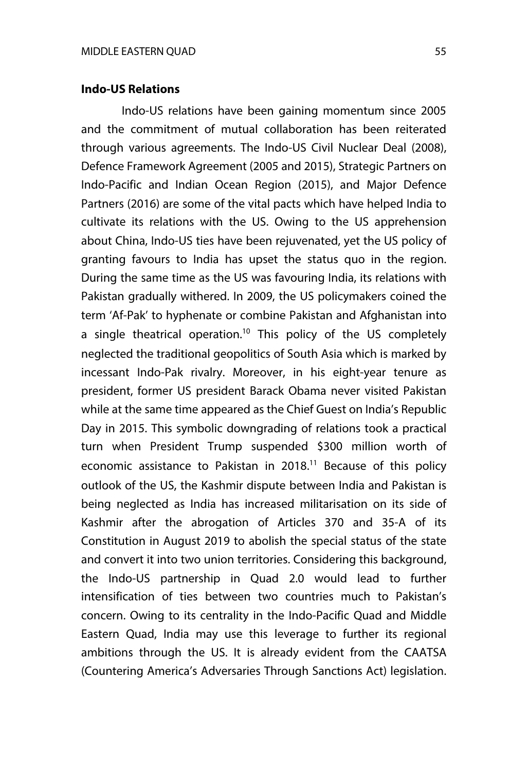**Indo-US Relations**

Indo-US relations have been gaining momentum since 2005 and the commitment of mutual collaboration has been reiterated through various agreements. The Indo-US Civil Nuclear Deal (2008), Defence Framework Agreement (2005 and 2015), Strategic Partners on Indo-Pacific and Indian Ocean Region (2015), and Major Defence Partners (2016) are some of the vital pacts which have helped India to cultivate its relations with the US. Owing to the US apprehension about China, Indo-US ties have been rejuvenated, yet the US policy of granting favours to India has upset the status quo in the region. During the same time as the US was favouring India, its relations with Pakistan gradually withered. In 2009, the US policymakers coined the term 'Af-Pak' to hyphenate or combine Pakistan and Afghanistan into a single theatrical operation.[10] This policy of the US completely neglected the traditional geopolitics of South Asia which is marked by incessant Indo-Pak rivalry. Moreover, in his eight-year tenure as president, former US president Barack Obama never visited Pakistan while at the same time appeared as the Chief Guest on India's Republic Day in 2015. This symbolic downgrading of relations took a practical turn when President Trump suspended $300 million worth of economic assistance to Pakistan in 2018.[11] Because of this policy outlook of the US, the Kashmir dispute between India and Pakistan is being neglected as India has increased militarisation on its side of Kashmir after the abrogation of Articles 370 and 35-A of its Constitution in August 2019 to abolish the special status of the state and convert it into two union territories. Considering this background, the Indo-US partnership in Quad 2.0 would lead to further intensification of ties between two countries much to Pakistan's concern. Owing to its centrality in the Indo-Pacific Quad and Middle Eastern Quad, India may use this leverage to further its regional ambitions through the US. It is already evident from the CAATSA (Countering America's Adversaries Through Sanctions Act) legislation.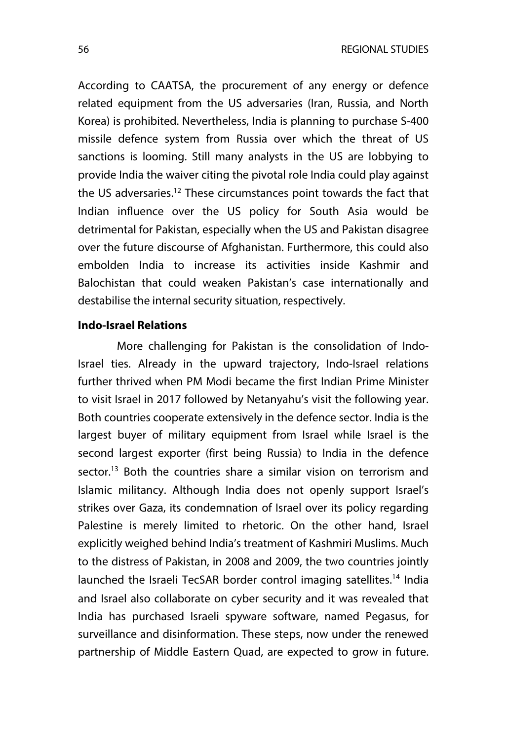According to CAATSA, the procurement of any energy or defence related equipment from the US adversaries (Iran, Russia, and North Korea) is prohibited. Nevertheless, India is planning to purchase S-400 missile defence system from Russia over which the threat of US sanctions is looming. Still many analysts in the US are lobbying to provide India the waiver citing the pivotal role India could play against the US adversaries.[12] These circumstances point towards the fact that Indian influence over the US policy for South Asia would be detrimental for Pakistan, especially when the US and Pakistan disagree over the future discourse of Afghanistan. Furthermore, this could also embolden India to increase its activities inside Kashmir and Balochistan that could weaken Pakistan's case internationally and destabilise the internal security situation, respectively.

**Indo-Israel Relations**

More challenging for Pakistan is the consolidation of Indo-Israel ties. Already in the upward trajectory, Indo-Israel relations further thrived when PM Modi became the first Indian Prime Minister to visit Israel in 2017 followed by Netanyahu's visit the following year. Both countries cooperate extensively in the defence sector. India is the largest buyer of military equipment from Israel while Israel is the second largest exporter (first being Russia) to India in the defence sector.[13] Both the countries share a similar vision on terrorism and Islamic militancy. Although India does not openly support Israel's strikes over Gaza, its condemnation of Israel over its policy regarding Palestine is merely limited to rhetoric. On the other hand, Israel explicitly weighed behind India's treatment of Kashmiri Muslims. Much to the distress of Pakistan, in 2008 and 2009, the two countries jointly launched the Israeli TecSAR border control imaging satellites.[14] India and Israel also collaborate on cyber security and it was revealed that India has purchased Israeli spyware software, named Pegasus, for surveillance and disinformation. These steps, now under the renewed partnership of Middle Eastern Quad, are expected to grow in future.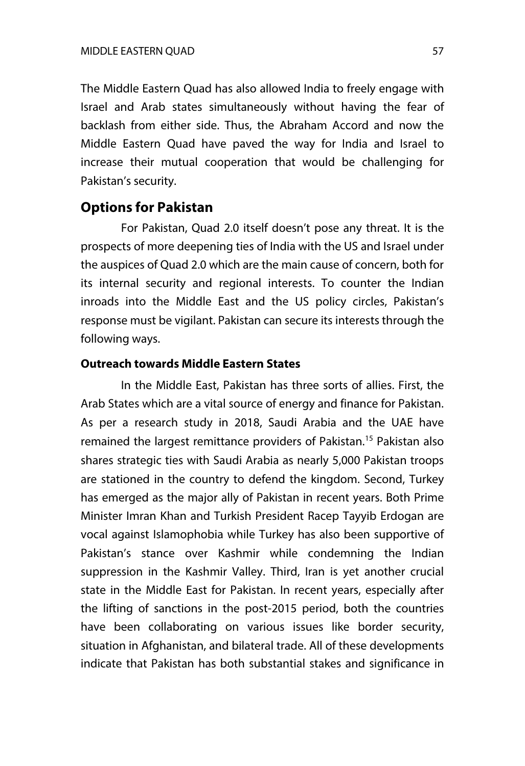The Middle Eastern Quad has also allowed India to freely engage with Israel and Arab states simultaneously without having the fear of backlash from either side. Thus, the Abraham Accord and now the Middle Eastern Quad have paved the way for India and Israel to increase their mutual cooperation that would be challenging for Pakistan's security.

## Options for Pakistan

For Pakistan, Quad 2.0 itself doesn't pose any threat. It is the prospects of more deepening ties of India with the US and Israel under the auspices of Quad 2.0 which are the main cause of concern, both for its internal security and regional interests. To counter the Indian inroads into the Middle East and the US policy circles, Pakistan's response must be vigilant. Pakistan can secure its interests through the following ways.

### Outreach towards Middle Eastern States

In the Middle East, Pakistan has three sorts of allies. First, the Arab States which are a vital source of energy and finance for Pakistan. As per a research study in 2018, Saudi Arabia and the UAE have remained the largest remittance providers of Pakistan.[15] Pakistan also shares strategic ties with Saudi Arabia as nearly 5,000 Pakistan troops are stationed in the country to defend the kingdom. Second, Turkey has emerged as the major ally of Pakistan in recent years. Both Prime Minister Imran Khan and Turkish President Racep Tayyib Erdogan are vocal against Islamophobia while Turkey has also been supportive of Pakistan's stance over Kashmir while condemning the Indian suppression in the Kashmir Valley. Third, Iran is yet another crucial state in the Middle East for Pakistan. In recent years, especially after the lifting of sanctions in the post-2015 period, both the countries have been collaborating on various issues like border security, situation in Afghanistan, and bilateral trade. All of these developments indicate that Pakistan has both substantial stakes and significance in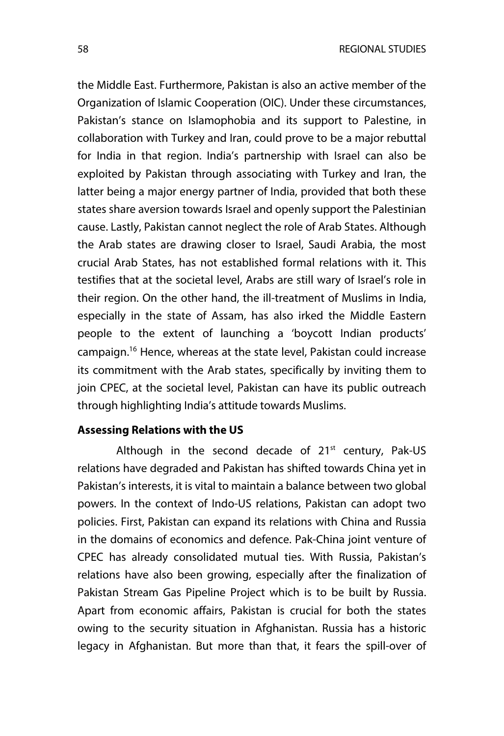the Middle East. Furthermore, Pakistan is also an active member of the Organization of Islamic Cooperation (OIC). Under these circumstances, Pakistan's stance on Islamophobia and its support to Palestine, in collaboration with Turkey and Iran, could prove to be a major rebuttal for India in that region. India's partnership with Israel can also be exploited by Pakistan through associating with Turkey and Iran, the latter being a major energy partner of India, provided that both these states share aversion towards Israel and openly support the Palestinian cause. Lastly, Pakistan cannot neglect the role of Arab States. Although the Arab states are drawing closer to Israel, Saudi Arabia, the most crucial Arab States, has not established formal relations with it. This testifies that at the societal level, Arabs are still wary of Israel's role in their region. On the other hand, the ill-treatment of Muslims in India, especially in the state of Assam, has also irked the Middle Eastern people to the extent of launching a 'boycott Indian products' campaign.[16] Hence, whereas at the state level, Pakistan could increase its commitment with the Arab states, specifically by inviting them to join CPEC, at the societal level, Pakistan can have its public outreach through highlighting India's attitude towards Muslims.

**Assessing Relations with the US**

Although in the second decade of 21st century, Pak-US relations have degraded and Pakistan has shifted towards China yet in Pakistan's interests, it is vital to maintain a balance between two global powers. In the context of Indo-US relations, Pakistan can adopt two policies. First, Pakistan can expand its relations with China and Russia in the domains of economics and defence. Pak-China joint venture of CPEC has already consolidated mutual ties. With Russia, Pakistan's relations have also been growing, especially after the finalization of Pakistan Stream Gas Pipeline Project which is to be built by Russia. Apart from economic affairs, Pakistan is crucial for both the states owing to the security situation in Afghanistan. Russia has a historic legacy in Afghanistan. But more than that, it fears the spill-over of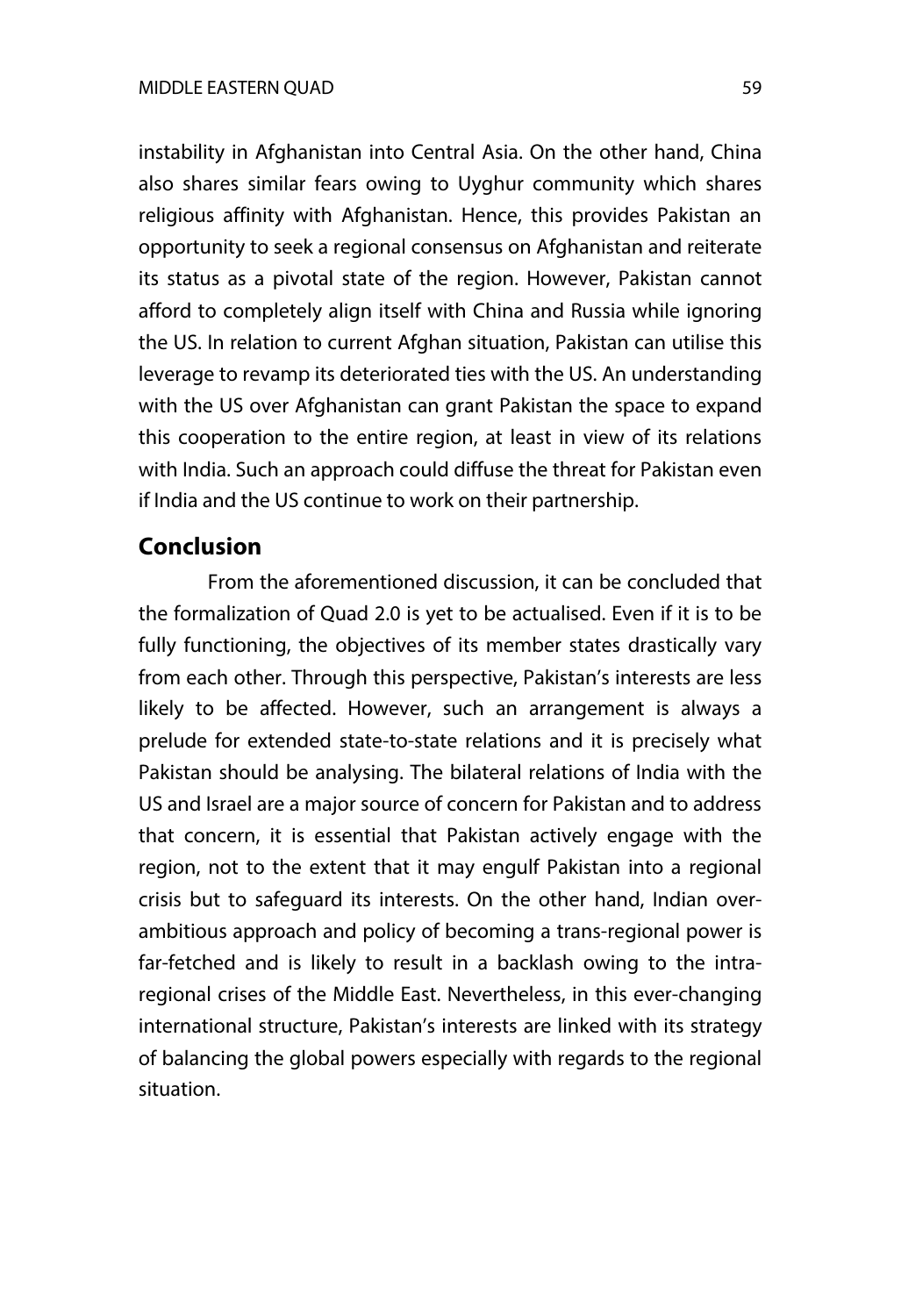instability in Afghanistan into Central Asia. On the other hand, China also shares similar fears owing to Uyghur community which shares religious affinity with Afghanistan. Hence, this provides Pakistan an opportunity to seek a regional consensus on Afghanistan and reiterate its status as a pivotal state of the region. However, Pakistan cannot afford to completely align itself with China and Russia while ignoring the US. In relation to current Afghan situation, Pakistan can utilise this leverage to revamp its deteriorated ties with the US. An understanding with the US over Afghanistan can grant Pakistan the space to expand this cooperation to the entire region, at least in view of its relations with India. Such an approach could diffuse the threat for Pakistan even if India and the US continue to work on their partnership.

## Conclusion

From the aforementioned discussion, it can be concluded that the formalization of Quad 2.0 is yet to be actualised. Even if it is to be fully functioning, the objectives of its member states drastically vary from each other. Through this perspective, Pakistan's interests are less likely to be affected. However, such an arrangement is always a prelude for extended state-to-state relations and it is precisely what Pakistan should be analysing. The bilateral relations of India with the US and Israel are a major source of concern for Pakistan and to address that concern, it is essential that Pakistan actively engage with the region, not to the extent that it may engulf Pakistan into a regional crisis but to safeguard its interests. On the other hand, Indian over-ambitious approach and policy of becoming a trans-regional power is far-fetched and is likely to result in a backlash owing to the intra-regional crises of the Middle East. Nevertheless, in this ever-changing international structure, Pakistan's interests are linked with its strategy of balancing the global powers especially with regards to the regional situation.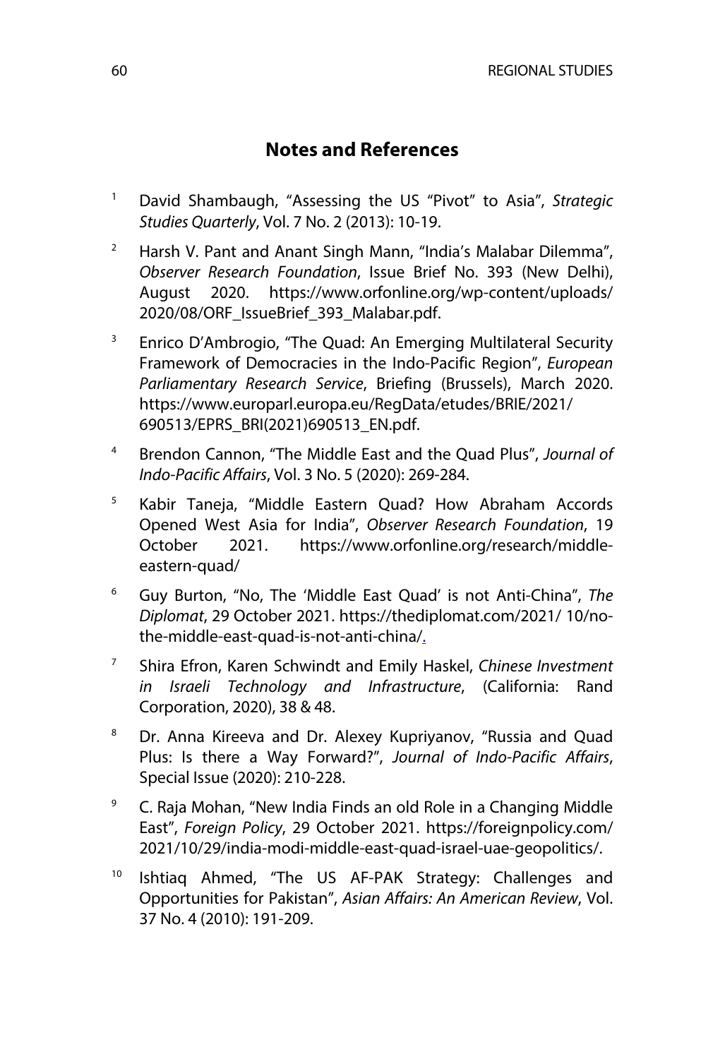## Notes and References

1. David Shambaugh, "Assessing the US "Pivot" to Asia", *Strategic Studies Quarterly*, Vol. 7 No. 2 (2013): 10-19.

2. Harsh V. Pant and Anant Singh Mann, "India's Malabar Dilemma", *Observer Research Foundation*, Issue Brief No. 393 (New Delhi), August 2020. https://www.orfonline.org/wp-content/uploads/2020/08/ORF_IssueBrief_393_Malabar.pdf.

3. Enrico D'Ambrogio, "The Quad: An Emerging Multilateral Security Framework of Democracies in the Indo-Pacific Region", *European Parliamentary Research Service*, Briefing (Brussels), March 2020. https://www.europarl.europa.eu/RegData/etudes/BRIE/2021/690513/EPRS_BRI(2021)690513_EN.pdf.

4. Brendon Cannon, "The Middle East and the Quad Plus", *Journal of Indo-Pacific Affairs*, Vol. 3 No. 5 (2020): 269-284.

5. Kabir Taneja, "Middle Eastern Quad? How Abraham Accords Opened West Asia for India", *Observer Research Foundation*, 19 October 2021. https://www.orfonline.org/research/middle-eastern-quad/

6. Guy Burton, "No, The 'Middle East Quad' is not Anti-China", *The Diplomat*, 29 October 2021. https://thediplomat.com/2021/ 10/no-the-middle-east-quad-is-not-anti-china/.

7. Shira Efron, Karen Schwindt and Emily Haskel, *Chinese Investment in Israeli Technology and Infrastructure*, (California: Rand Corporation, 2020), 38 & 48.

8. Dr. Anna Kireeva and Dr. Alexey Kupriyanov, "Russia and Quad Plus: Is there a Way Forward?", *Journal of Indo-Pacific Affairs*, Special Issue (2020): 210-228.

9. C. Raja Mohan, "New India Finds an old Role in a Changing Middle East", *Foreign Policy*, 29 October 2021. https://foreignpolicy.com/2021/10/29/india-modi-middle-east-quad-israel-uae-geopolitics/.

10. Ishtiaq Ahmed, "The US AF-PAK Strategy: Challenges and Opportunities for Pakistan", *Asian Affairs: An American Review*, Vol. 37 No. 4 (2010): 191-209.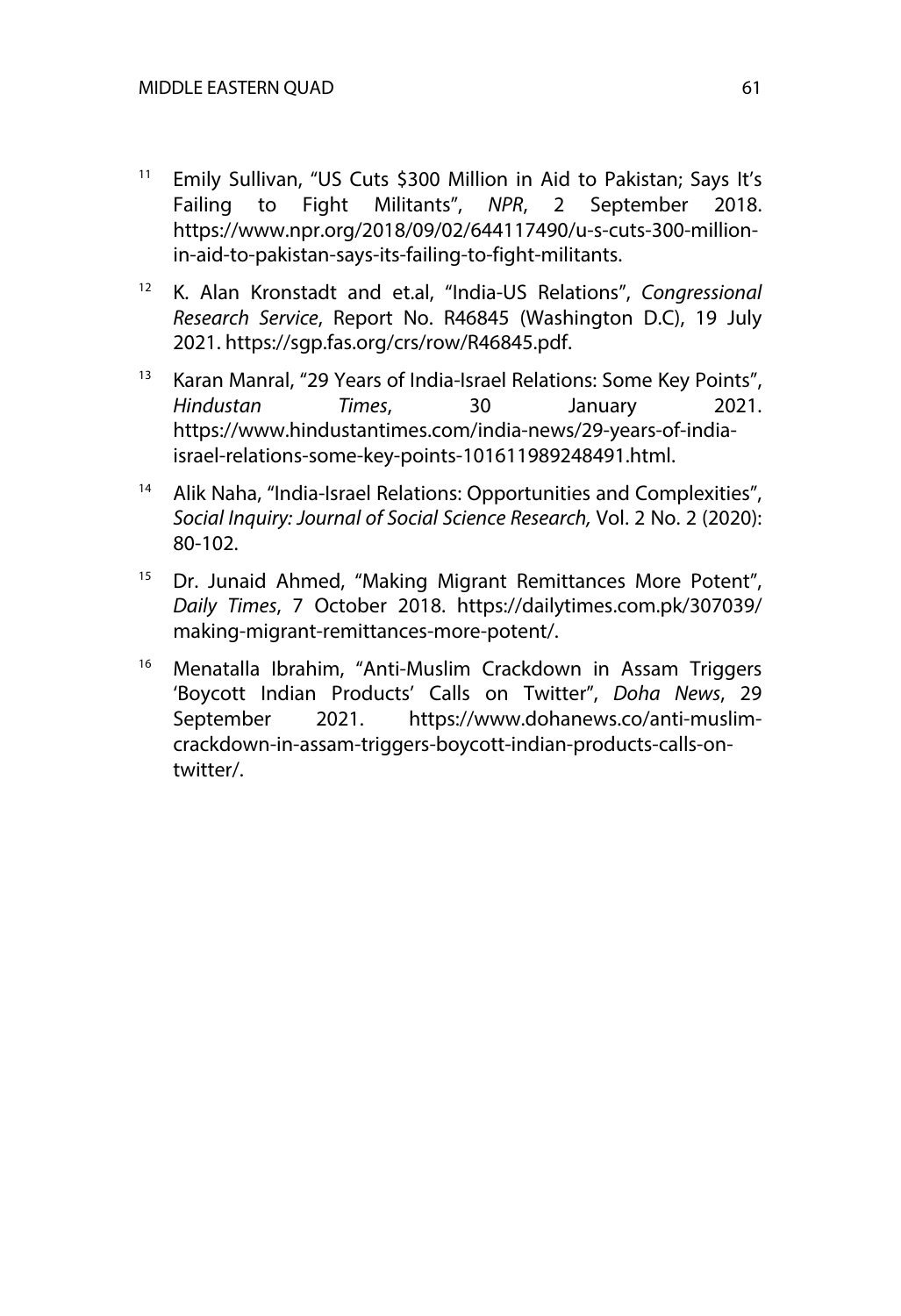[11] Emily Sullivan, "US Cuts $300 Million in Aid to Pakistan; Says It's Failing to Fight Militants", *NPR*, 2 September 2018. https://www.npr.org/2018/09/02/644117490/u-s-cuts-300-million-in-aid-to-pakistan-says-its-failing-to-fight-militants.

[12] K. Alan Kronstadt and et.al, "India-US Relations", *Congressional Research Service*, Report No. R46845 (Washington D.C), 19 July 2021. https://sgp.fas.org/crs/row/R46845.pdf.

[13] Karan Manral, "29 Years of India-Israel Relations: Some Key Points", *Hindustan Times*, 30 January 2021. https://www.hindustantimes.com/india-news/29-years-of-india-israel-relations-some-key-points-101611989248491.html.

[14] Alik Naha, "India-Israel Relations: Opportunities and Complexities", *Social Inquiry: Journal of Social Science Research,* Vol. 2 No. 2 (2020): 80-102.

[15] Dr. Junaid Ahmed, "Making Migrant Remittances More Potent", *Daily Times*, 7 October 2018. https://dailytimes.com.pk/307039/making-migrant-remittances-more-potent/.

[16] Menatalla Ibrahim, "Anti-Muslim Crackdown in Assam Triggers 'Boycott Indian Products' Calls on Twitter", *Doha News*, 29 September 2021. https://www.dohanews.co/anti-muslim-crackdown-in-assam-triggers-boycott-indian-products-calls-on-twitter/.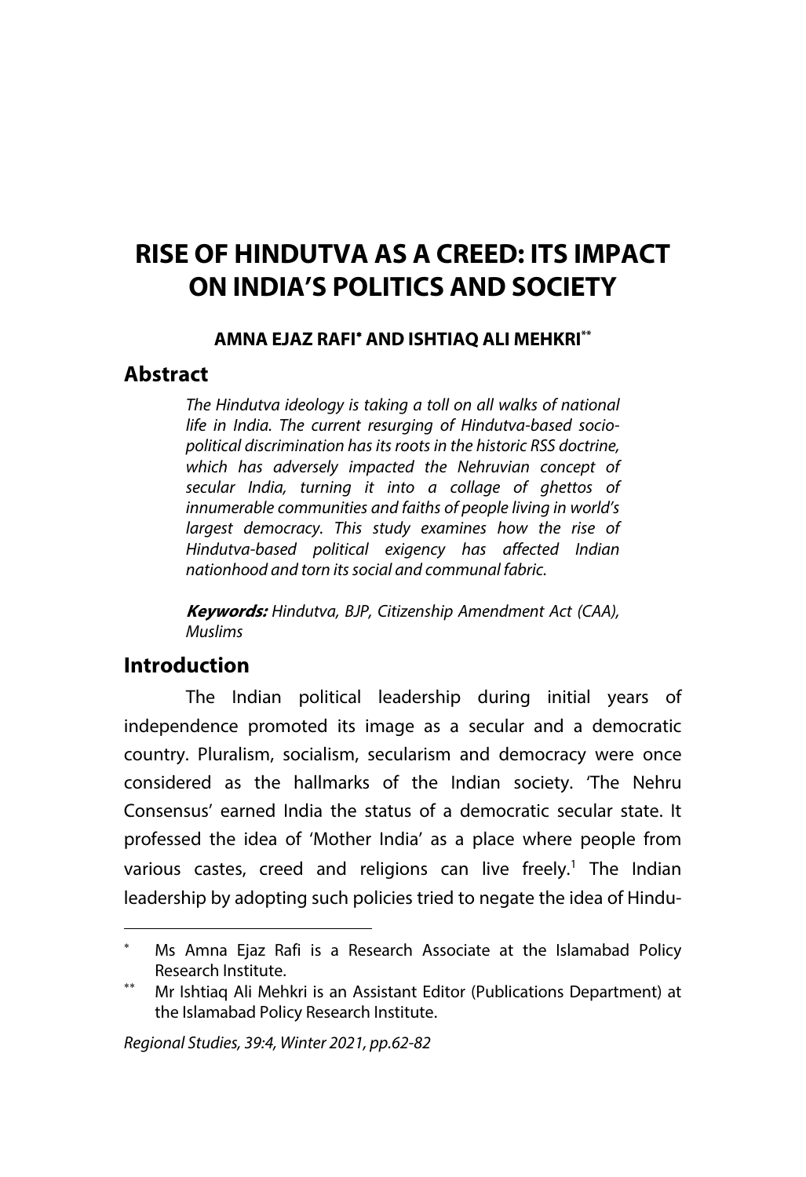# RISE OF HINDUTVA AS A CREED: ITS IMPACT ON INDIA'S POLITICS AND SOCIETY

**AMNA EJAZ RAFI\* AND ISHTIAQ ALI MEHKRI\*\***

## Abstract

*The Hindutva ideology is taking a toll on all walks of national life in India. The current resurging of Hindutva-based socio-political discrimination has its roots in the historic RSS doctrine, which has adversely impacted the Nehruvian concept of secular India, turning it into a collage of ghettos of innumerable communities and faiths of people living in world's largest democracy. This study examines how the rise of Hindutva-based political exigency has affected Indian nationhood and torn its social and communal fabric.*

***Keywords:*** *Hindutva, BJP, Citizenship Amendment Act (CAA), Muslims*

## Introduction

The Indian political leadership during initial years of independence promoted its image as a secular and a democratic country. Pluralism, socialism, secularism and democracy were once considered as the hallmarks of the Indian society. 'The Nehru Consensus' earned India the status of a democratic secular state. It professed the idea of 'Mother India' as a place where people from various castes, creed and religions can live freely.[1] The Indian leadership by adopting such policies tried to negate the idea of Hindu-

---

\* Ms Amna Ejaz Rafi is a Research Associate at the Islamabad Policy Research Institute.

\*\* Mr Ishtiaq Ali Mehkri is an Assistant Editor (Publications Department) at the Islamabad Policy Research Institute.

*Regional Studies, 39:4, Winter 2021, pp.62-82*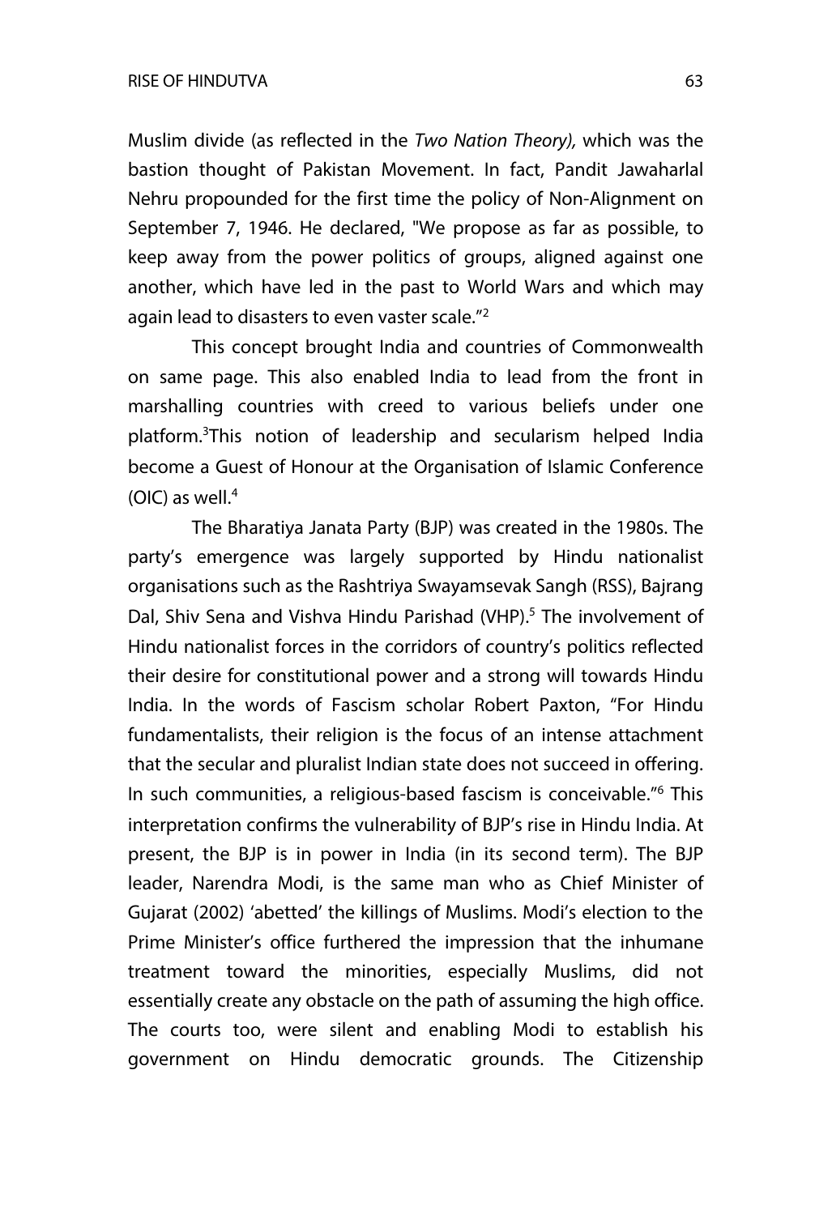Muslim divide (as reflected in the *Two Nation Theory),* which was the bastion thought of Pakistan Movement. In fact, Pandit Jawaharlal Nehru propounded for the first time the policy of Non-Alignment on September 7, 1946. He declared, "We propose as far as possible, to keep away from the power politics of groups, aligned against one another, which have led in the past to World Wars and which may again lead to disasters to even vaster scale."[2]

This concept brought India and countries of Commonwealth on same page. This also enabled India to lead from the front in marshalling countries with creed to various beliefs under one platform.[3]This notion of leadership and secularism helped India become a Guest of Honour at the Organisation of Islamic Conference (OIC) as well.[4]

The Bharatiya Janata Party (BJP) was created in the 1980s. The party's emergence was largely supported by Hindu nationalist organisations such as the Rashtriya Swayamsevak Sangh (RSS), Bajrang Dal, Shiv Sena and Vishva Hindu Parishad (VHP).[5] The involvement of Hindu nationalist forces in the corridors of country's politics reflected their desire for constitutional power and a strong will towards Hindu India. In the words of Fascism scholar Robert Paxton, "For Hindu fundamentalists, their religion is the focus of an intense attachment that the secular and pluralist Indian state does not succeed in offering. In such communities, a religious-based fascism is conceivable."[6] This interpretation confirms the vulnerability of BJP's rise in Hindu India. At present, the BJP is in power in India (in its second term). The BJP leader, Narendra Modi, is the same man who as Chief Minister of Gujarat (2002) 'abetted' the killings of Muslims. Modi's election to the Prime Minister's office furthered the impression that the inhumane treatment toward the minorities, especially Muslims, did not essentially create any obstacle on the path of assuming the high office. The courts too, were silent and enabling Modi to establish his government on Hindu democratic grounds. The Citizenship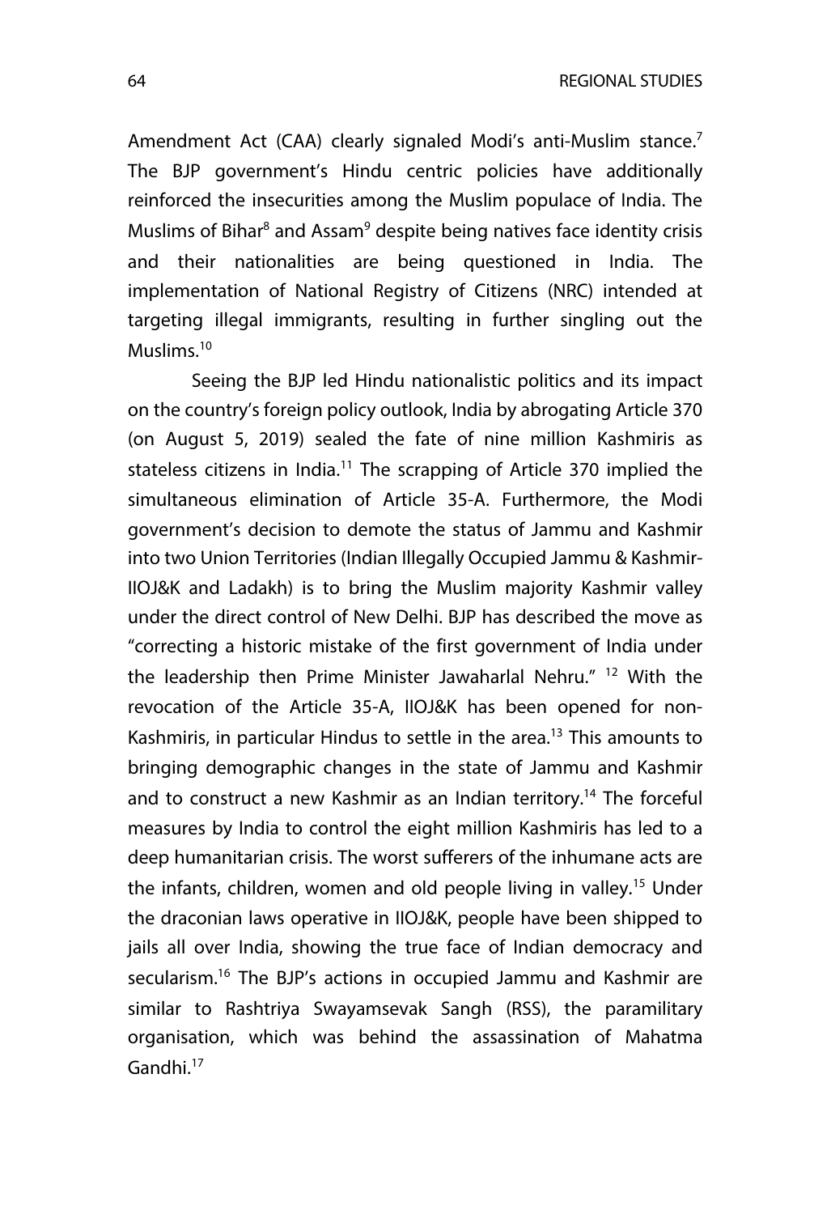Amendment Act (CAA) clearly signaled Modi's anti-Muslim stance.[7] The BJP government's Hindu centric policies have additionally reinforced the insecurities among the Muslim populace of India. The Muslims of Bihar[8] and Assam[9] despite being natives face identity crisis and their nationalities are being questioned in India. The implementation of National Registry of Citizens (NRC) intended at targeting illegal immigrants, resulting in further singling out the Muslims.[10]

Seeing the BJP led Hindu nationalistic politics and its impact on the country's foreign policy outlook, India by abrogating Article 370 (on August 5, 2019) sealed the fate of nine million Kashmiris as stateless citizens in India.[11] The scrapping of Article 370 implied the simultaneous elimination of Article 35-A. Furthermore, the Modi government's decision to demote the status of Jammu and Kashmir into two Union Territories (Indian Illegally Occupied Jammu & Kashmir-IIOJ&K and Ladakh) is to bring the Muslim majority Kashmir valley under the direct control of New Delhi. BJP has described the move as "correcting a historic mistake of the first government of India under the leadership then Prime Minister Jawaharlal Nehru." [12] With the revocation of the Article 35-A, IIOJ&K has been opened for non-Kashmiris, in particular Hindus to settle in the area.[13] This amounts to bringing demographic changes in the state of Jammu and Kashmir and to construct a new Kashmir as an Indian territory.[14] The forceful measures by India to control the eight million Kashmiris has led to a deep humanitarian crisis. The worst sufferers of the inhumane acts are the infants, children, women and old people living in valley.[15] Under the draconian laws operative in IIOJ&K, people have been shipped to jails all over India, showing the true face of Indian democracy and secularism.[16] The BJP's actions in occupied Jammu and Kashmir are similar to Rashtriya Swayamsevak Sangh (RSS), the paramilitary organisation, which was behind the assassination of Mahatma Gandhi.[17]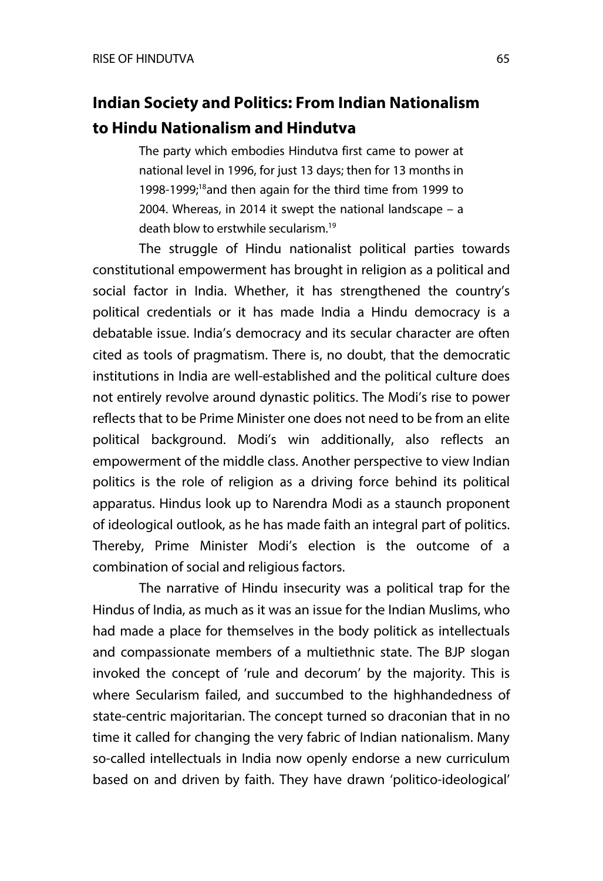## Indian Society and Politics: From Indian Nationalism to Hindu Nationalism and Hindutva

> The party which embodies Hindutva first came to power at national level in 1996, for just 13 days; then for 13 months in 1998-1999;[18]and then again for the third time from 1999 to 2004. Whereas, in 2014 it swept the national landscape – a death blow to erstwhile secularism.[19]

The struggle of Hindu nationalist political parties towards constitutional empowerment has brought in religion as a political and social factor in India. Whether, it has strengthened the country's political credentials or it has made India a Hindu democracy is a debatable issue. India's democracy and its secular character are often cited as tools of pragmatism. There is, no doubt, that the democratic institutions in India are well-established and the political culture does not entirely revolve around dynastic politics. The Modi's rise to power reflects that to be Prime Minister one does not need to be from an elite political background. Modi's win additionally, also reflects an empowerment of the middle class. Another perspective to view Indian politics is the role of religion as a driving force behind its political apparatus. Hindus look up to Narendra Modi as a staunch proponent of ideological outlook, as he has made faith an integral part of politics. Thereby, Prime Minister Modi's election is the outcome of a combination of social and religious factors.

The narrative of Hindu insecurity was a political trap for the Hindus of India, as much as it was an issue for the Indian Muslims, who had made a place for themselves in the body politick as intellectuals and compassionate members of a multiethnic state. The BJP slogan invoked the concept of 'rule and decorum' by the majority. This is where Secularism failed, and succumbed to the highhandedness of state-centric majoritarian. The concept turned so draconian that in no time it called for changing the very fabric of Indian nationalism. Many so-called intellectuals in India now openly endorse a new curriculum based on and driven by faith. They have drawn 'politico-ideological'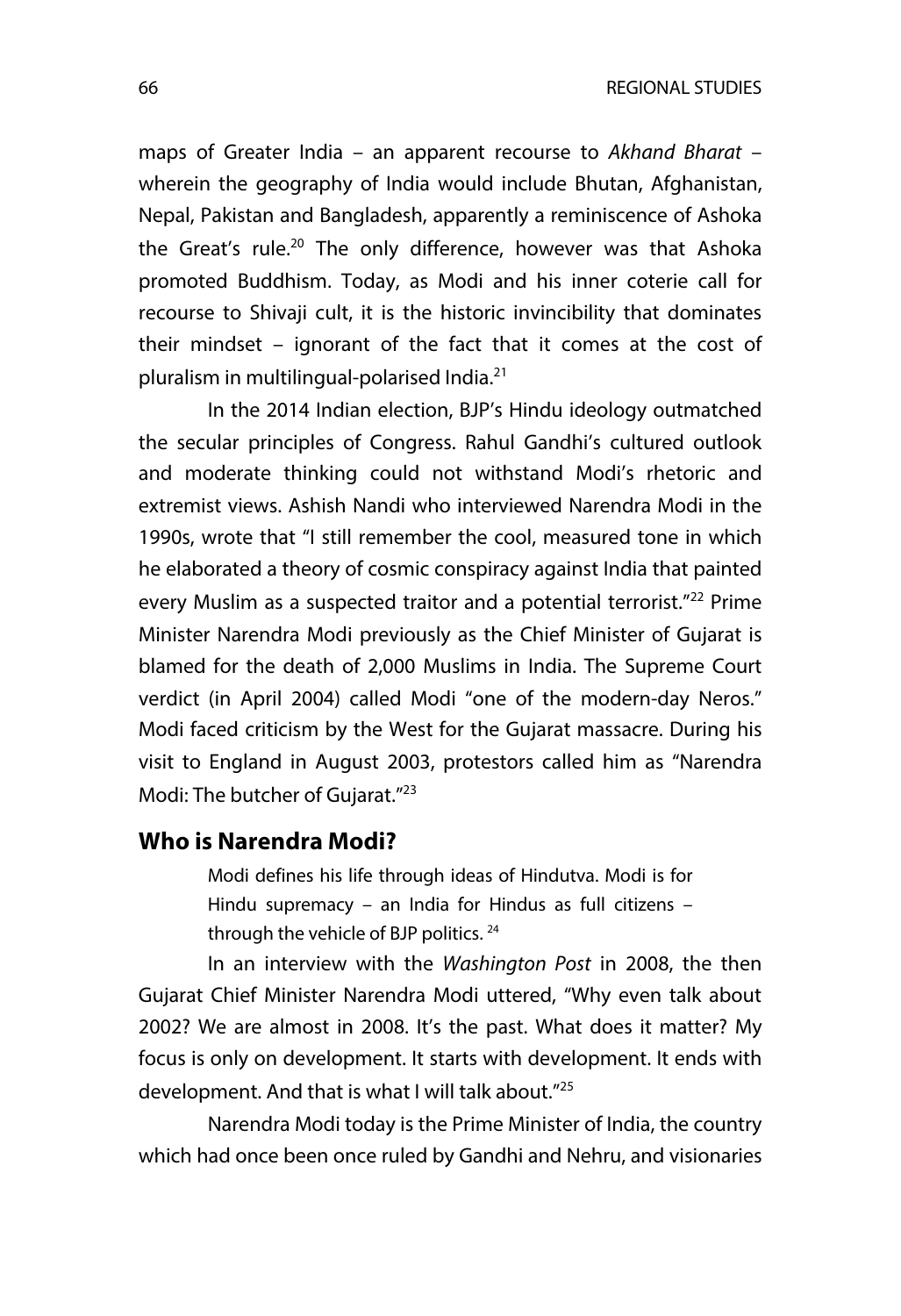maps of Greater India – an apparent recourse to *Akhand Bharat* – wherein the geography of India would include Bhutan, Afghanistan, Nepal, Pakistan and Bangladesh, apparently a reminiscence of Ashoka the Great's rule.[20] The only difference, however was that Ashoka promoted Buddhism. Today, as Modi and his inner coterie call for recourse to Shivaji cult, it is the historic invincibility that dominates their mindset – ignorant of the fact that it comes at the cost of pluralism in multilingual-polarised India.[21]

In the 2014 Indian election, BJP's Hindu ideology outmatched the secular principles of Congress. Rahul Gandhi's cultured outlook and moderate thinking could not withstand Modi's rhetoric and extremist views. Ashish Nandi who interviewed Narendra Modi in the 1990s, wrote that "I still remember the cool, measured tone in which he elaborated a theory of cosmic conspiracy against India that painted every Muslim as a suspected traitor and a potential terrorist."[22] Prime Minister Narendra Modi previously as the Chief Minister of Gujarat is blamed for the death of 2,000 Muslims in India. The Supreme Court verdict (in April 2004) called Modi "one of the modern-day Neros." Modi faced criticism by the West for the Gujarat massacre. During his visit to England in August 2003, protestors called him as "Narendra Modi: The butcher of Gujarat."[23]

## Who is Narendra Modi?

> Modi defines his life through ideas of Hindutva. Modi is for Hindu supremacy – an India for Hindus as full citizens – through the vehicle of BJP politics. [24]

In an interview with the *Washington Post* in 2008, the then Gujarat Chief Minister Narendra Modi uttered, "Why even talk about 2002? We are almost in 2008. It's the past. What does it matter? My focus is only on development. It starts with development. It ends with development. And that is what I will talk about."[25]

Narendra Modi today is the Prime Minister of India, the country which had once been once ruled by Gandhi and Nehru, and visionaries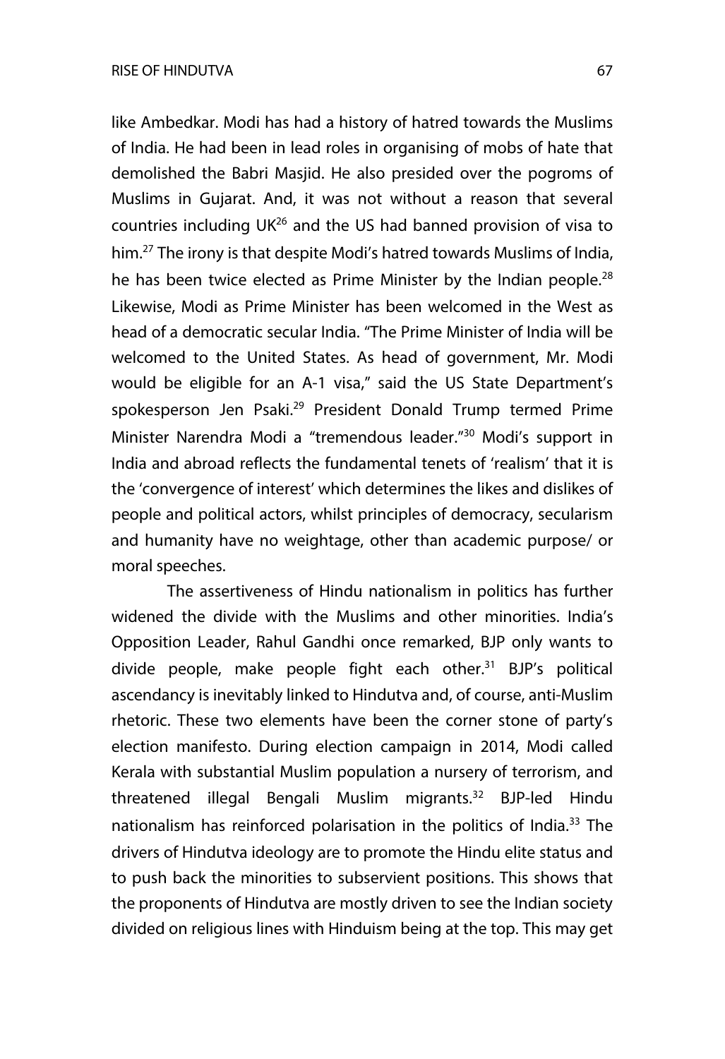like Ambedkar. Modi has had a history of hatred towards the Muslims of India. He had been in lead roles in organising of mobs of hate that demolished the Babri Masjid. He also presided over the pogroms of Muslims in Gujarat. And, it was not without a reason that several countries including UK[26] and the US had banned provision of visa to him.[27] The irony is that despite Modi's hatred towards Muslims of India, he has been twice elected as Prime Minister by the Indian people.[28] Likewise, Modi as Prime Minister has been welcomed in the West as head of a democratic secular India. "The Prime Minister of India will be welcomed to the United States. As head of government, Mr. Modi would be eligible for an A-1 visa," said the US State Department's spokesperson Jen Psaki.[29] President Donald Trump termed Prime Minister Narendra Modi a "tremendous leader."[30] Modi's support in India and abroad reflects the fundamental tenets of 'realism' that it is the 'convergence of interest' which determines the likes and dislikes of people and political actors, whilst principles of democracy, secularism and humanity have no weightage, other than academic purpose/ or moral speeches.

The assertiveness of Hindu nationalism in politics has further widened the divide with the Muslims and other minorities. India's Opposition Leader, Rahul Gandhi once remarked, BJP only wants to divide people, make people fight each other.[31] BJP's political ascendancy is inevitably linked to Hindutva and, of course, anti-Muslim rhetoric. These two elements have been the corner stone of party's election manifesto. During election campaign in 2014, Modi called Kerala with substantial Muslim population a nursery of terrorism, and threatened illegal Bengali Muslim migrants.[32] BJP-led Hindu nationalism has reinforced polarisation in the politics of India.[33] The drivers of Hindutva ideology are to promote the Hindu elite status and to push back the minorities to subservient positions. This shows that the proponents of Hindutva are mostly driven to see the Indian society divided on religious lines with Hinduism being at the top. This may get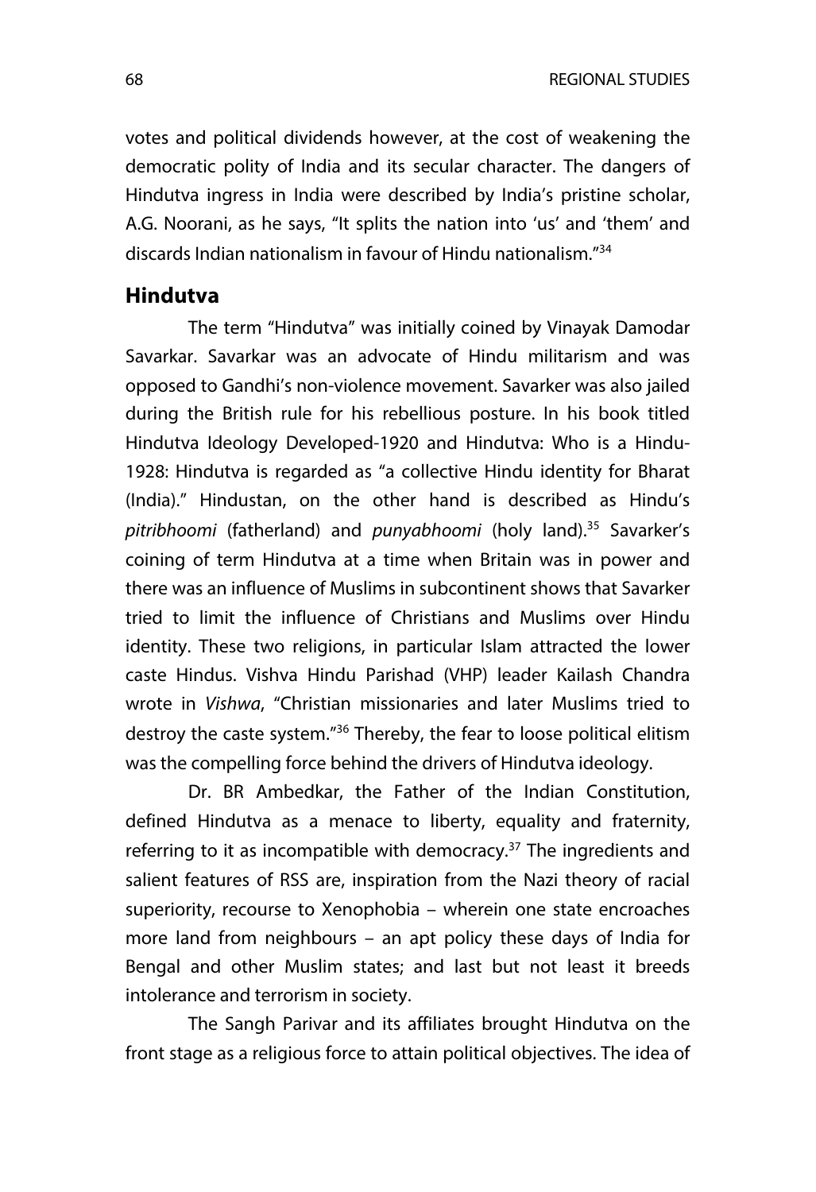votes and political dividends however, at the cost of weakening the democratic polity of India and its secular character. The dangers of Hindutva ingress in India were described by India's pristine scholar, A.G. Noorani, as he says, "It splits the nation into 'us' and 'them' and discards Indian nationalism in favour of Hindu nationalism."[34]

## Hindutva

The term "Hindutva" was initially coined by Vinayak Damodar Savarkar. Savarkar was an advocate of Hindu militarism and was opposed to Gandhi's non-violence movement. Savarker was also jailed during the British rule for his rebellious posture. In his book titled Hindutva Ideology Developed-1920 and Hindutva: Who is a Hindu-1928: Hindutva is regarded as "a collective Hindu identity for Bharat (India)." Hindustan, on the other hand is described as Hindu's *pitribhoomi* (fatherland) and *punyabhoomi* (holy land).[35] Savarker's coining of term Hindutva at a time when Britain was in power and there was an influence of Muslims in subcontinent shows that Savarker tried to limit the influence of Christians and Muslims over Hindu identity. These two religions, in particular Islam attracted the lower caste Hindus. Vishva Hindu Parishad (VHP) leader Kailash Chandra wrote in *Vishwa*, "Christian missionaries and later Muslims tried to destroy the caste system."[36] Thereby, the fear to loose political elitism was the compelling force behind the drivers of Hindutva ideology.

Dr. BR Ambedkar, the Father of the Indian Constitution, defined Hindutva as a menace to liberty, equality and fraternity, referring to it as incompatible with democracy.[37] The ingredients and salient features of RSS are, inspiration from the Nazi theory of racial superiority, recourse to Xenophobia – wherein one state encroaches more land from neighbours – an apt policy these days of India for Bengal and other Muslim states; and last but not least it breeds intolerance and terrorism in society.

The Sangh Parivar and its affiliates brought Hindutva on the front stage as a religious force to attain political objectives. The idea of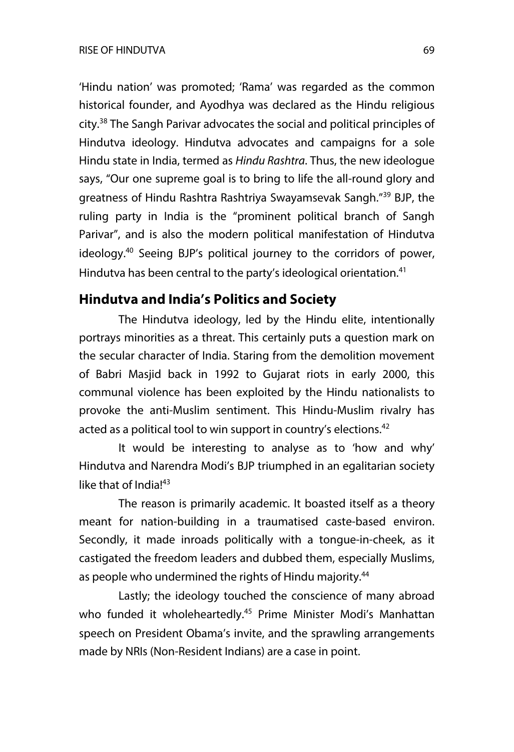'Hindu nation' was promoted; 'Rama' was regarded as the common historical founder, and Ayodhya was declared as the Hindu religious city.[38] The Sangh Parivar advocates the social and political principles of Hindutva ideology. Hindutva advocates and campaigns for a sole Hindu state in India, termed as *Hindu Rashtra*. Thus, the new ideologue says, "Our one supreme goal is to bring to life the all-round glory and greatness of Hindu Rashtra Rashtriya Swayamsevak Sangh."[39] BJP, the ruling party in India is the "prominent political branch of Sangh Parivar", and is also the modern political manifestation of Hindutva ideology.[40] Seeing BJP's political journey to the corridors of power, Hindutva has been central to the party's ideological orientation.[41]

## Hindutva and India's Politics and Society

The Hindutva ideology, led by the Hindu elite, intentionally portrays minorities as a threat. This certainly puts a question mark on the secular character of India. Staring from the demolition movement of Babri Masjid back in 1992 to Gujarat riots in early 2000, this communal violence has been exploited by the Hindu nationalists to provoke the anti-Muslim sentiment. This Hindu-Muslim rivalry has acted as a political tool to win support in country's elections.[42]

It would be interesting to analyse as to 'how and why' Hindutva and Narendra Modi's BJP triumphed in an egalitarian society like that of India![43]

The reason is primarily academic. It boasted itself as a theory meant for nation-building in a traumatised caste-based environ. Secondly, it made inroads politically with a tongue-in-cheek, as it castigated the freedom leaders and dubbed them, especially Muslims, as people who undermined the rights of Hindu majority.[44]

Lastly; the ideology touched the conscience of many abroad who funded it wholeheartedly.[45] Prime Minister Modi's Manhattan speech on President Obama's invite, and the sprawling arrangements made by NRIs (Non-Resident Indians) are a case in point.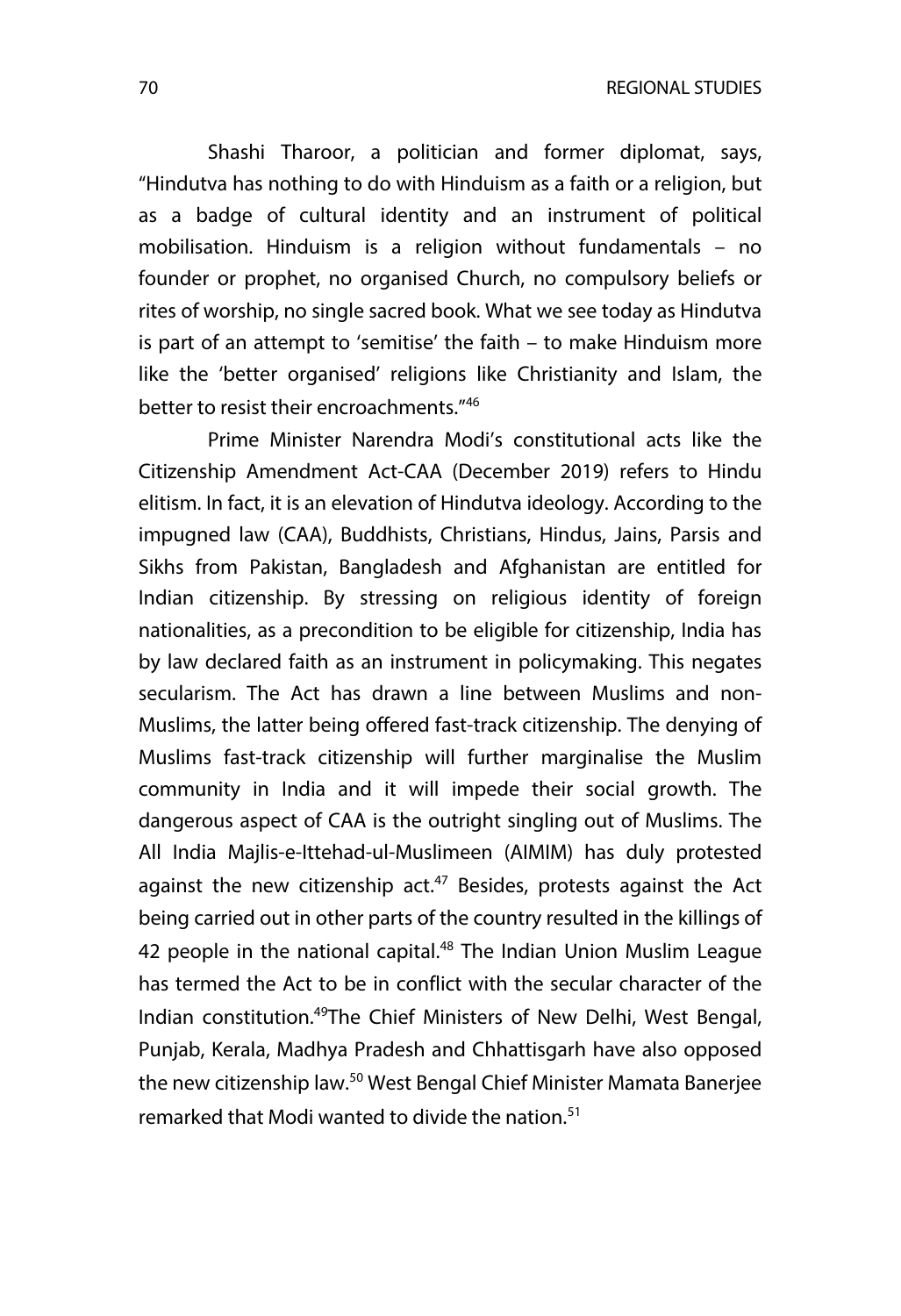Shashi Tharoor, a politician and former diplomat, says, "Hindutva has nothing to do with Hinduism as a faith or a religion, but as a badge of cultural identity and an instrument of political mobilisation. Hinduism is a religion without fundamentals – no founder or prophet, no organised Church, no compulsory beliefs or rites of worship, no single sacred book. What we see today as Hindutva is part of an attempt to 'semitise' the faith – to make Hinduism more like the 'better organised' religions like Christianity and Islam, the better to resist their encroachments."[46]

Prime Minister Narendra Modi's constitutional acts like the Citizenship Amendment Act-CAA (December 2019) refers to Hindu elitism. In fact, it is an elevation of Hindutva ideology. According to the impugned law (CAA), Buddhists, Christians, Hindus, Jains, Parsis and Sikhs from Pakistan, Bangladesh and Afghanistan are entitled for Indian citizenship. By stressing on religious identity of foreign nationalities, as a precondition to be eligible for citizenship, India has by law declared faith as an instrument in policymaking. This negates secularism. The Act has drawn a line between Muslims and non-Muslims, the latter being offered fast-track citizenship. The denying of Muslims fast-track citizenship will further marginalise the Muslim community in India and it will impede their social growth. The dangerous aspect of CAA is the outright singling out of Muslims. The All India Majlis-e-Ittehad-ul-Muslimeen (AIMIM) has duly protested against the new citizenship act.[47] Besides, protests against the Act being carried out in other parts of the country resulted in the killings of 42 people in the national capital.[48] The Indian Union Muslim League has termed the Act to be in conflict with the secular character of the Indian constitution.[49]The Chief Ministers of New Delhi, West Bengal, Punjab, Kerala, Madhya Pradesh and Chhattisgarh have also opposed the new citizenship law.[50] West Bengal Chief Minister Mamata Banerjee remarked that Modi wanted to divide the nation.[51]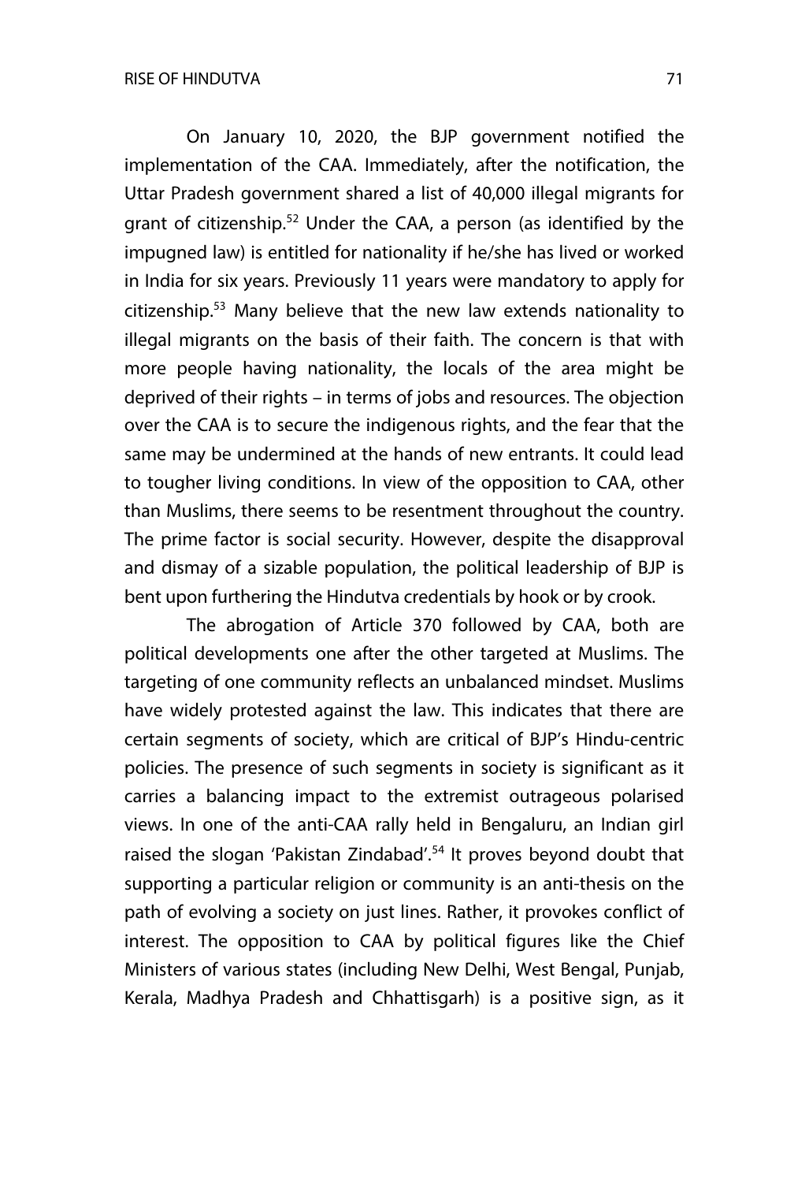On January 10, 2020, the BJP government notified the implementation of the CAA. Immediately, after the notification, the Uttar Pradesh government shared a list of 40,000 illegal migrants for grant of citizenship.[52] Under the CAA, a person (as identified by the impugned law) is entitled for nationality if he/she has lived or worked in India for six years. Previously 11 years were mandatory to apply for citizenship.[53] Many believe that the new law extends nationality to illegal migrants on the basis of their faith. The concern is that with more people having nationality, the locals of the area might be deprived of their rights – in terms of jobs and resources. The objection over the CAA is to secure the indigenous rights, and the fear that the same may be undermined at the hands of new entrants. It could lead to tougher living conditions. In view of the opposition to CAA, other than Muslims, there seems to be resentment throughout the country. The prime factor is social security. However, despite the disapproval and dismay of a sizable population, the political leadership of BJP is bent upon furthering the Hindutva credentials by hook or by crook.

The abrogation of Article 370 followed by CAA, both are political developments one after the other targeted at Muslims. The targeting of one community reflects an unbalanced mindset. Muslims have widely protested against the law. This indicates that there are certain segments of society, which are critical of BJP's Hindu-centric policies. The presence of such segments in society is significant as it carries a balancing impact to the extremist outrageous polarised views. In one of the anti-CAA rally held in Bengaluru, an Indian girl raised the slogan 'Pakistan Zindabad'.[54] It proves beyond doubt that supporting a particular religion or community is an anti-thesis on the path of evolving a society on just lines. Rather, it provokes conflict of interest. The opposition to CAA by political figures like the Chief Ministers of various states (including New Delhi, West Bengal, Punjab, Kerala, Madhya Pradesh and Chhattisgarh) is a positive sign, as it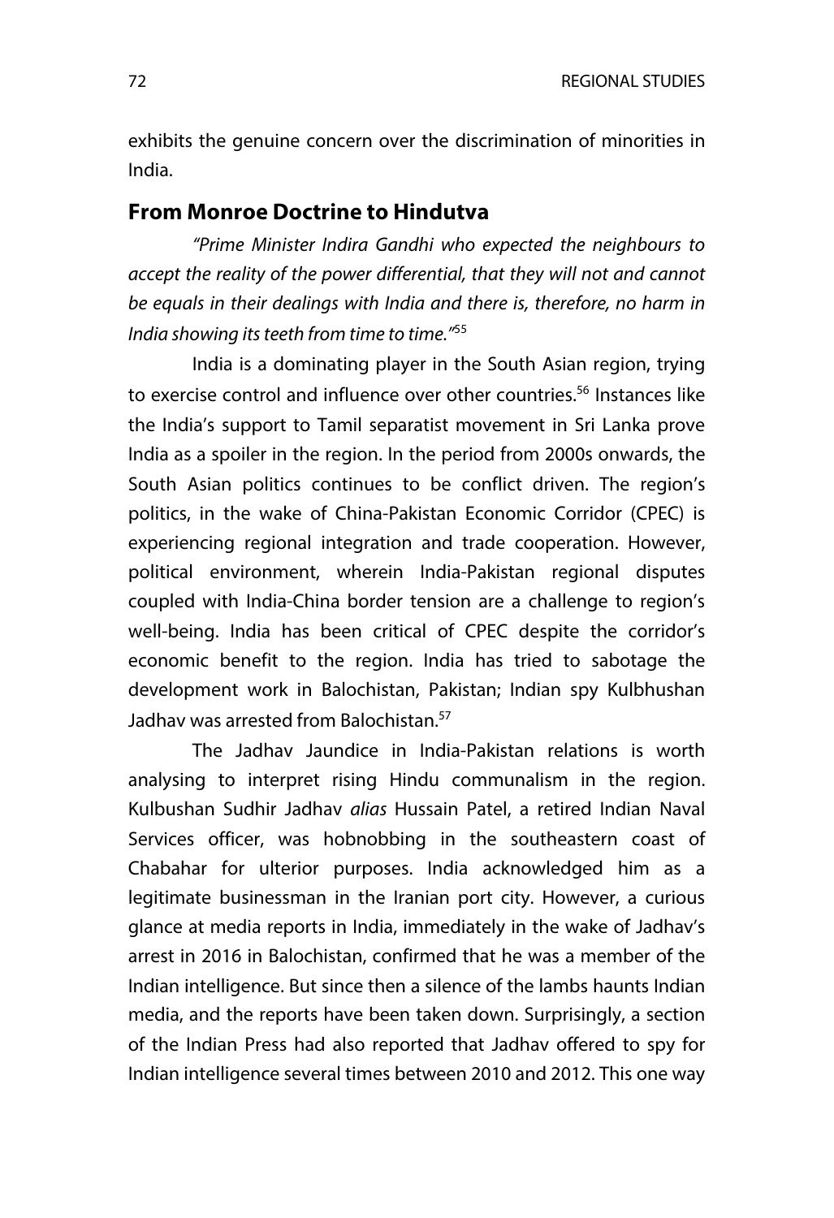exhibits the genuine concern over the discrimination of minorities in India.

## From Monroe Doctrine to Hindutva

*"Prime Minister Indira Gandhi who expected the neighbours to accept the reality of the power differential, that they will not and cannot be equals in their dealings with India and there is, therefore, no harm in India showing its teeth from time to time."*[55]

India is a dominating player in the South Asian region, trying to exercise control and influence over other countries.[56] Instances like the India's support to Tamil separatist movement in Sri Lanka prove India as a spoiler in the region. In the period from 2000s onwards, the South Asian politics continues to be conflict driven. The region's politics, in the wake of China-Pakistan Economic Corridor (CPEC) is experiencing regional integration and trade cooperation. However, political environment, wherein India-Pakistan regional disputes coupled with India-China border tension are a challenge to region's well-being. India has been critical of CPEC despite the corridor's economic benefit to the region. India has tried to sabotage the development work in Balochistan, Pakistan; Indian spy Kulbhushan Jadhav was arrested from Balochistan.[57]

The Jadhav Jaundice in India-Pakistan relations is worth analysing to interpret rising Hindu communalism in the region. Kulbushan Sudhir Jadhav *alias* Hussain Patel, a retired Indian Naval Services officer, was hobnobbing in the southeastern coast of Chabahar for ulterior purposes. India acknowledged him as a legitimate businessman in the Iranian port city. However, a curious glance at media reports in India, immediately in the wake of Jadhav's arrest in 2016 in Balochistan, confirmed that he was a member of the Indian intelligence. But since then a silence of the lambs haunts Indian media, and the reports have been taken down. Surprisingly, a section of the Indian Press had also reported that Jadhav offered to spy for Indian intelligence several times between 2010 and 2012. This one way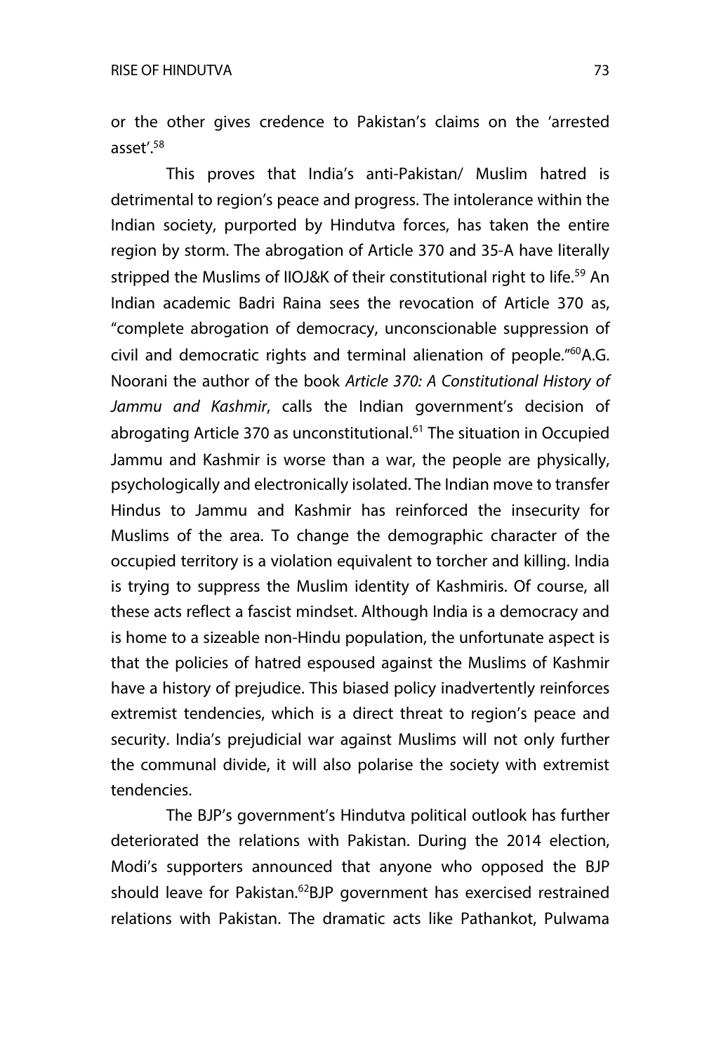or the other gives credence to Pakistan's claims on the 'arrested asset'.[58]

This proves that India's anti-Pakistan/ Muslim hatred is detrimental to region's peace and progress. The intolerance within the Indian society, purported by Hindutva forces, has taken the entire region by storm. The abrogation of Article 370 and 35-A have literally stripped the Muslims of IIOJ&K of their constitutional right to life.[59] An Indian academic Badri Raina sees the revocation of Article 370 as, "complete abrogation of democracy, unconscionable suppression of civil and democratic rights and terminal alienation of people."[60]A.G. Noorani the author of the book *Article 370: A Constitutional History of Jammu and Kashmir*, calls the Indian government's decision of abrogating Article 370 as unconstitutional.[61] The situation in Occupied Jammu and Kashmir is worse than a war, the people are physically, psychologically and electronically isolated. The Indian move to transfer Hindus to Jammu and Kashmir has reinforced the insecurity for Muslims of the area. To change the demographic character of the occupied territory is a violation equivalent to torcher and killing. India is trying to suppress the Muslim identity of Kashmiris. Of course, all these acts reflect a fascist mindset. Although India is a democracy and is home to a sizeable non-Hindu population, the unfortunate aspect is that the policies of hatred espoused against the Muslims of Kashmir have a history of prejudice. This biased policy inadvertently reinforces extremist tendencies, which is a direct threat to region's peace and security. India's prejudicial war against Muslims will not only further the communal divide, it will also polarise the society with extremist tendencies.

The BJP's government's Hindutva political outlook has further deteriorated the relations with Pakistan. During the 2014 election, Modi's supporters announced that anyone who opposed the BJP should leave for Pakistan.[62]BJP government has exercised restrained relations with Pakistan. The dramatic acts like Pathankot, Pulwama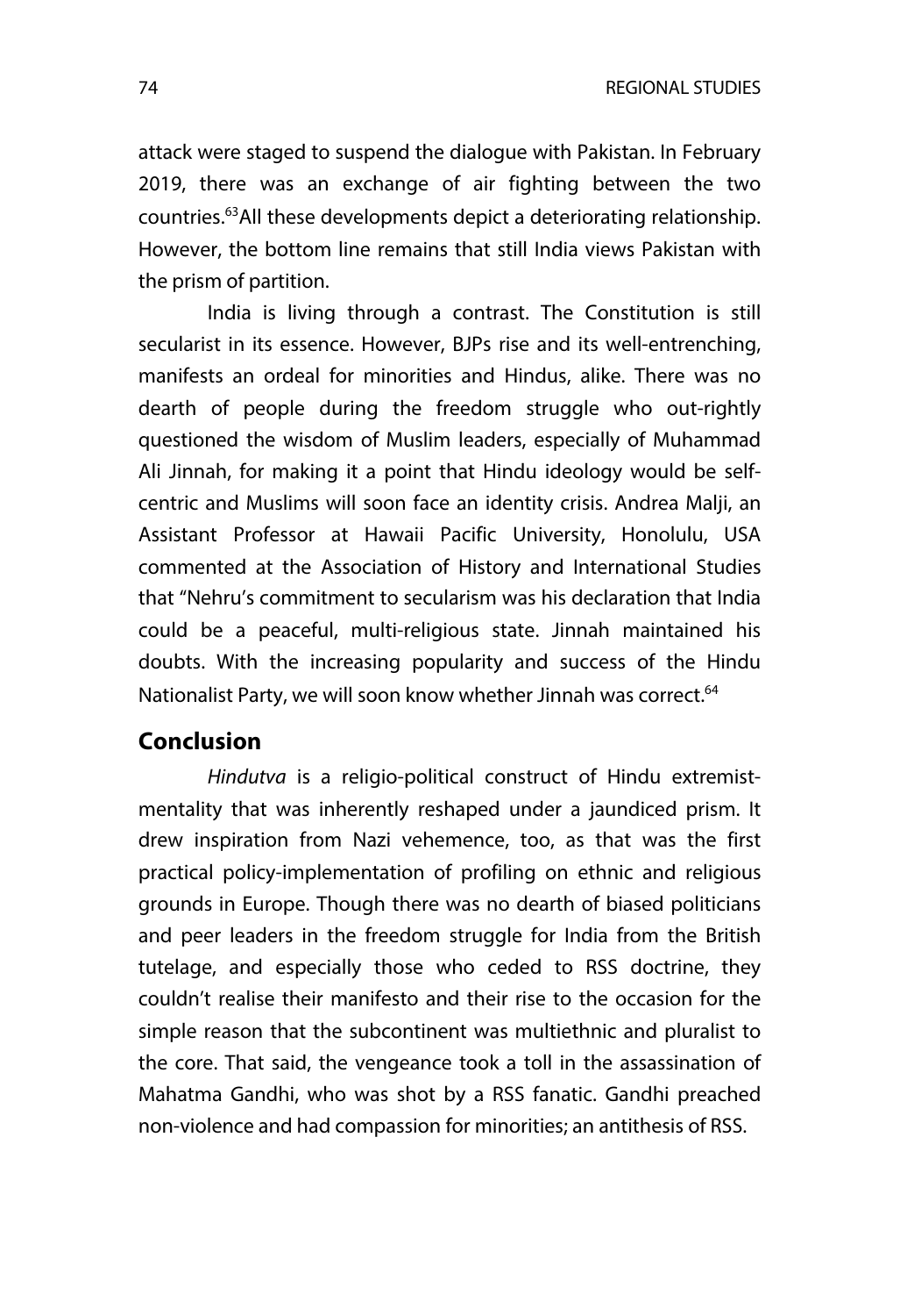attack were staged to suspend the dialogue with Pakistan. In February 2019, there was an exchange of air fighting between the two countries.[63] All these developments depict a deteriorating relationship. However, the bottom line remains that still India views Pakistan with the prism of partition.

India is living through a contrast. The Constitution is still secularist in its essence. However, BJPs rise and its well-entrenching, manifests an ordeal for minorities and Hindus, alike. There was no dearth of people during the freedom struggle who out-rightly questioned the wisdom of Muslim leaders, especially of Muhammad Ali Jinnah, for making it a point that Hindu ideology would be self-centric and Muslims will soon face an identity crisis. Andrea Malji, an Assistant Professor at Hawaii Pacific University, Honolulu, USA commented at the Association of History and International Studies that "Nehru's commitment to secularism was his declaration that India could be a peaceful, multi-religious state. Jinnah maintained his doubts. With the increasing popularity and success of the Hindu Nationalist Party, we will soon know whether Jinnah was correct.[64]

## Conclusion

*Hindutva* is a religio-political construct of Hindu extremist-mentality that was inherently reshaped under a jaundiced prism. It drew inspiration from Nazi vehemence, too, as that was the first practical policy-implementation of profiling on ethnic and religious grounds in Europe. Though there was no dearth of biased politicians and peer leaders in the freedom struggle for India from the British tutelage, and especially those who ceded to RSS doctrine, they couldn't realise their manifesto and their rise to the occasion for the simple reason that the subcontinent was multiethnic and pluralist to the core. That said, the vengeance took a toll in the assassination of Mahatma Gandhi, who was shot by a RSS fanatic. Gandhi preached non-violence and had compassion for minorities; an antithesis of RSS.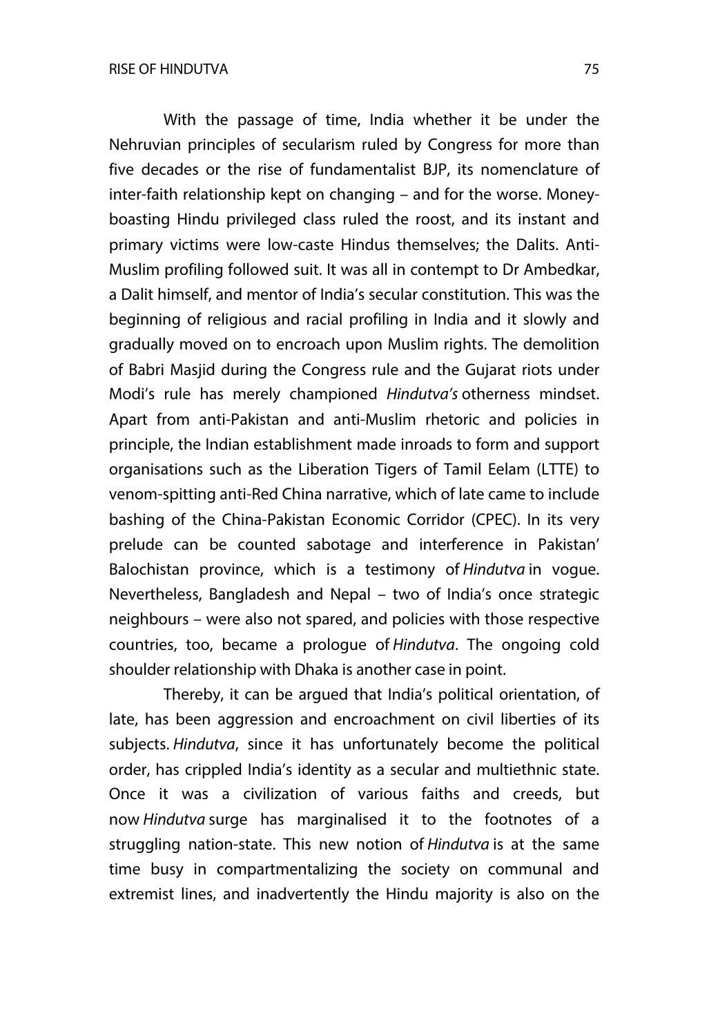With the passage of time, India whether it be under the Nehruvian principles of secularism ruled by Congress for more than five decades or the rise of fundamentalist BJP, its nomenclature of inter-faith relationship kept on changing – and for the worse. Money-boasting Hindu privileged class ruled the roost, and its instant and primary victims were low-caste Hindus themselves; the Dalits. Anti-Muslim profiling followed suit. It was all in contempt to Dr Ambedkar, a Dalit himself, and mentor of India's secular constitution. This was the beginning of religious and racial profiling in India and it slowly and gradually moved on to encroach upon Muslim rights. The demolition of Babri Masjid during the Congress rule and the Gujarat riots under Modi's rule has merely championed *Hindutva's* otherness mindset. Apart from anti-Pakistan and anti-Muslim rhetoric and policies in principle, the Indian establishment made inroads to form and support organisations such as the Liberation Tigers of Tamil Eelam (LTTE) to venom-spitting anti-Red China narrative, which of late came to include bashing of the China-Pakistan Economic Corridor (CPEC). In its very prelude can be counted sabotage and interference in Pakistan' Balochistan province, which is a testimony of *Hindutva* in vogue. Nevertheless, Bangladesh and Nepal – two of India's once strategic neighbours – were also not spared, and policies with those respective countries, too, became a prologue of *Hindutva*. The ongoing cold shoulder relationship with Dhaka is another case in point.

Thereby, it can be argued that India's political orientation, of late, has been aggression and encroachment on civil liberties of its subjects. *Hindutva*, since it has unfortunately become the political order, has crippled India's identity as a secular and multiethnic state. Once it was a civilization of various faiths and creeds, but now *Hindutva* surge has marginalised it to the footnotes of a struggling nation-state. This new notion of *Hindutva* is at the same time busy in compartmentalizing the society on communal and extremist lines, and inadvertently the Hindu majority is also on the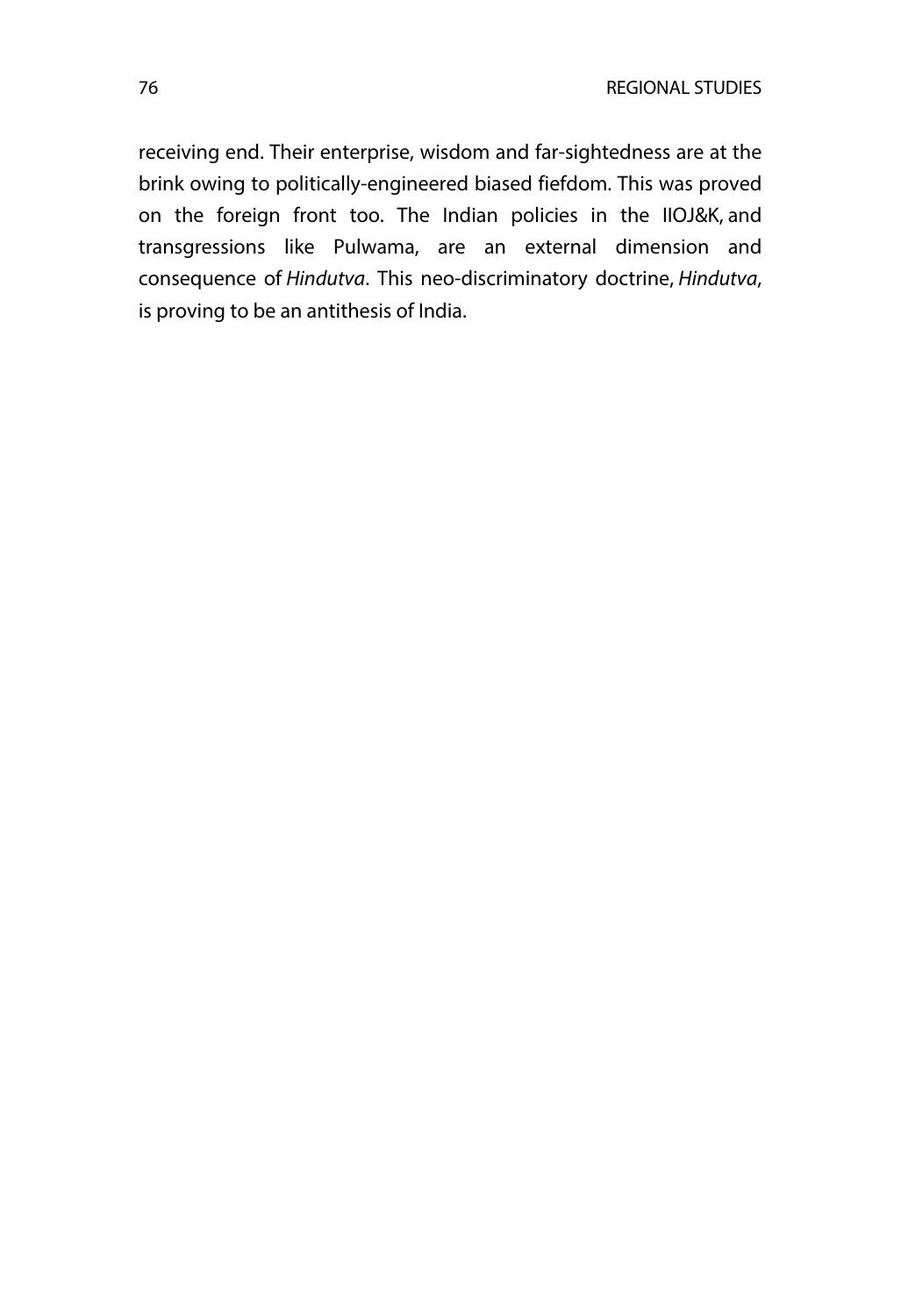receiving end. Their enterprise, wisdom and far-sightedness are at the brink owing to politically-engineered biased fiefdom. This was proved on the foreign front too. The Indian policies in the IIOJ&K, and transgressions like Pulwama, are an external dimension and consequence of *Hindutva*. This neo-discriminatory doctrine, *Hindutva*, is proving to be an antithesis of India.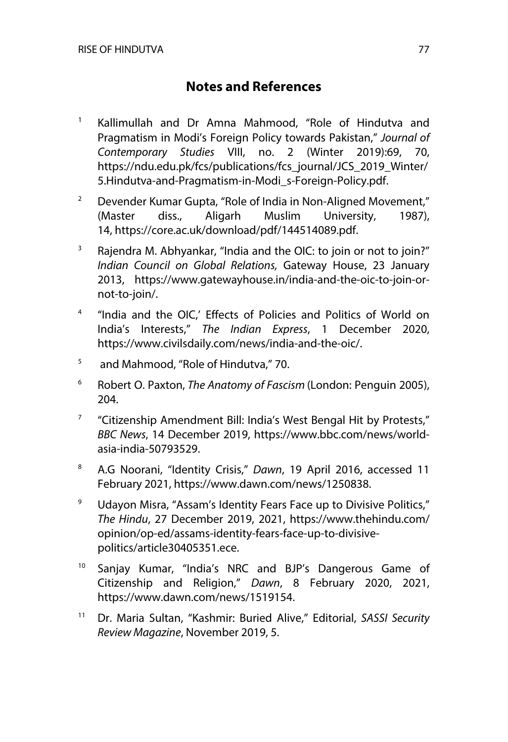## Notes and References

1. Kallimullah and Dr Amna Mahmood, "Role of Hindutva and Pragmatism in Modi's Foreign Policy towards Pakistan," *Journal of Contemporary Studies* VIII, no. 2 (Winter 2019):69, 70, https://ndu.edu.pk/fcs/publications/fcs_journal/JCS_2019_Winter/5.Hindutva-and-Pragmatism-in-Modi_s-Foreign-Policy.pdf.

2. Devender Kumar Gupta, "Role of India in Non-Aligned Movement," (Master diss., Aligarh Muslim University, 1987), 14, https://core.ac.uk/download/pdf/144514089.pdf.

3. Rajendra M. Abhyankar, "India and the OIC: to join or not to join?" *Indian Council on Global Relations,* Gateway House, 23 January 2013, https://www.gatewayhouse.in/india-and-the-oic-to-join-or-not-to-join/.

4. "India and the OIC,' Effects of Policies and Politics of World on India's Interests," *The Indian Express*, 1 December 2020, https://www.civilsdaily.com/news/india-and-the-oic/.

5. and Mahmood, "Role of Hindutva," 70.

6. Robert O. Paxton, *The Anatomy of Fascism* (London: Penguin 2005), 204.

7. "Citizenship Amendment Bill: India's West Bengal Hit by Protests," *BBC News*, 14 December 2019, https://www.bbc.com/news/world-asia-india-50793529.

8. A.G Noorani, "Identity Crisis," *Dawn*, 19 April 2016, accessed 11 February 2021, https://www.dawn.com/news/1250838.

9. Udayon Misra, "Assam's Identity Fears Face up to Divisive Politics," *The Hindu*, 27 December 2019, 2021, https://www.thehindu.com/opinion/op-ed/assams-identity-fears-face-up-to-divisive-politics/article30405351.ece.

10. Sanjay Kumar, "India's NRC and BJP's Dangerous Game of Citizenship and Religion," *Dawn*, 8 February 2020, 2021, https://www.dawn.com/news/1519154.

11. Dr. Maria Sultan, "Kashmir: Buried Alive," Editorial, *SASSI Security Review Magazine*, November 2019, 5.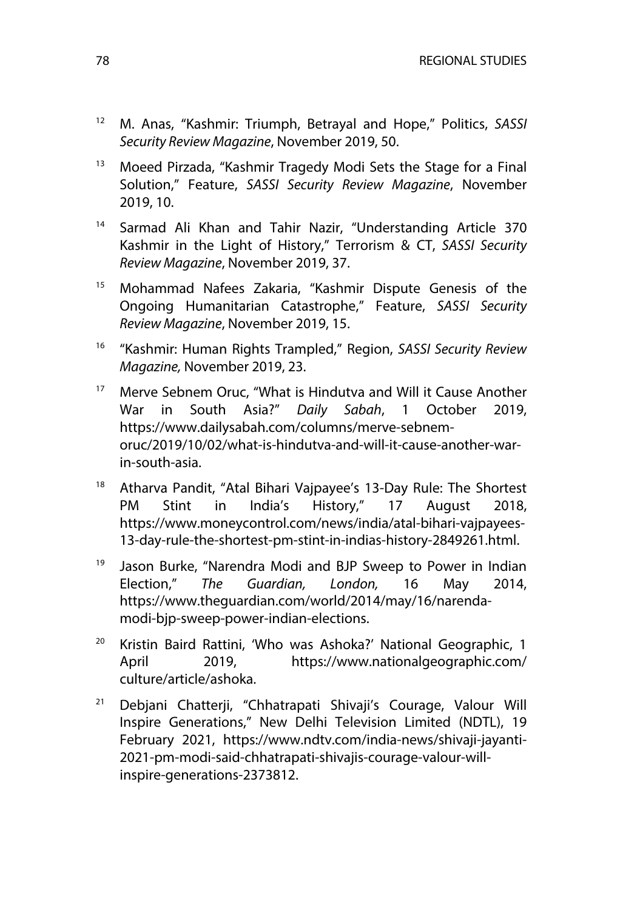[12] M. Anas, "Kashmir: Triumph, Betrayal and Hope," Politics, *SASSI Security Review Magazine*, November 2019, 50.

[13] Moeed Pirzada, "Kashmir Tragedy Modi Sets the Stage for a Final Solution," Feature, *SASSI Security Review Magazine*, November 2019, 10.

[14] Sarmad Ali Khan and Tahir Nazir, "Understanding Article 370 Kashmir in the Light of History," Terrorism & CT, *SASSI Security Review Magazine*, November 2019, 37.

[15] Mohammad Nafees Zakaria, "Kashmir Dispute Genesis of the Ongoing Humanitarian Catastrophe," Feature, *SASSI Security Review Magazine*, November 2019, 15.

[16] "Kashmir: Human Rights Trampled," Region, *SASSI Security Review Magazine,* November 2019, 23.

[17] Merve Sebnem Oruc, "What is Hindutva and Will it Cause Another War in South Asia?" *Daily Sabah*, 1 October 2019, https://www.dailysabah.com/columns/merve-sebnem-oruc/2019/10/02/what-is-hindutva-and-will-it-cause-another-war-in-south-asia.

[18] Atharva Pandit, "Atal Bihari Vajpayee's 13-Day Rule: The Shortest PM Stint in India's History," 17 August 2018, https://www.moneycontrol.com/news/india/atal-bihari-vajpayees-13-day-rule-the-shortest-pm-stint-in-indias-history-2849261.html.

[19] Jason Burke, "Narendra Modi and BJP Sweep to Power in Indian Election," *The Guardian, London,* 16 May 2014, https://www.theguardian.com/world/2014/may/16/narenda-modi-bjp-sweep-power-indian-elections.

[20] Kristin Baird Rattini, 'Who was Ashoka?' National Geographic, 1 April 2019, https://www.nationalgeographic.com/culture/article/ashoka.

[21] Debjani Chatterji, "Chhatrapati Shivaji's Courage, Valour Will Inspire Generations," New Delhi Television Limited (NDTL), 19 February 2021, https://www.ndtv.com/india-news/shivaji-jayanti-2021-pm-modi-said-chhatrapati-shivajis-courage-valour-will-inspire-generations-2373812.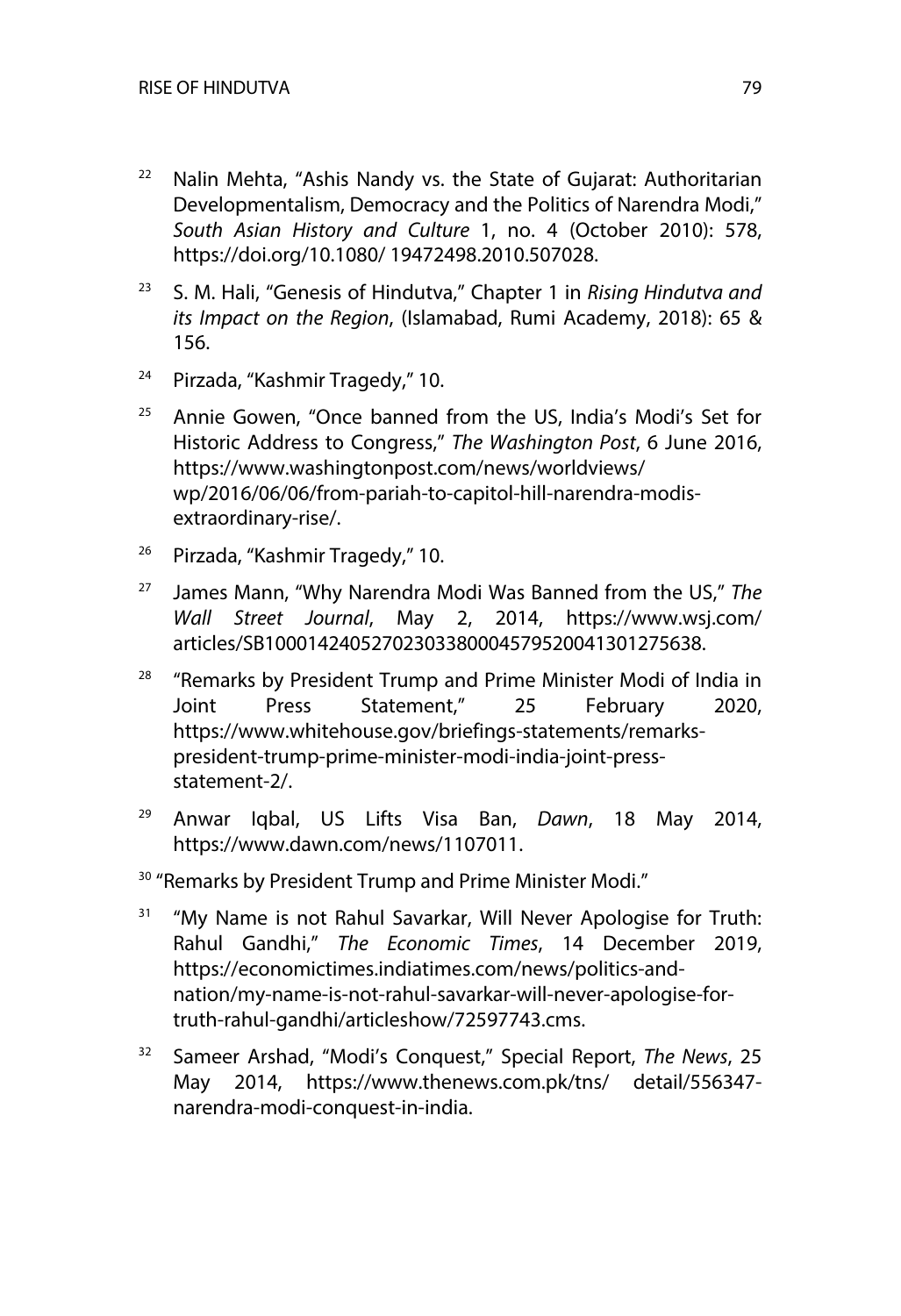[22] Nalin Mehta, "Ashis Nandy vs. the State of Gujarat: Authoritarian Developmentalism, Democracy and the Politics of Narendra Modi," *South Asian History and Culture* 1, no. 4 (October 2010): 578, https://doi.org/10.1080/ 19472498.2010.507028.

[23] S. M. Hali, "Genesis of Hindutva," Chapter 1 in *Rising Hindutva and its Impact on the Region*, (Islamabad, Rumi Academy, 2018): 65 & 156.

[24] Pirzada, "Kashmir Tragedy," 10.

[25] Annie Gowen, "Once banned from the US, India's Modi's Set for Historic Address to Congress," *The Washington Post*, 6 June 2016, https://www.washingtonpost.com/news/worldviews/ wp/2016/06/06/from-pariah-to-capitol-hill-narendra-modis-extraordinary-rise/.

[26] Pirzada, "Kashmir Tragedy," 10.

[27] James Mann, "Why Narendra Modi Was Banned from the US," *The Wall Street Journal*, May 2, 2014, https://www.wsj.com/ articles/SB10001424052702303380004579520041301275638.

[28] "Remarks by President Trump and Prime Minister Modi of India in Joint Press Statement," 25 February 2020, https://www.whitehouse.gov/briefings-statements/remarks-president-trump-prime-minister-modi-india-joint-press-statement-2/.

[29] Anwar Iqbal, US Lifts Visa Ban, *Dawn*, 18 May 2014, https://www.dawn.com/news/1107011.

[30] "Remarks by President Trump and Prime Minister Modi."

[31] "My Name is not Rahul Savarkar, Will Never Apologise for Truth: Rahul Gandhi," *The Economic Times*, 14 December 2019, https://economictimes.indiatimes.com/news/politics-and-nation/my-name-is-not-rahul-savarkar-will-never-apologise-for-truth-rahul-gandhi/articleshow/72597743.cms.

[32] Sameer Arshad, "Modi's Conquest," Special Report, *The News*, 25 May 2014, https://www.thenews.com.pk/tns/ detail/556347-narendra-modi-conquest-in-india.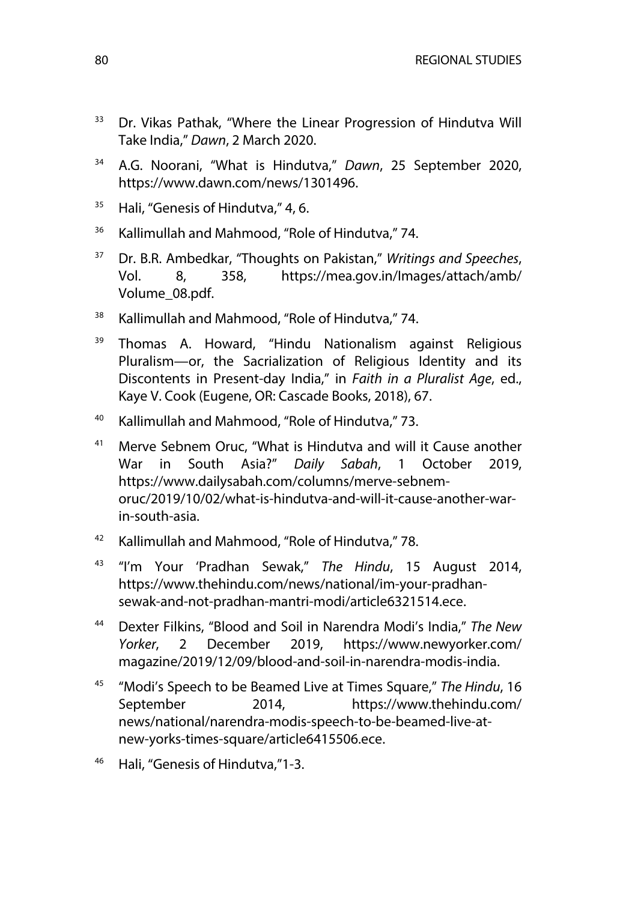33 Dr. Vikas Pathak, "Where the Linear Progression of Hindutva Will Take India," *Dawn*, 2 March 2020.

34 A.G. Noorani, "What is Hindutva," *Dawn*, 25 September 2020, https://www.dawn.com/news/1301496.

35 Hali, "Genesis of Hindutva," 4, 6.

36 Kallimullah and Mahmood, "Role of Hindutva," 74.

37 Dr. B.R. Ambedkar, "Thoughts on Pakistan," *Writings and Speeches*, Vol. 8, 358, https://mea.gov.in/Images/attach/amb/Volume_08.pdf.

38 Kallimullah and Mahmood, "Role of Hindutva," 74.

39 Thomas A. Howard, "Hindu Nationalism against Religious Pluralism—or, the Sacrialization of Religious Identity and its Discontents in Present-day India," in *Faith in a Pluralist Age*, ed., Kaye V. Cook (Eugene, OR: Cascade Books, 2018), 67.

40 Kallimullah and Mahmood, "Role of Hindutva," 73.

41 Merve Sebnem Oruc, "What is Hindutva and will it Cause another War in South Asia?" *Daily Sabah*, 1 October 2019, https://www.dailysabah.com/columns/merve-sebnem-oruc/2019/10/02/what-is-hindutva-and-will-it-cause-another-war-in-south-asia.

42 Kallimullah and Mahmood, "Role of Hindutva," 78.

43 "I'm Your 'Pradhan Sewak," *The Hindu*, 15 August 2014, https://www.thehindu.com/news/national/im-your-pradhan-sewak-and-not-pradhan-mantri-modi/article6321514.ece.

44 Dexter Filkins, "Blood and Soil in Narendra Modi's India," *The New Yorker*, 2 December 2019, https://www.newyorker.com/magazine/2019/12/09/blood-and-soil-in-narendra-modis-india.

45 "Modi's Speech to be Beamed Live at Times Square," *The Hindu*, 16 September 2014, https://www.thehindu.com/news/national/narendra-modis-speech-to-be-beamed-live-at-new-yorks-times-square/article6415506.ece.

46 Hali, "Genesis of Hindutva,"1-3.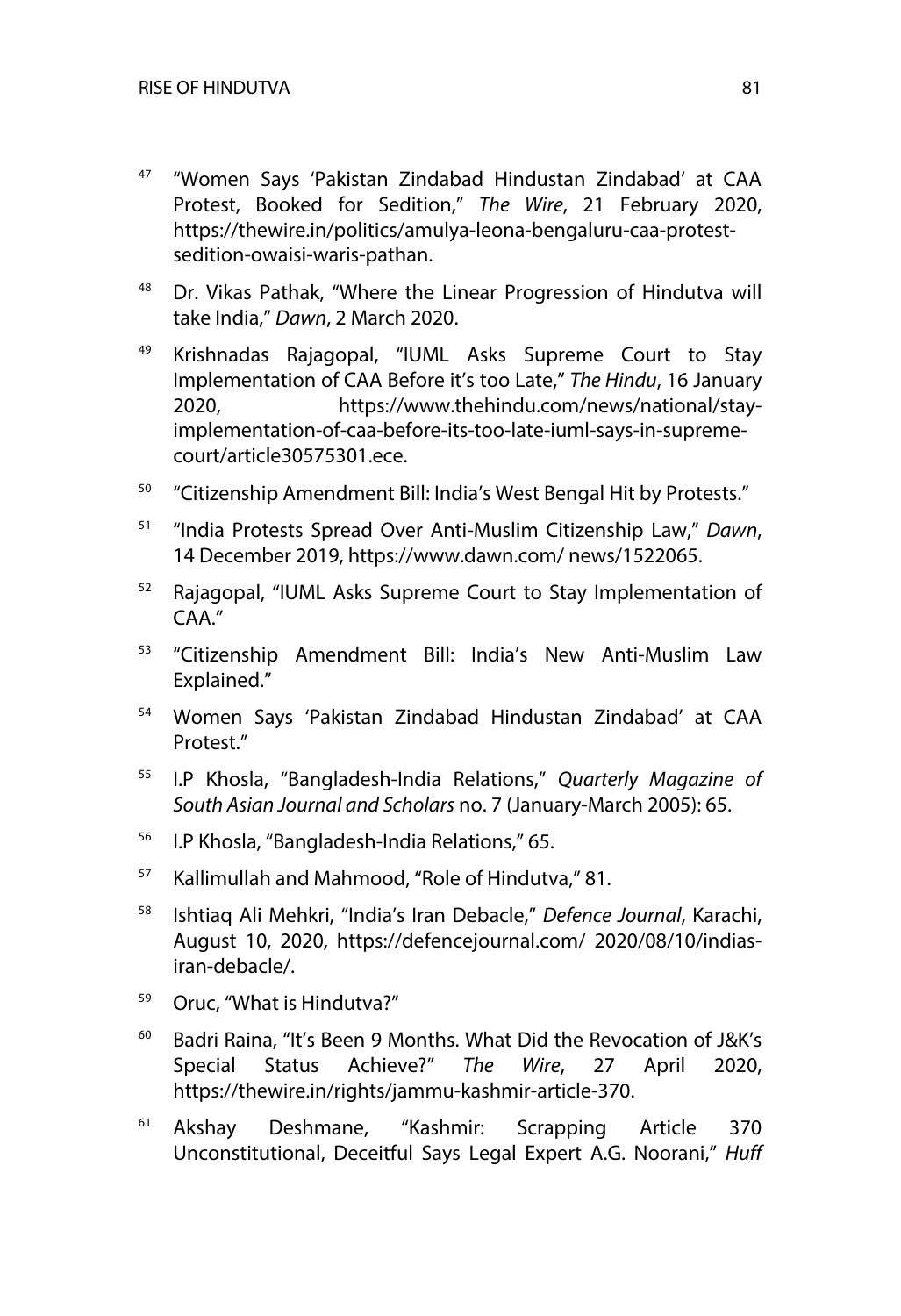[47] "Women Says 'Pakistan Zindabad Hindustan Zindabad' at CAA Protest, Booked for Sedition," *The Wire*, 21 February 2020, https://thewire.in/politics/amulya-leona-bengaluru-caa-protest-sedition-owaisi-waris-pathan.

[48] Dr. Vikas Pathak, "Where the Linear Progression of Hindutva will take India," *Dawn*, 2 March 2020.

[49] Krishnadas Rajagopal, "IUML Asks Supreme Court to Stay Implementation of CAA Before it's too Late," *The Hindu*, 16 January 2020, https://www.thehindu.com/news/national/stay-implementation-of-caa-before-its-too-late-iuml-says-in-supreme-court/article30575301.ece.

[50] "Citizenship Amendment Bill: India's West Bengal Hit by Protests."

[51] "India Protests Spread Over Anti-Muslim Citizenship Law," *Dawn*, 14 December 2019, https://www.dawn.com/ news/1522065.

[52] Rajagopal, "IUML Asks Supreme Court to Stay Implementation of CAA."

[53] "Citizenship Amendment Bill: India's New Anti-Muslim Law Explained."

[54] Women Says 'Pakistan Zindabad Hindustan Zindabad' at CAA Protest."

[55] I.P Khosla, "Bangladesh-India Relations," *Quarterly Magazine of South Asian Journal and Scholars* no. 7 (January-March 2005): 65.

[56] I.P Khosla, "Bangladesh-India Relations," 65.

[57] Kallimullah and Mahmood, "Role of Hindutva," 81.

[58] Ishtiaq Ali Mehkri, "India's Iran Debacle," *Defence Journal*, Karachi, August 10, 2020, https://defencejournal.com/ 2020/08/10/indias-iran-debacle/.

[59] Oruc, "What is Hindutva?"

[60] Badri Raina, "It's Been 9 Months. What Did the Revocation of J&K's Special Status Achieve?" *The Wire*, 27 April 2020, https://thewire.in/rights/jammu-kashmir-article-370.

[61] Akshay Deshmane, "Kashmir: Scrapping Article 370 Unconstitutional, Deceitful Says Legal Expert A.G. Noorani," *Huff*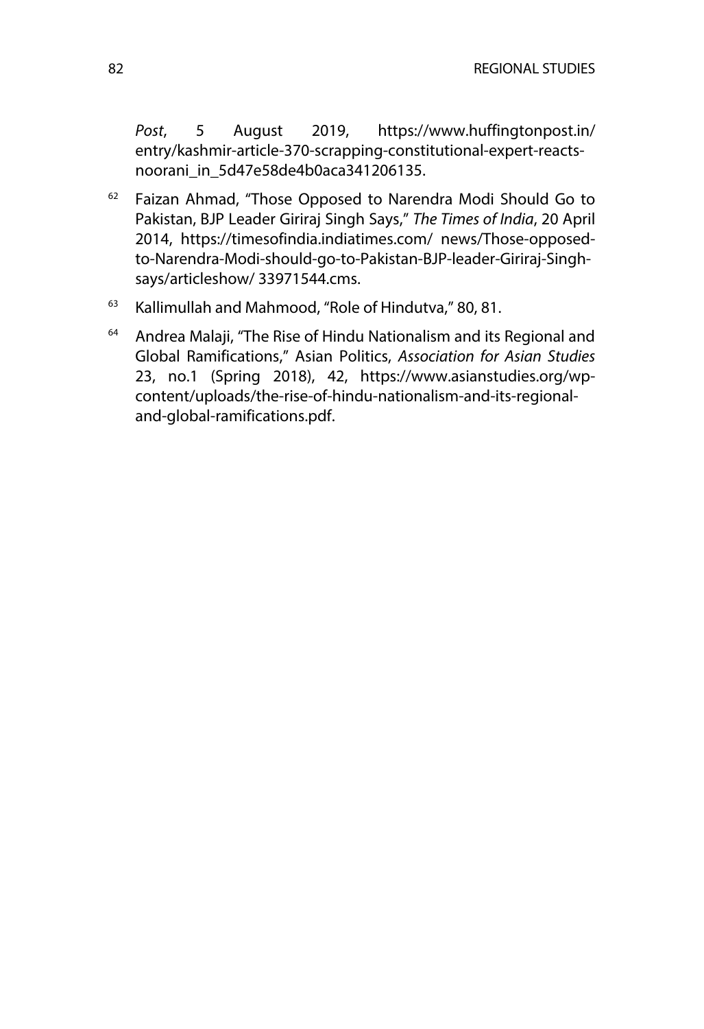*Post*, 5 August 2019, https://www.huffingtonpost.in/entry/kashmir-article-370-scrapping-constitutional-expert-reacts-noorani_in_5d47e58de4b0aca341206135.

[62] Faizan Ahmad, "Those Opposed to Narendra Modi Should Go to Pakistan, BJP Leader Giriraj Singh Says," *The Times of India*, 20 April 2014, https://timesofindia.indiatimes.com/ news/Those-opposed-to-Narendra-Modi-should-go-to-Pakistan-BJP-leader-Giriraj-Singh-says/articleshow/ 33971544.cms.

[63] Kallimullah and Mahmood, "Role of Hindutva," 80, 81.

[64] Andrea Malaji, "The Rise of Hindu Nationalism and its Regional and Global Ramifications," Asian Politics, *Association for Asian Studies* 23, no.1 (Spring 2018), 42, https://www.asianstudies.org/wp-content/uploads/the-rise-of-hindu-nationalism-and-its-regional-and-global-ramifications.pdf.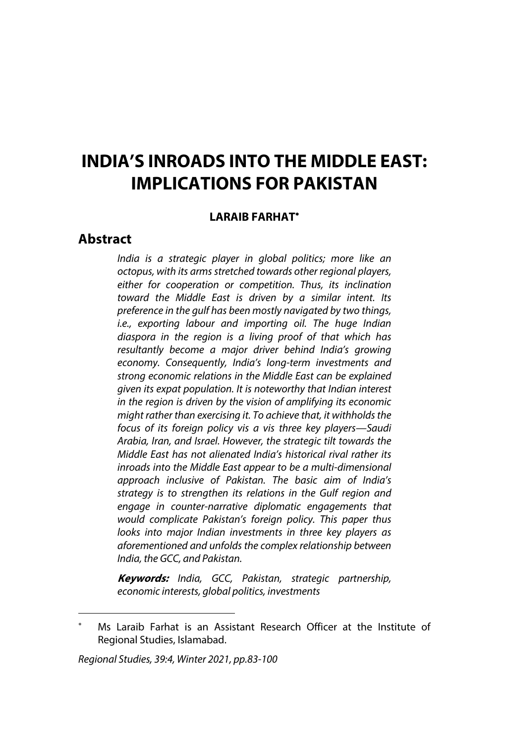# INDIA'S INROADS INTO THE MIDDLE EAST: IMPLICATIONS FOR PAKISTAN

**LARAIB FARHAT***

## Abstract

*India is a strategic player in global politics; more like an octopus, with its arms stretched towards other regional players, either for cooperation or competition. Thus, its inclination toward the Middle East is driven by a similar intent. Its preference in the gulf has been mostly navigated by two things, i.e., exporting labour and importing oil. The huge Indian diaspora in the region is a living proof of that which has resultantly become a major driver behind India's growing economy. Consequently, India's long-term investments and strong economic relations in the Middle East can be explained given its expat population. It is noteworthy that Indian interest in the region is driven by the vision of amplifying its economic might rather than exercising it. To achieve that, it withholds the focus of its foreign policy vis a vis three key players—Saudi Arabia, Iran, and Israel. However, the strategic tilt towards the Middle East has not alienated India's historical rival rather its inroads into the Middle East appear to be a multi-dimensional approach inclusive of Pakistan. The basic aim of India's strategy is to strengthen its relations in the Gulf region and engage in counter-narrative diplomatic engagements that would complicate Pakistan's foreign policy. This paper thus looks into major Indian investments in three key players as aforementioned and unfolds the complex relationship between India, the GCC, and Pakistan.*

***Keywords:*** *India, GCC, Pakistan, strategic partnership, economic interests, global politics, investments*

---

\* Ms Laraib Farhat is an Assistant Research Officer at the Institute of Regional Studies, Islamabad.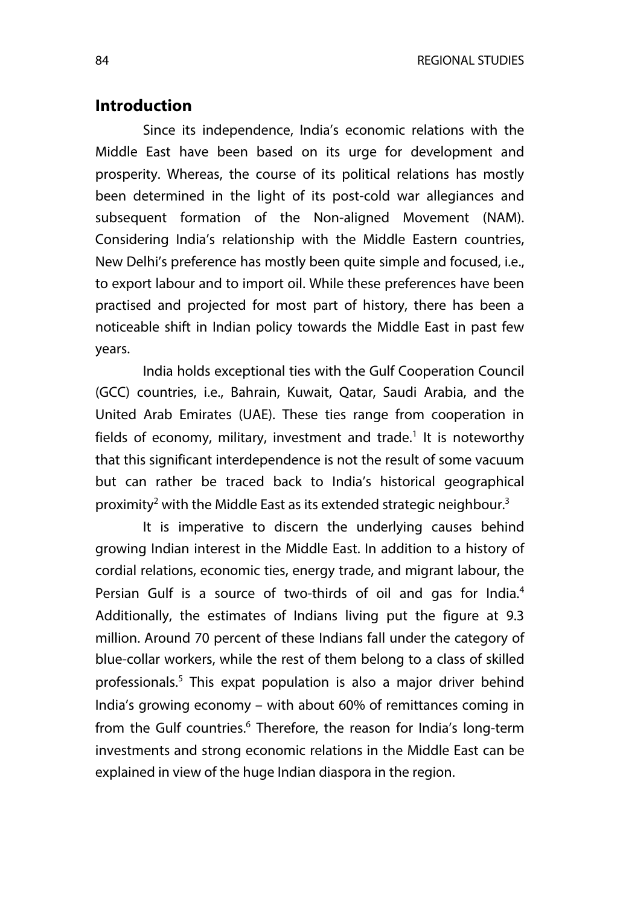## Introduction

Since its independence, India's economic relations with the Middle East have been based on its urge for development and prosperity. Whereas, the course of its political relations has mostly been determined in the light of its post-cold war allegiances and subsequent formation of the Non-aligned Movement (NAM). Considering India's relationship with the Middle Eastern countries, New Delhi's preference has mostly been quite simple and focused, i.e., to export labour and to import oil. While these preferences have been practised and projected for most part of history, there has been a noticeable shift in Indian policy towards the Middle East in past few years.

India holds exceptional ties with the Gulf Cooperation Council (GCC) countries, i.e., Bahrain, Kuwait, Qatar, Saudi Arabia, and the United Arab Emirates (UAE). These ties range from cooperation in fields of economy, military, investment and trade.[1] It is noteworthy that this significant interdependence is not the result of some vacuum but can rather be traced back to India's historical geographical proximity[2] with the Middle East as its extended strategic neighbour.[3]

It is imperative to discern the underlying causes behind growing Indian interest in the Middle East. In addition to a history of cordial relations, economic ties, energy trade, and migrant labour, the Persian Gulf is a source of two-thirds of oil and gas for India.[4] Additionally, the estimates of Indians living put the figure at 9.3 million. Around 70 percent of these Indians fall under the category of blue-collar workers, while the rest of them belong to a class of skilled professionals.[5] This expat population is also a major driver behind India's growing economy – with about 60% of remittances coming in from the Gulf countries.[6] Therefore, the reason for India's long-term investments and strong economic relations in the Middle East can be explained in view of the huge Indian diaspora in the region.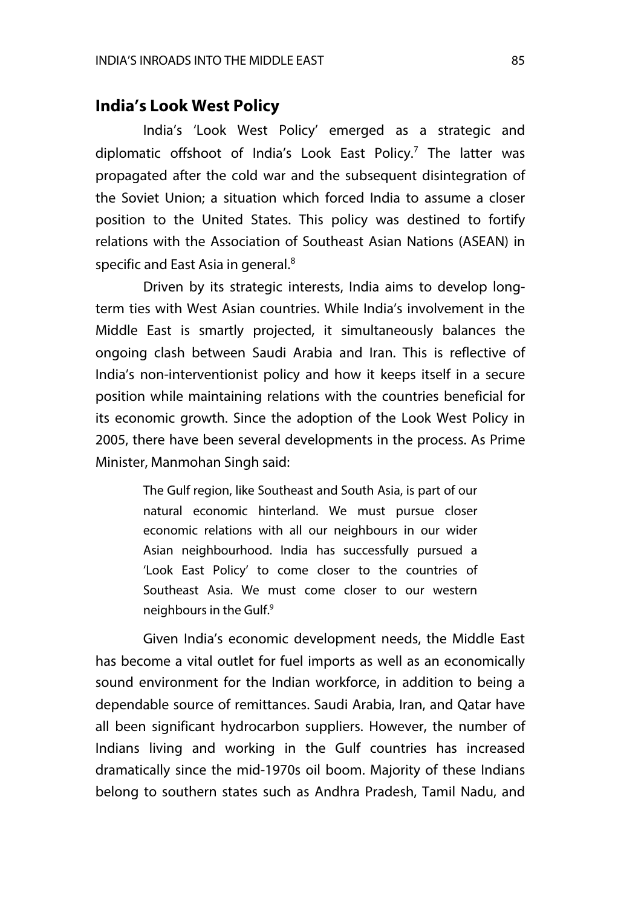## India's Look West Policy

India's 'Look West Policy' emerged as a strategic and diplomatic offshoot of India's Look East Policy.[7] The latter was propagated after the cold war and the subsequent disintegration of the Soviet Union; a situation which forced India to assume a closer position to the United States. This policy was destined to fortify relations with the Association of Southeast Asian Nations (ASEAN) in specific and East Asia in general.[8]

Driven by its strategic interests, India aims to develop long-term ties with West Asian countries. While India's involvement in the Middle East is smartly projected, it simultaneously balances the ongoing clash between Saudi Arabia and Iran. This is reflective of India's non-interventionist policy and how it keeps itself in a secure position while maintaining relations with the countries beneficial for its economic growth. Since the adoption of the Look West Policy in 2005, there have been several developments in the process. As Prime Minister, Manmohan Singh said:

> The Gulf region, like Southeast and South Asia, is part of our natural economic hinterland. We must pursue closer economic relations with all our neighbours in our wider Asian neighbourhood. India has successfully pursued a 'Look East Policy' to come closer to the countries of Southeast Asia. We must come closer to our western neighbours in the Gulf.[9]

Given India's economic development needs, the Middle East has become a vital outlet for fuel imports as well as an economically sound environment for the Indian workforce, in addition to being a dependable source of remittances. Saudi Arabia, Iran, and Qatar have all been significant hydrocarbon suppliers. However, the number of Indians living and working in the Gulf countries has increased dramatically since the mid-1970s oil boom. Majority of these Indians belong to southern states such as Andhra Pradesh, Tamil Nadu, and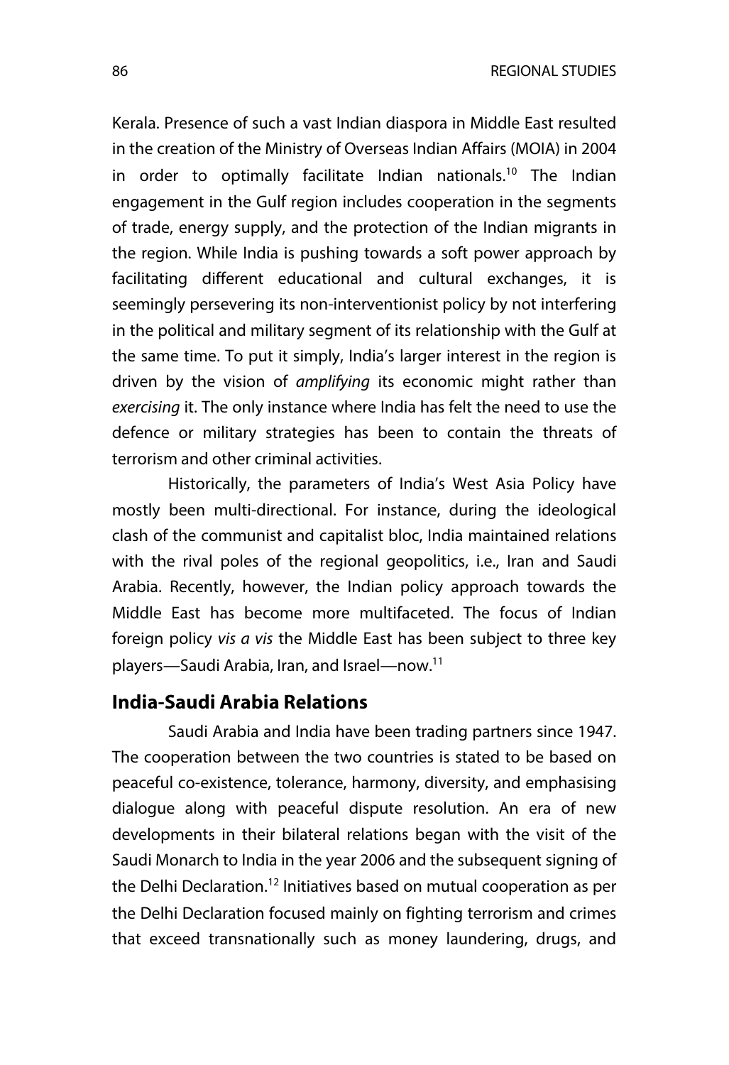Kerala. Presence of such a vast Indian diaspora in Middle East resulted in the creation of the Ministry of Overseas Indian Affairs (MOIA) in 2004 in order to optimally facilitate Indian nationals.[10] The Indian engagement in the Gulf region includes cooperation in the segments of trade, energy supply, and the protection of the Indian migrants in the region. While India is pushing towards a soft power approach by facilitating different educational and cultural exchanges, it is seemingly persevering its non-interventionist policy by not interfering in the political and military segment of its relationship with the Gulf at the same time. To put it simply, India's larger interest in the region is driven by the vision of *amplifying* its economic might rather than *exercising* it. The only instance where India has felt the need to use the defence or military strategies has been to contain the threats of terrorism and other criminal activities.

Historically, the parameters of India's West Asia Policy have mostly been multi-directional. For instance, during the ideological clash of the communist and capitalist bloc, India maintained relations with the rival poles of the regional geopolitics, i.e., Iran and Saudi Arabia. Recently, however, the Indian policy approach towards the Middle East has become more multifaceted. The focus of Indian foreign policy *vis a vis* the Middle East has been subject to three key players—Saudi Arabia, Iran, and Israel—now.[11]

## India-Saudi Arabia Relations

Saudi Arabia and India have been trading partners since 1947. The cooperation between the two countries is stated to be based on peaceful co-existence, tolerance, harmony, diversity, and emphasising dialogue along with peaceful dispute resolution. An era of new developments in their bilateral relations began with the visit of the Saudi Monarch to India in the year 2006 and the subsequent signing of the Delhi Declaration.[12] Initiatives based on mutual cooperation as per the Delhi Declaration focused mainly on fighting terrorism and crimes that exceed transnationally such as money laundering, drugs, and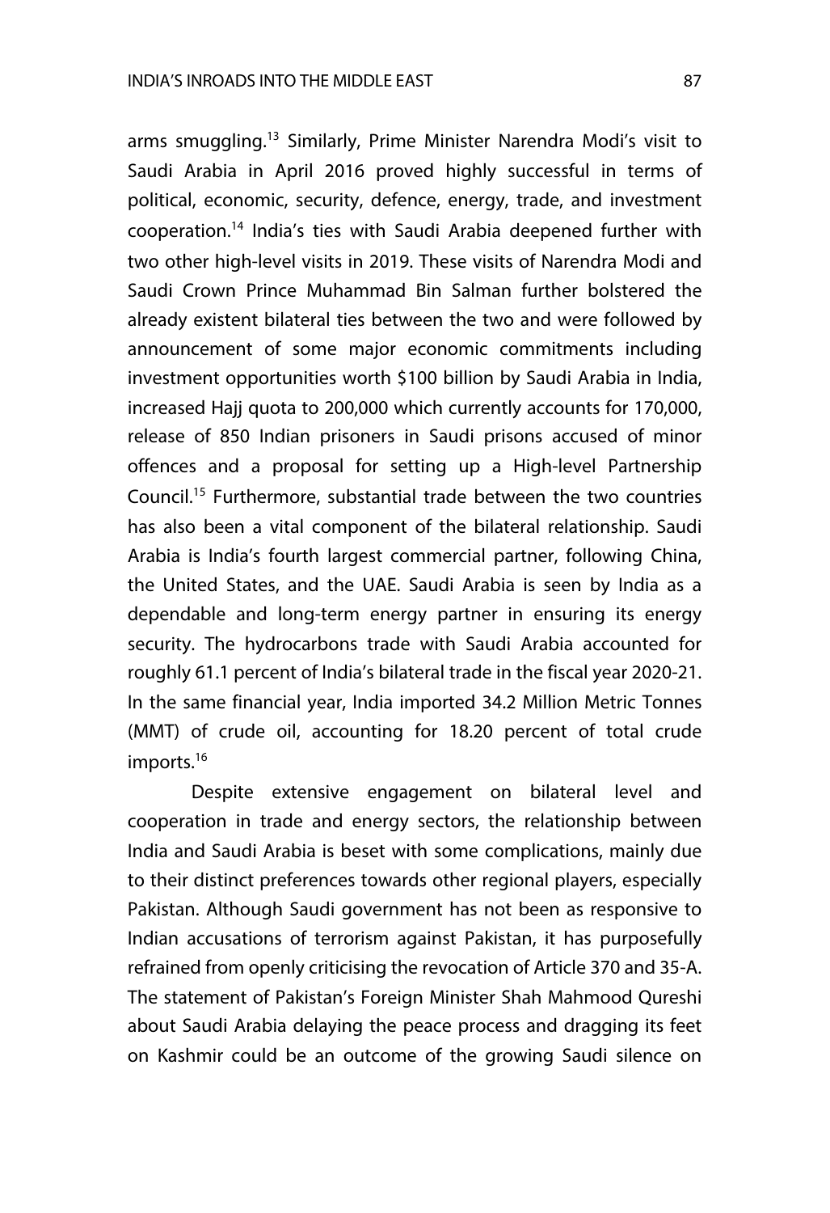arms smuggling.[13] Similarly, Prime Minister Narendra Modi's visit to Saudi Arabia in April 2016 proved highly successful in terms of political, economic, security, defence, energy, trade, and investment cooperation.[14] India's ties with Saudi Arabia deepened further with two other high-level visits in 2019. These visits of Narendra Modi and Saudi Crown Prince Muhammad Bin Salman further bolstered the already existent bilateral ties between the two and were followed by announcement of some major economic commitments including investment opportunities worth $100 billion by Saudi Arabia in India, increased Hajj quota to 200,000 which currently accounts for 170,000, release of 850 Indian prisoners in Saudi prisons accused of minor offences and a proposal for setting up a High-level Partnership Council.[15] Furthermore, substantial trade between the two countries has also been a vital component of the bilateral relationship. Saudi Arabia is India's fourth largest commercial partner, following China, the United States, and the UAE. Saudi Arabia is seen by India as a dependable and long-term energy partner in ensuring its energy security. The hydrocarbons trade with Saudi Arabia accounted for roughly 61.1 percent of India's bilateral trade in the fiscal year 2020-21. In the same financial year, India imported 34.2 Million Metric Tonnes (MMT) of crude oil, accounting for 18.20 percent of total crude imports.[16]

Despite extensive engagement on bilateral level and cooperation in trade and energy sectors, the relationship between India and Saudi Arabia is beset with some complications, mainly due to their distinct preferences towards other regional players, especially Pakistan. Although Saudi government has not been as responsive to Indian accusations of terrorism against Pakistan, it has purposefully refrained from openly criticising the revocation of Article 370 and 35-A. The statement of Pakistan's Foreign Minister Shah Mahmood Qureshi about Saudi Arabia delaying the peace process and dragging its feet on Kashmir could be an outcome of the growing Saudi silence on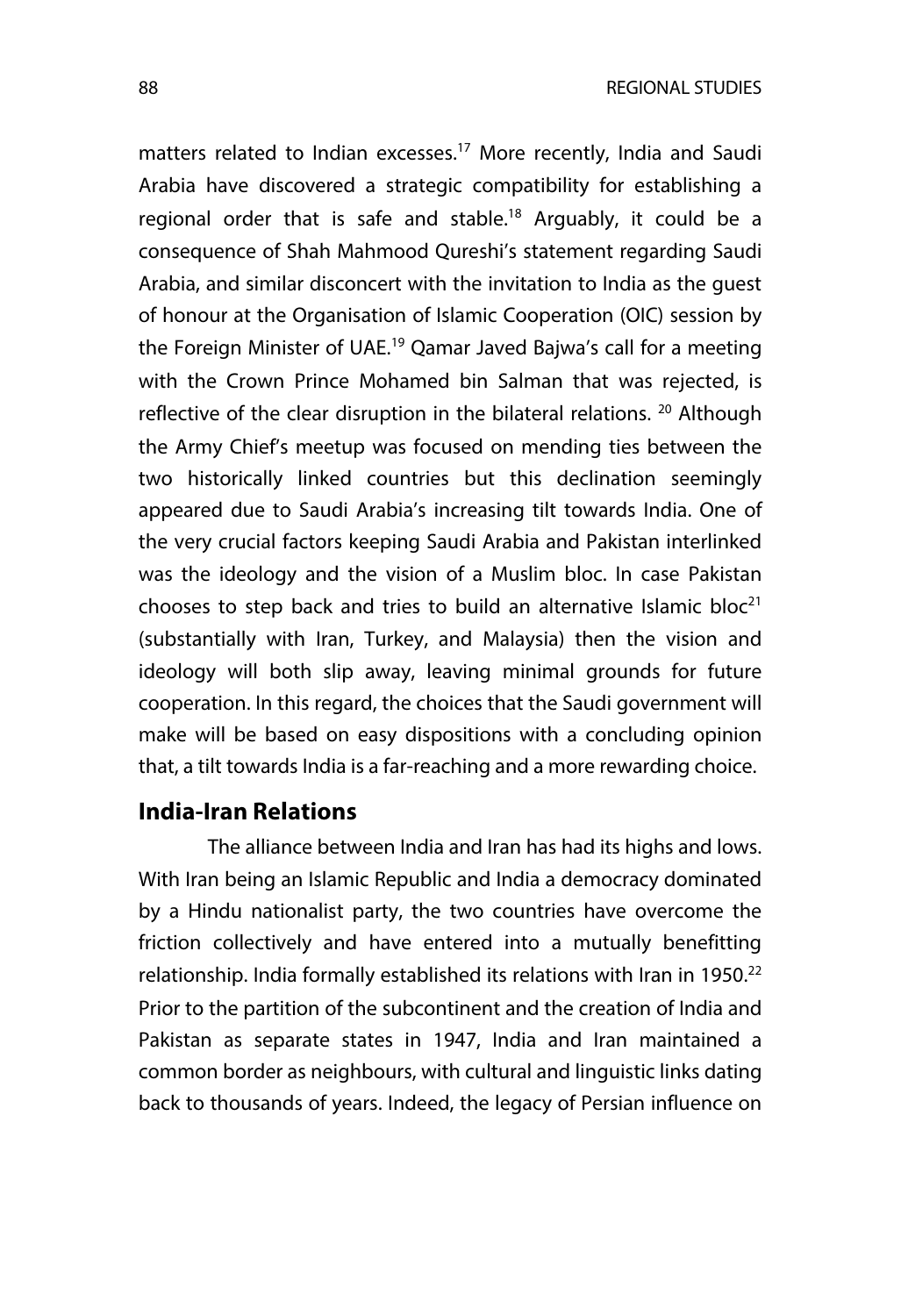matters related to Indian excesses.[17] More recently, India and Saudi Arabia have discovered a strategic compatibility for establishing a regional order that is safe and stable.[18] Arguably, it could be a consequence of Shah Mahmood Qureshi's statement regarding Saudi Arabia, and similar disconcert with the invitation to India as the guest of honour at the Organisation of Islamic Cooperation (OIC) session by the Foreign Minister of UAE.[19] Qamar Javed Bajwa's call for a meeting with the Crown Prince Mohamed bin Salman that was rejected, is reflective of the clear disruption in the bilateral relations. [20] Although the Army Chief's meetup was focused on mending ties between the two historically linked countries but this declination seemingly appeared due to Saudi Arabia's increasing tilt towards India. One of the very crucial factors keeping Saudi Arabia and Pakistan interlinked was the ideology and the vision of a Muslim bloc. In case Pakistan chooses to step back and tries to build an alternative Islamic bloc[21] (substantially with Iran, Turkey, and Malaysia) then the vision and ideology will both slip away, leaving minimal grounds for future cooperation. In this regard, the choices that the Saudi government will make will be based on easy dispositions with a concluding opinion that, a tilt towards India is a far-reaching and a more rewarding choice.

## India-Iran Relations

The alliance between India and Iran has had its highs and lows. With Iran being an Islamic Republic and India a democracy dominated by a Hindu nationalist party, the two countries have overcome the friction collectively and have entered into a mutually benefitting relationship. India formally established its relations with Iran in 1950.[22] Prior to the partition of the subcontinent and the creation of India and Pakistan as separate states in 1947, India and Iran maintained a common border as neighbours, with cultural and linguistic links dating back to thousands of years. Indeed, the legacy of Persian influence on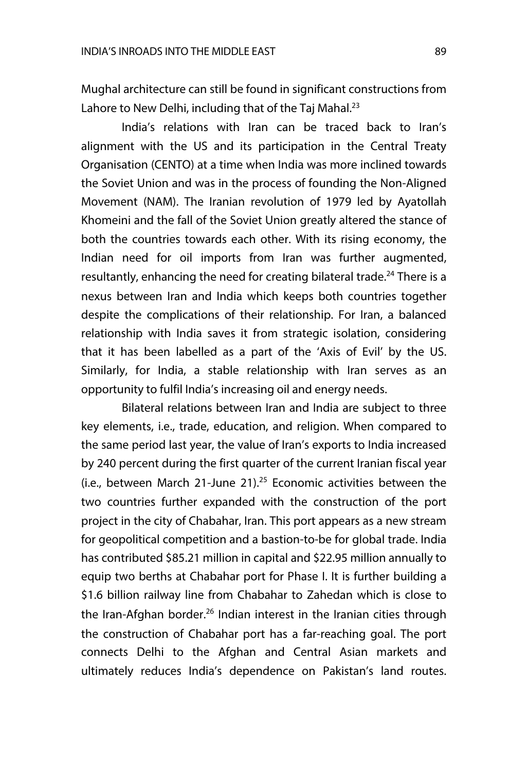Mughal architecture can still be found in significant constructions from Lahore to New Delhi, including that of the Taj Mahal.[23]

India's relations with Iran can be traced back to Iran's alignment with the US and its participation in the Central Treaty Organisation (CENTO) at a time when India was more inclined towards the Soviet Union and was in the process of founding the Non-Aligned Movement (NAM). The Iranian revolution of 1979 led by Ayatollah Khomeini and the fall of the Soviet Union greatly altered the stance of both the countries towards each other. With its rising economy, the Indian need for oil imports from Iran was further augmented, resultantly, enhancing the need for creating bilateral trade.[24] There is a nexus between Iran and India which keeps both countries together despite the complications of their relationship. For Iran, a balanced relationship with India saves it from strategic isolation, considering that it has been labelled as a part of the 'Axis of Evil' by the US. Similarly, for India, a stable relationship with Iran serves as an opportunity to fulfil India's increasing oil and energy needs.

Bilateral relations between Iran and India are subject to three key elements, i.e., trade, education, and religion. When compared to the same period last year, the value of Iran's exports to India increased by 240 percent during the first quarter of the current Iranian fiscal year (i.e., between March 21-June 21).[25] Economic activities between the two countries further expanded with the construction of the port project in the city of Chabahar, Iran. This port appears as a new stream for geopolitical competition and a bastion-to-be for global trade. India has contributed \$85.21 million in capital and \$22.95 million annually to equip two berths at Chabahar port for Phase I. It is further building a \$1.6 billion railway line from Chabahar to Zahedan which is close to the Iran-Afghan border.[26] Indian interest in the Iranian cities through the construction of Chabahar port has a far-reaching goal. The port connects Delhi to the Afghan and Central Asian markets and ultimately reduces India's dependence on Pakistan's land routes.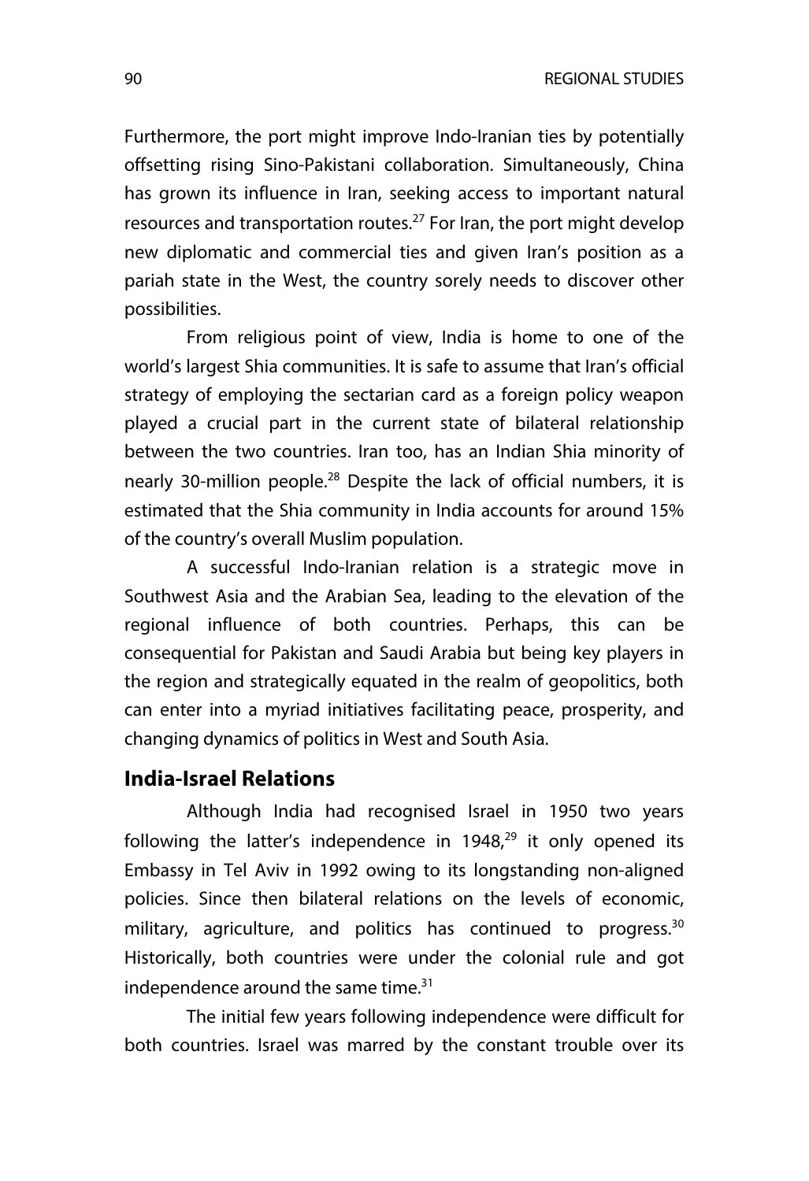Furthermore, the port might improve Indo-Iranian ties by potentially offsetting rising Sino-Pakistani collaboration. Simultaneously, China has grown its influence in Iran, seeking access to important natural resources and transportation routes.[27] For Iran, the port might develop new diplomatic and commercial ties and given Iran's position as a pariah state in the West, the country sorely needs to discover other possibilities.

From religious point of view, India is home to one of the world's largest Shia communities. It is safe to assume that Iran's official strategy of employing the sectarian card as a foreign policy weapon played a crucial part in the current state of bilateral relationship between the two countries. Iran too, has an Indian Shia minority of nearly 30-million people.[28] Despite the lack of official numbers, it is estimated that the Shia community in India accounts for around 15% of the country's overall Muslim population.

A successful Indo-Iranian relation is a strategic move in Southwest Asia and the Arabian Sea, leading to the elevation of the regional influence of both countries. Perhaps, this can be consequential for Pakistan and Saudi Arabia but being key players in the region and strategically equated in the realm of geopolitics, both can enter into a myriad initiatives facilitating peace, prosperity, and changing dynamics of politics in West and South Asia.

## India-Israel Relations

Although India had recognised Israel in 1950 two years following the latter's independence in 1948,[29] it only opened its Embassy in Tel Aviv in 1992 owing to its longstanding non-aligned policies. Since then bilateral relations on the levels of economic, military, agriculture, and politics has continued to progress.[30] Historically, both countries were under the colonial rule and got independence around the same time.[31]

The initial few years following independence were difficult for both countries. Israel was marred by the constant trouble over its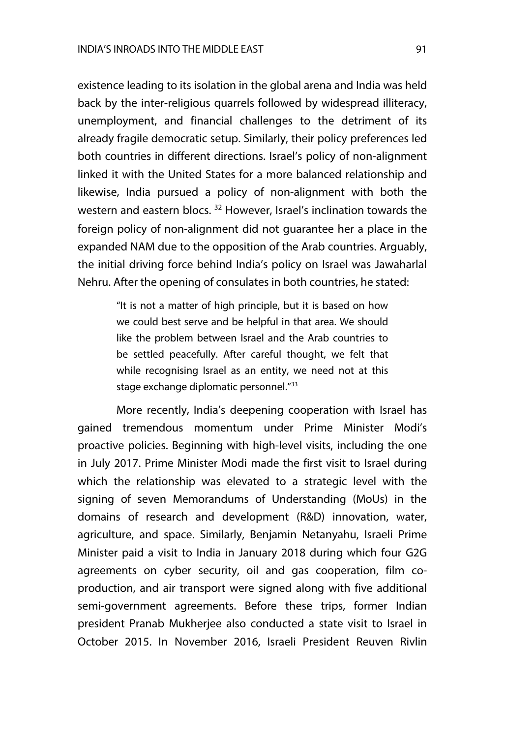existence leading to its isolation in the global arena and India was held back by the inter-religious quarrels followed by widespread illiteracy, unemployment, and financial challenges to the detriment of its already fragile democratic setup. Similarly, their policy preferences led both countries in different directions. Israel's policy of non-alignment linked it with the United States for a more balanced relationship and likewise, India pursued a policy of non-alignment with both the western and eastern blocs. [32] However, Israel's inclination towards the foreign policy of non-alignment did not guarantee her a place in the expanded NAM due to the opposition of the Arab countries. Arguably, the initial driving force behind India's policy on Israel was Jawaharlal Nehru. After the opening of consulates in both countries, he stated:

> "It is not a matter of high principle, but it is based on how we could best serve and be helpful in that area. We should like the problem between Israel and the Arab countries to be settled peacefully. After careful thought, we felt that while recognising Israel as an entity, we need not at this stage exchange diplomatic personnel."[33]

More recently, India's deepening cooperation with Israel has gained tremendous momentum under Prime Minister Modi's proactive policies. Beginning with high-level visits, including the one in July 2017. Prime Minister Modi made the first visit to Israel during which the relationship was elevated to a strategic level with the signing of seven Memorandums of Understanding (MoUs) in the domains of research and development (R&D) innovation, water, agriculture, and space. Similarly, Benjamin Netanyahu, Israeli Prime Minister paid a visit to India in January 2018 during which four G2G agreements on cyber security, oil and gas cooperation, film co-production, and air transport were signed along with five additional semi-government agreements. Before these trips, former Indian president Pranab Mukherjee also conducted a state visit to Israel in October 2015. In November 2016, Israeli President Reuven Rivlin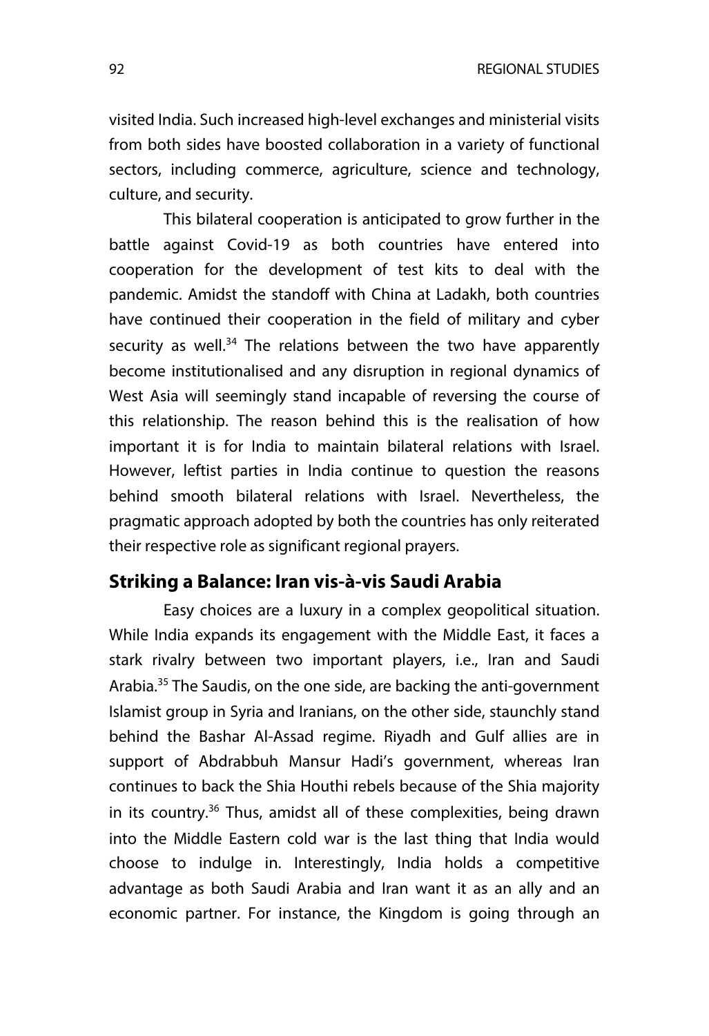visited India. Such increased high-level exchanges and ministerial visits from both sides have boosted collaboration in a variety of functional sectors, including commerce, agriculture, science and technology, culture, and security.

This bilateral cooperation is anticipated to grow further in the battle against Covid-19 as both countries have entered into cooperation for the development of test kits to deal with the pandemic. Amidst the standoff with China at Ladakh, both countries have continued their cooperation in the field of military and cyber security as well.[34] The relations between the two have apparently become institutionalised and any disruption in regional dynamics of West Asia will seemingly stand incapable of reversing the course of this relationship. The reason behind this is the realisation of how important it is for India to maintain bilateral relations with Israel. However, leftist parties in India continue to question the reasons behind smooth bilateral relations with Israel. Nevertheless, the pragmatic approach adopted by both the countries has only reiterated their respective role as significant regional prayers.

## Striking a Balance: Iran vis-à-vis Saudi Arabia

Easy choices are a luxury in a complex geopolitical situation. While India expands its engagement with the Middle East, it faces a stark rivalry between two important players, i.e., Iran and Saudi Arabia.[35] The Saudis, on the one side, are backing the anti-government Islamist group in Syria and Iranians, on the other side, staunchly stand behind the Bashar Al-Assad regime. Riyadh and Gulf allies are in support of Abdrabbuh Mansur Hadi's government, whereas Iran continues to back the Shia Houthi rebels because of the Shia majority in its country.[36] Thus, amidst all of these complexities, being drawn into the Middle Eastern cold war is the last thing that India would choose to indulge in. Interestingly, India holds a competitive advantage as both Saudi Arabia and Iran want it as an ally and an economic partner. For instance, the Kingdom is going through an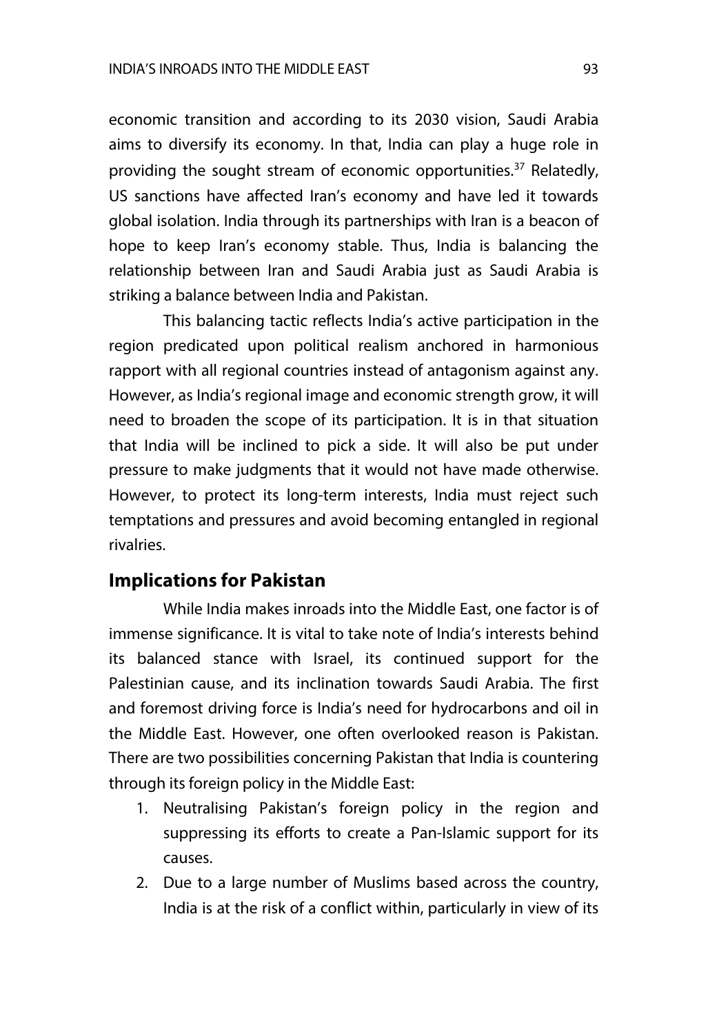economic transition and according to its 2030 vision, Saudi Arabia aims to diversify its economy. In that, India can play a huge role in providing the sought stream of economic opportunities.[37] Relatedly, US sanctions have affected Iran's economy and have led it towards global isolation. India through its partnerships with Iran is a beacon of hope to keep Iran's economy stable. Thus, India is balancing the relationship between Iran and Saudi Arabia just as Saudi Arabia is striking a balance between India and Pakistan.

This balancing tactic reflects India's active participation in the region predicated upon political realism anchored in harmonious rapport with all regional countries instead of antagonism against any. However, as India's regional image and economic strength grow, it will need to broaden the scope of its participation. It is in that situation that India will be inclined to pick a side. It will also be put under pressure to make judgments that it would not have made otherwise. However, to protect its long-term interests, India must reject such temptations and pressures and avoid becoming entangled in regional rivalries.

## Implications for Pakistan

While India makes inroads into the Middle East, one factor is of immense significance. It is vital to take note of India's interests behind its balanced stance with Israel, its continued support for the Palestinian cause, and its inclination towards Saudi Arabia. The first and foremost driving force is India's need for hydrocarbons and oil in the Middle East. However, one often overlooked reason is Pakistan. There are two possibilities concerning Pakistan that India is countering through its foreign policy in the Middle East:

1. Neutralising Pakistan's foreign policy in the region and suppressing its efforts to create a Pan-Islamic support for its causes.
2. Due to a large number of Muslims based across the country, India is at the risk of a conflict within, particularly in view of its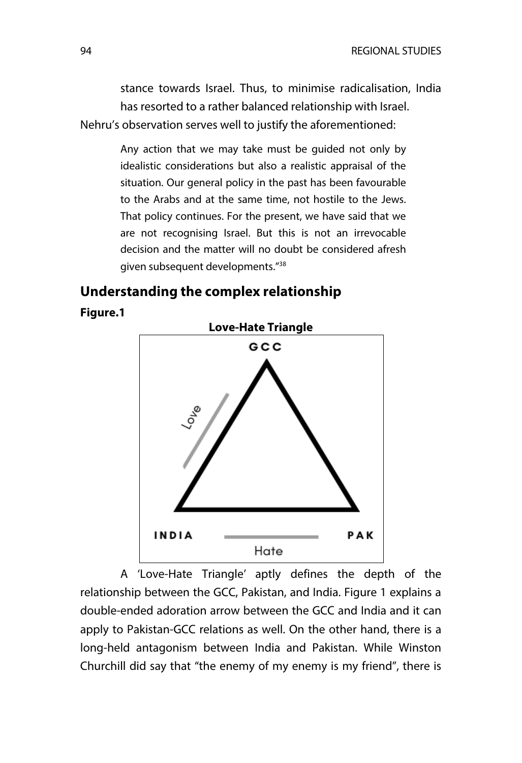stance towards Israel. Thus, to minimise radicalisation, India has resorted to a rather balanced relationship with Israel.

Nehru's observation serves well to justify the aforementioned:

> Any action that we may take must be guided not only by idealistic considerations but also a realistic appraisal of the situation. Our general policy in the past has been favourable to the Arabs and at the same time, not hostile to the Jews. That policy continues. For the present, we have said that we are not recognising Israel. But this is not an irrevocable decision and the matter will no doubt be considered afresh given subsequent developments."[38]

## Understanding the complex relationship

**Figure.1**

**Love-Hate Triangle**

GCC

Love

INDIA

PAK

Hate

A 'Love-Hate Triangle' aptly defines the depth of the relationship between the GCC, Pakistan, and India. Figure 1 explains a double-ended adoration arrow between the GCC and India and it can apply to Pakistan-GCC relations as well. On the other hand, there is a long-held antagonism between India and Pakistan. While Winston Churchill did say that "the enemy of my enemy is my friend", there is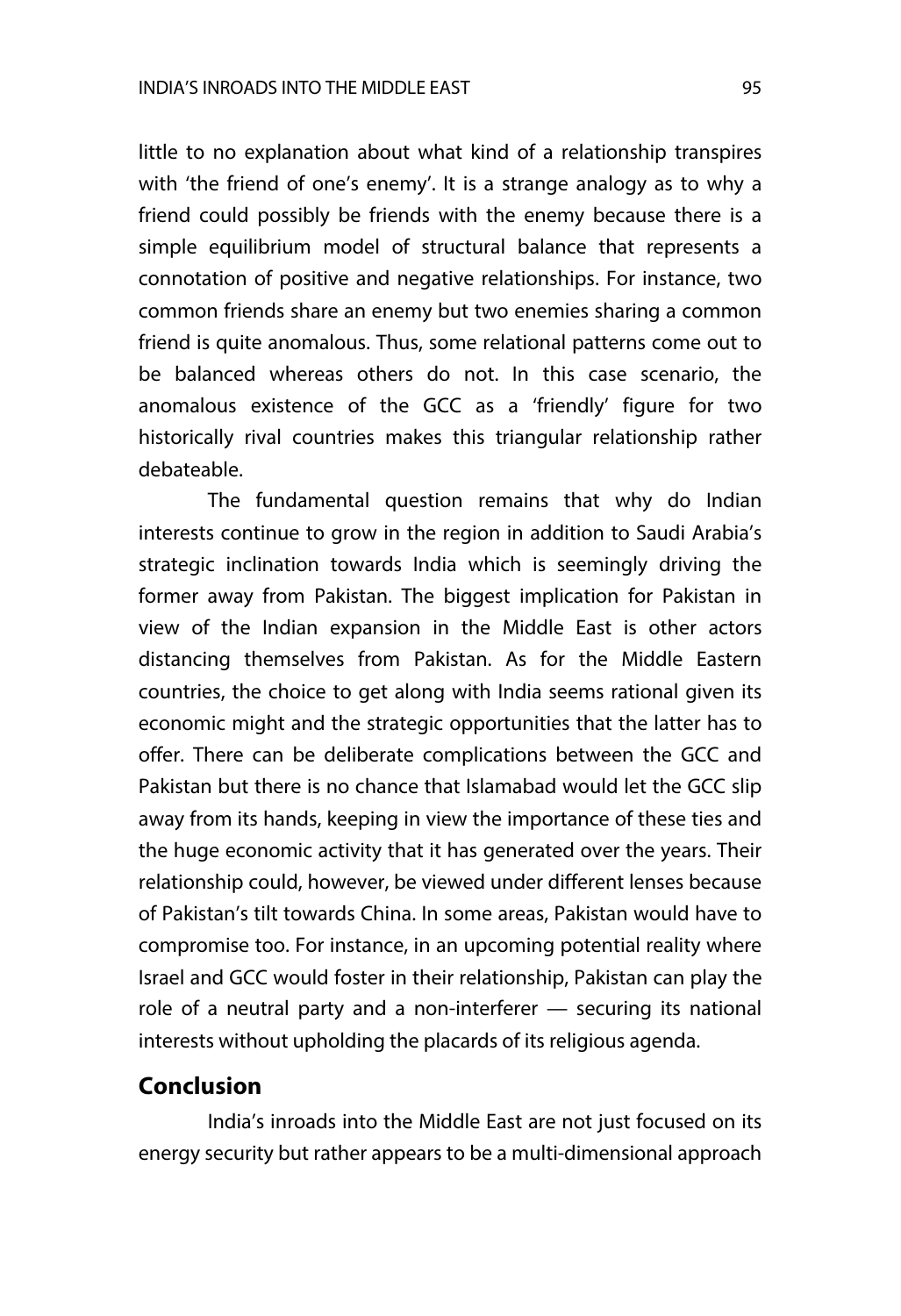little to no explanation about what kind of a relationship transpires with 'the friend of one's enemy'. It is a strange analogy as to why a friend could possibly be friends with the enemy because there is a simple equilibrium model of structural balance that represents a connotation of positive and negative relationships. For instance, two common friends share an enemy but two enemies sharing a common friend is quite anomalous. Thus, some relational patterns come out to be balanced whereas others do not. In this case scenario, the anomalous existence of the GCC as a 'friendly' figure for two historically rival countries makes this triangular relationship rather debateable.

The fundamental question remains that why do Indian interests continue to grow in the region in addition to Saudi Arabia's strategic inclination towards India which is seemingly driving the former away from Pakistan. The biggest implication for Pakistan in view of the Indian expansion in the Middle East is other actors distancing themselves from Pakistan. As for the Middle Eastern countries, the choice to get along with India seems rational given its economic might and the strategic opportunities that the latter has to offer. There can be deliberate complications between the GCC and Pakistan but there is no chance that Islamabad would let the GCC slip away from its hands, keeping in view the importance of these ties and the huge economic activity that it has generated over the years. Their relationship could, however, be viewed under different lenses because of Pakistan's tilt towards China. In some areas, Pakistan would have to compromise too. For instance, in an upcoming potential reality where Israel and GCC would foster in their relationship, Pakistan can play the role of a neutral party and a non-interferer — securing its national interests without upholding the placards of its religious agenda.

## Conclusion

India's inroads into the Middle East are not just focused on its energy security but rather appears to be a multi-dimensional approach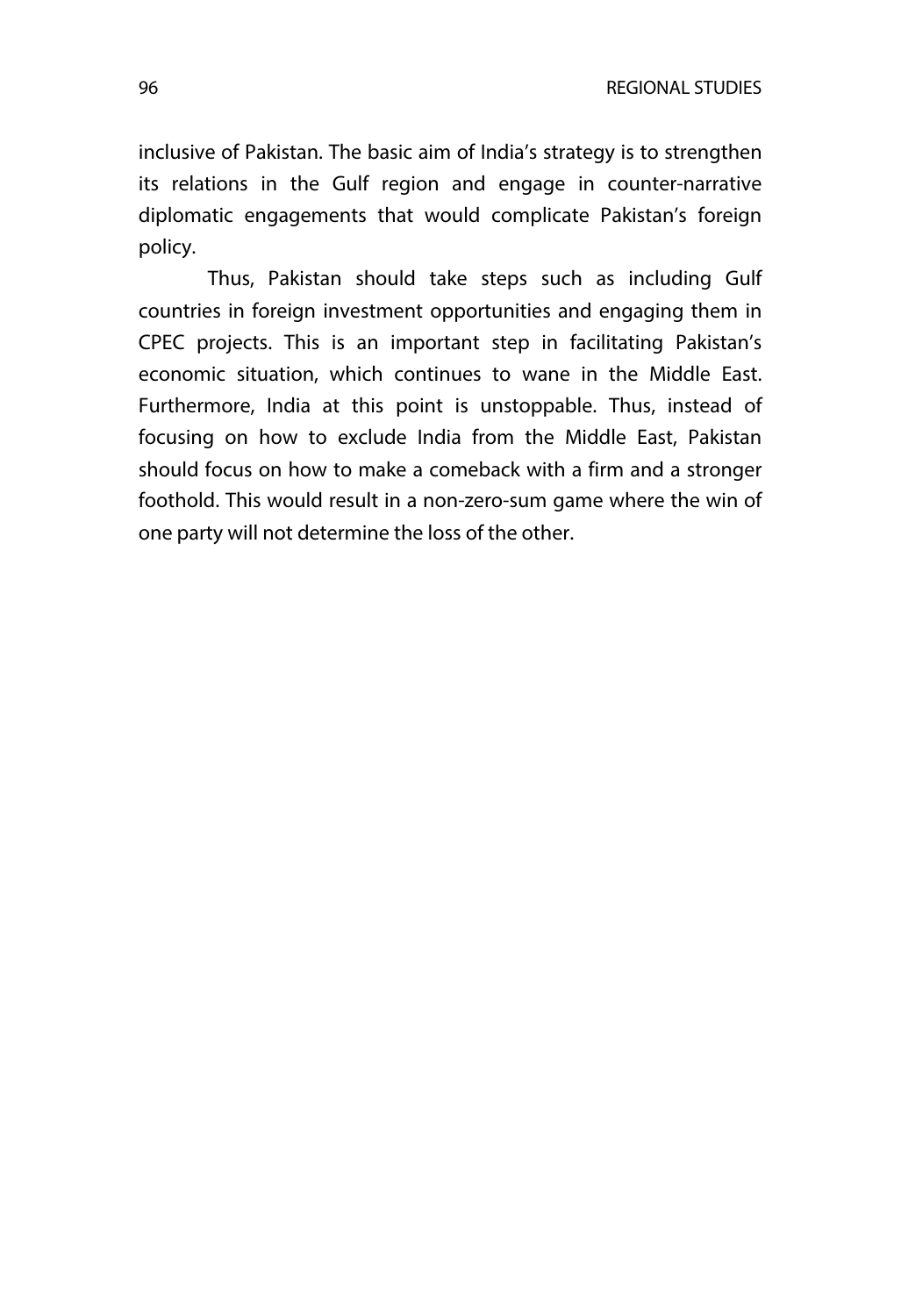inclusive of Pakistan. The basic aim of India's strategy is to strengthen its relations in the Gulf region and engage in counter-narrative diplomatic engagements that would complicate Pakistan's foreign policy.

Thus, Pakistan should take steps such as including Gulf countries in foreign investment opportunities and engaging them in CPEC projects. This is an important step in facilitating Pakistan's economic situation, which continues to wane in the Middle East. Furthermore, India at this point is unstoppable. Thus, instead of focusing on how to exclude India from the Middle East, Pakistan should focus on how to make a comeback with a firm and a stronger foothold. This would result in a non-zero-sum game where the win of one party will not determine the loss of the other.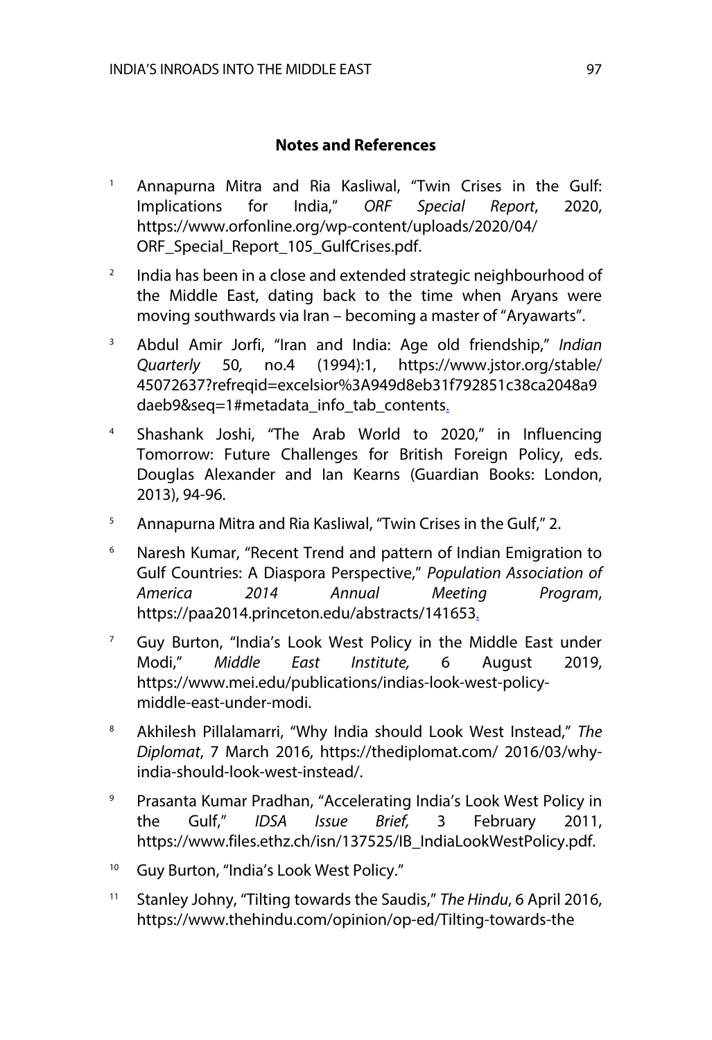## Notes and References

1. Annapurna Mitra and Ria Kasliwal, "Twin Crises in the Gulf: Implications for India," *ORF Special Report*, 2020, https://www.orfonline.org/wp-content/uploads/2020/04/ORF_Special_Report_105_GulfCrises.pdf.
2. India has been in a close and extended strategic neighbourhood of the Middle East, dating back to the time when Aryans were moving southwards via Iran – becoming a master of "Aryawarts".
3. Abdul Amir Jorfi, "Iran and India: Age old friendship," *Indian Quarterly* 50, no.4 (1994):1, https://www.jstor.org/stable/45072637?refreqid=excelsior%3A949d8eb31f792851c38ca2048a9daeb9&seq=1#metadata_info_tab_contents.
4. Shashank Joshi, "The Arab World to 2020," in Influencing Tomorrow: Future Challenges for British Foreign Policy, eds. Douglas Alexander and Ian Kearns (Guardian Books: London, 2013), 94-96.
5. Annapurna Mitra and Ria Kasliwal, "Twin Crises in the Gulf," 2.
6. Naresh Kumar, "Recent Trend and pattern of Indian Emigration to Gulf Countries: A Diaspora Perspective," *Population Association of America 2014 Annual Meeting Program*, https://paa2014.princeton.edu/abstracts/141653.
7. Guy Burton, "India's Look West Policy in the Middle East under Modi," *Middle East Institute,* 6 August 2019, https://www.mei.edu/publications/indias-look-west-policy-middle-east-under-modi.
8. Akhilesh Pillalamarri, "Why India should Look West Instead," *The Diplomat*, 7 March 2016, https://thediplomat.com/ 2016/03/why-india-should-look-west-instead/.
9. Prasanta Kumar Pradhan, "Accelerating India's Look West Policy in the Gulf," *IDSA Issue Brief,* 3 February 2011, https://www.files.ethz.ch/isn/137525/IB_IndiaLookWestPolicy.pdf.
10. Guy Burton, "India's Look West Policy."
11. Stanley Johny, "Tilting towards the Saudis," *The Hindu*, 6 April 2016, https://www.thehindu.com/opinion/op-ed/Tilting-towards-the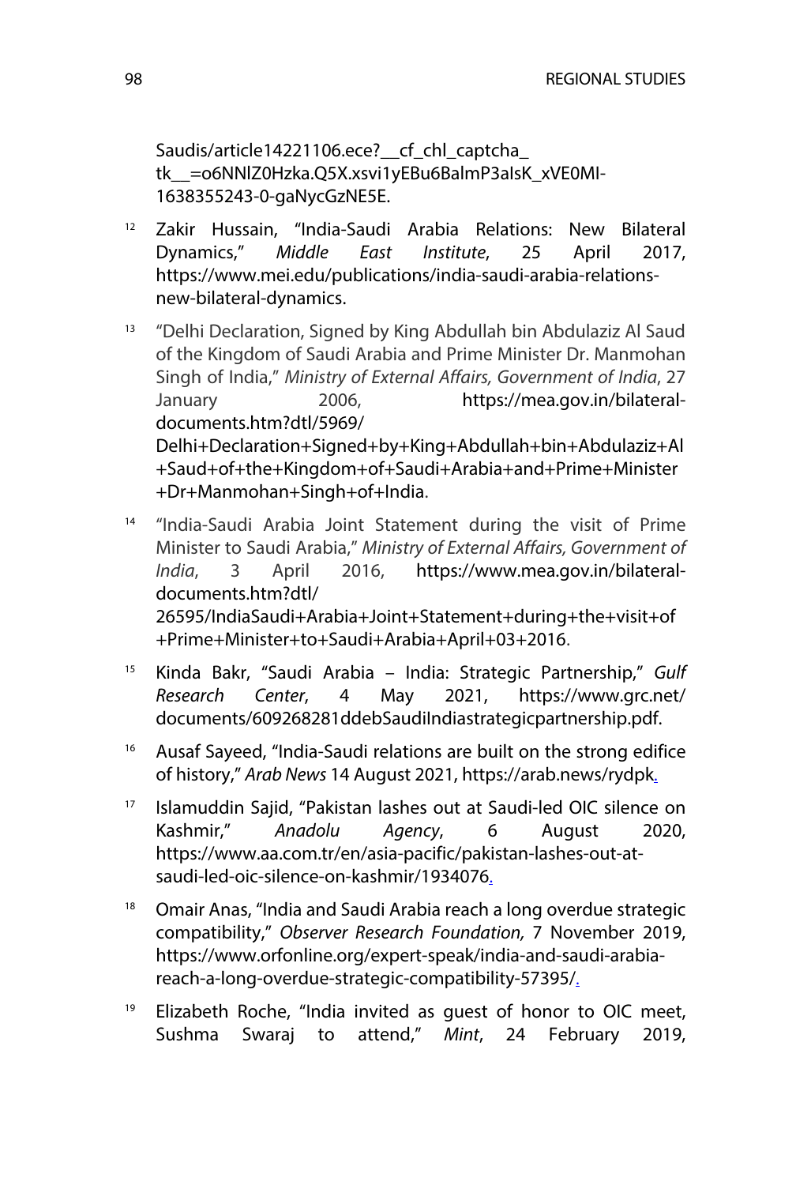Saudis/article14221106.ece?__cf_chl_captcha_tk__=o6NNlZ0Hzka.Q5X.xsvi1yEBu6BalmP3aIsK_xVE0MI-1638355243-0-gaNycGzNE5E.

[12] Zakir Hussain, "India-Saudi Arabia Relations: New Bilateral Dynamics," *Middle East Institute*, 25 April 2017, https://www.mei.edu/publications/india-saudi-arabia-relations-new-bilateral-dynamics.

[13] "Delhi Declaration, Signed by King Abdullah bin Abdulaziz Al Saud of the Kingdom of Saudi Arabia and Prime Minister Dr. Manmohan Singh of India," *Ministry of External Affairs, Government of India*, 27 January 2006, https://mea.gov.in/bilateral-documents.htm?dtl/5969/Delhi+Declaration+Signed+by+King+Abdullah+bin+Abdulaziz+Al+Saud+of+the+Kingdom+of+Saudi+Arabia+and+Prime+Minister+Dr+Manmohan+Singh+of+India.

[14] "India-Saudi Arabia Joint Statement during the visit of Prime Minister to Saudi Arabia," *Ministry of External Affairs, Government of India*, 3 April 2016, https://www.mea.gov.in/bilateral-documents.htm?dtl/26595/IndiaSaudi+Arabia+Joint+Statement+during+the+visit+of+Prime+Minister+to+Saudi+Arabia+April+03+2016.

[15] Kinda Bakr, "Saudi Arabia – India: Strategic Partnership," *Gulf Research Center*, 4 May 2021, https://www.grc.net/documents/609268281ddebSaudiIndiastrategicpartnership.pdf.

[16] Ausaf Sayeed, "India-Saudi relations are built on the strong edifice of history," *Arab News* 14 August 2021, https://arab.news/rydpk.

[17] Islamuddin Sajid, "Pakistan lashes out at Saudi-led OIC silence on Kashmir," *Anadolu Agency*, 6 August 2020, https://www.aa.com.tr/en/asia-pacific/pakistan-lashes-out-at-saudi-led-oic-silence-on-kashmir/1934076.

[18] Omair Anas, "India and Saudi Arabia reach a long overdue strategic compatibility," *Observer Research Foundation,* 7 November 2019, https://www.orfonline.org/expert-speak/india-and-saudi-arabia-reach-a-long-overdue-strategic-compatibility-57395/.

[19] Elizabeth Roche, "India invited as guest of honor to OIC meet, Sushma Swaraj to attend," *Mint*, 24 February 2019,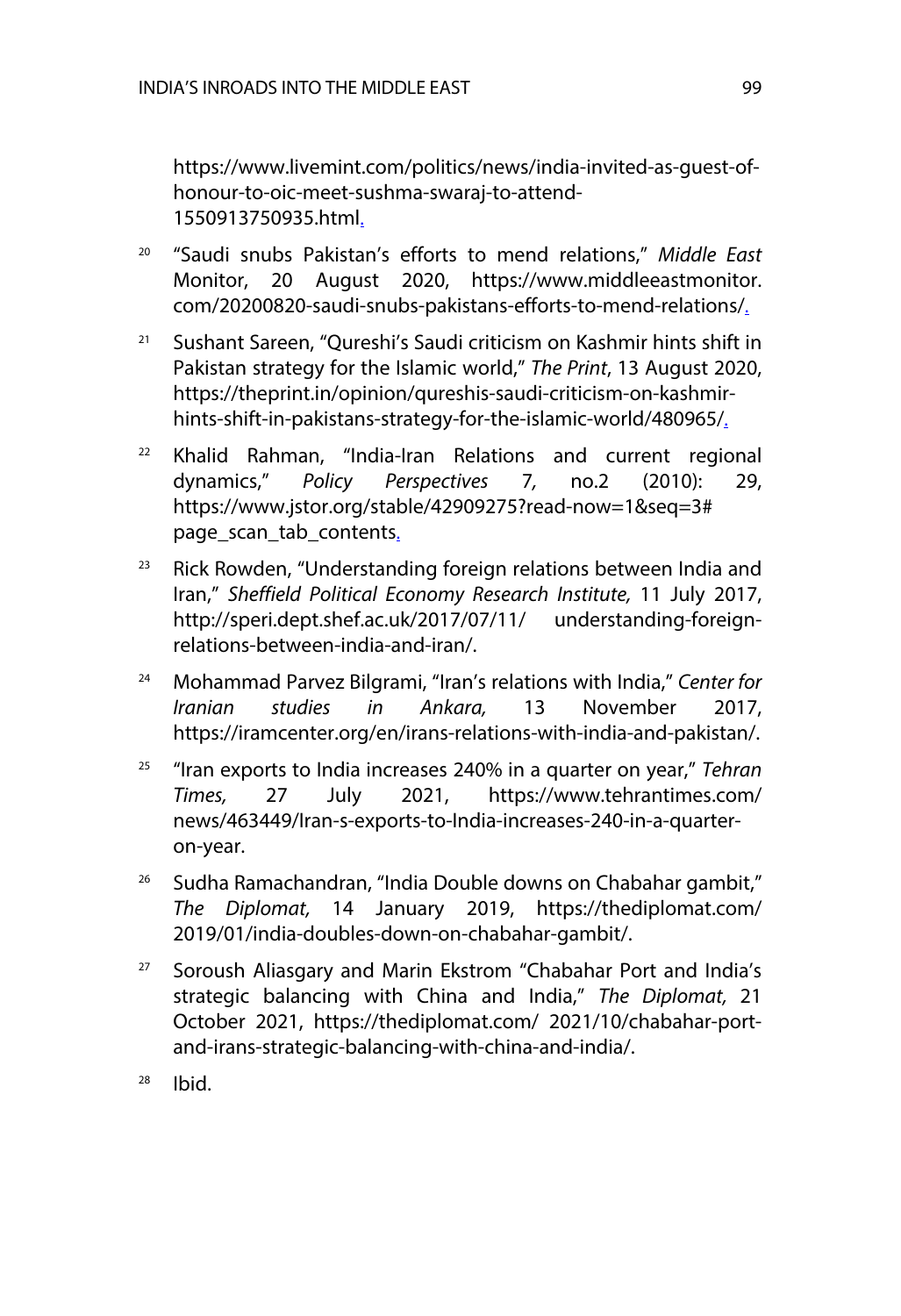https://www.livemint.com/politics/news/india-invited-as-guest-of-honour-to-oic-meet-sushma-swaraj-to-attend-1550913750935.html.

[20] "Saudi snubs Pakistan's efforts to mend relations," *Middle East* Monitor, 20 August 2020, https://www.middleeastmonitor.com/20200820-saudi-snubs-pakistans-efforts-to-mend-relations/.

[21] Sushant Sareen, "Qureshi's Saudi criticism on Kashmir hints shift in Pakistan strategy for the Islamic world," *The Print*, 13 August 2020, https://theprint.in/opinion/qureshis-saudi-criticism-on-kashmir-hints-shift-in-pakistans-strategy-for-the-islamic-world/480965/.

[22] Khalid Rahman, "India-Iran Relations and current regional dynamics," *Policy Perspectives* 7, no.2 (2010): 29, https://www.jstor.org/stable/42909275?read-now=1&seq=3#page_scan_tab_contents.

[23] Rick Rowden, "Understanding foreign relations between India and Iran," *Sheffield Political Economy Research Institute,* 11 July 2017, http://speri.dept.shef.ac.uk/2017/07/11/ understanding-foreign-relations-between-india-and-iran/.

[24] Mohammad Parvez Bilgrami, "Iran's relations with India," *Center for Iranian studies in Ankara,* 13 November 2017, https://iramcenter.org/en/irans-relations-with-india-and-pakistan/.

[25] "Iran exports to India increases 240% in a quarter on year," *Tehran Times,* 27 July 2021, https://www.tehrantimes.com/news/463449/Iran-s-exports-to-India-increases-240-in-a-quarter-on-year.

[26] Sudha Ramachandran, "India Double downs on Chabahar gambit," *The Diplomat,* 14 January 2019, https://thediplomat.com/2019/01/india-doubles-down-on-chabahar-gambit/.

[27] Soroush Aliasgary and Marin Ekstrom "Chabahar Port and India's strategic balancing with China and India," *The Diplomat,* 21 October 2021, https://thediplomat.com/ 2021/10/chabahar-port-and-irans-strategic-balancing-with-china-and-india/.

[28] Ibid.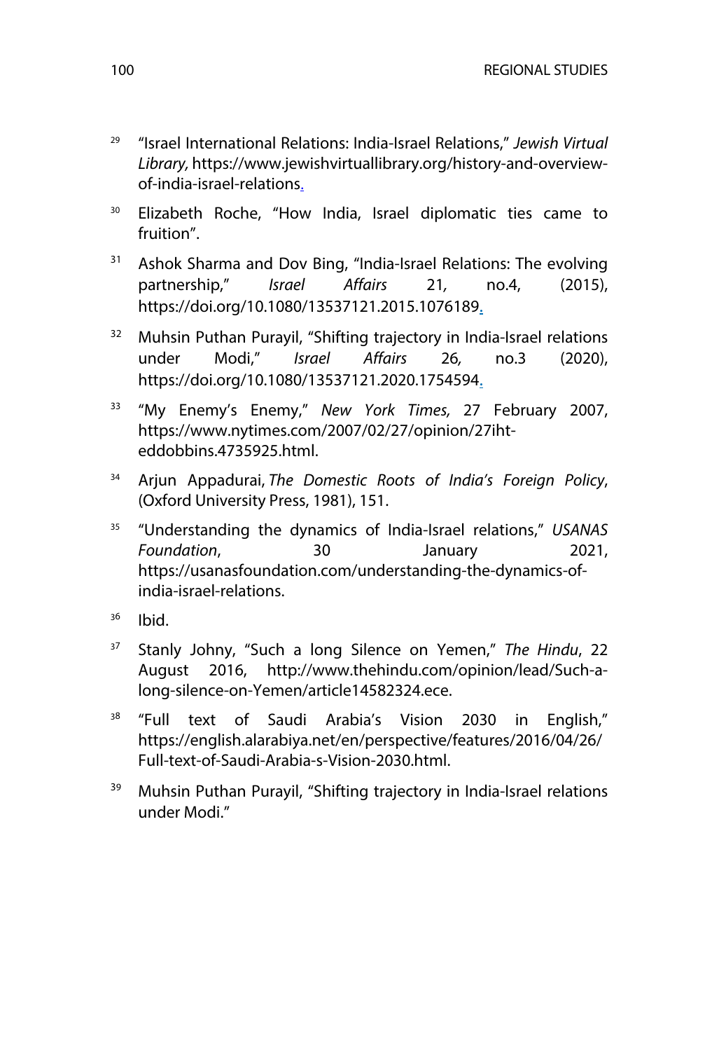[29] "Israel International Relations: India-Israel Relations," *Jewish Virtual Library,* https://www.jewishvirtuallibrary.org/history-and-overview-of-india-israel-relations.

[30] Elizabeth Roche, "How India, Israel diplomatic ties came to fruition".

[31] Ashok Sharma and Dov Bing, "India-Israel Relations: The evolving partnership," *Israel Affairs* 21, no.4, (2015), https://doi.org/10.1080/13537121.2015.1076189.

[32] Muhsin Puthan Purayil, "Shifting trajectory in India-Israel relations under Modi," *Israel Affairs* 26, no.3 (2020), https://doi.org/10.1080/13537121.2020.1754594.

[33] "My Enemy's Enemy," *New York Times,* 27 February 2007, https://www.nytimes.com/2007/02/27/opinion/27iht-eddobbins.4735925.html.

[34] Arjun Appadurai, *The Domestic Roots of India's Foreign Policy*, (Oxford University Press, 1981), 151.

[35] "Understanding the dynamics of India-Israel relations," *USANAS Foundation*, 30 January 2021, https://usanasfoundation.com/understanding-the-dynamics-of-india-israel-relations.

[36] Ibid.

[37] Stanly Johny, "Such a long Silence on Yemen," *The Hindu*, 22 August 2016, http://www.thehindu.com/opinion/lead/Such-a-long-silence-on-Yemen/article14582324.ece.

[38] "Full text of Saudi Arabia's Vision 2030 in English," https://english.alarabiya.net/en/perspective/features/2016/04/26/Full-text-of-Saudi-Arabia-s-Vision-2030.html.

[39] Muhsin Puthan Purayil, "Shifting trajectory in India-Israel relations under Modi."